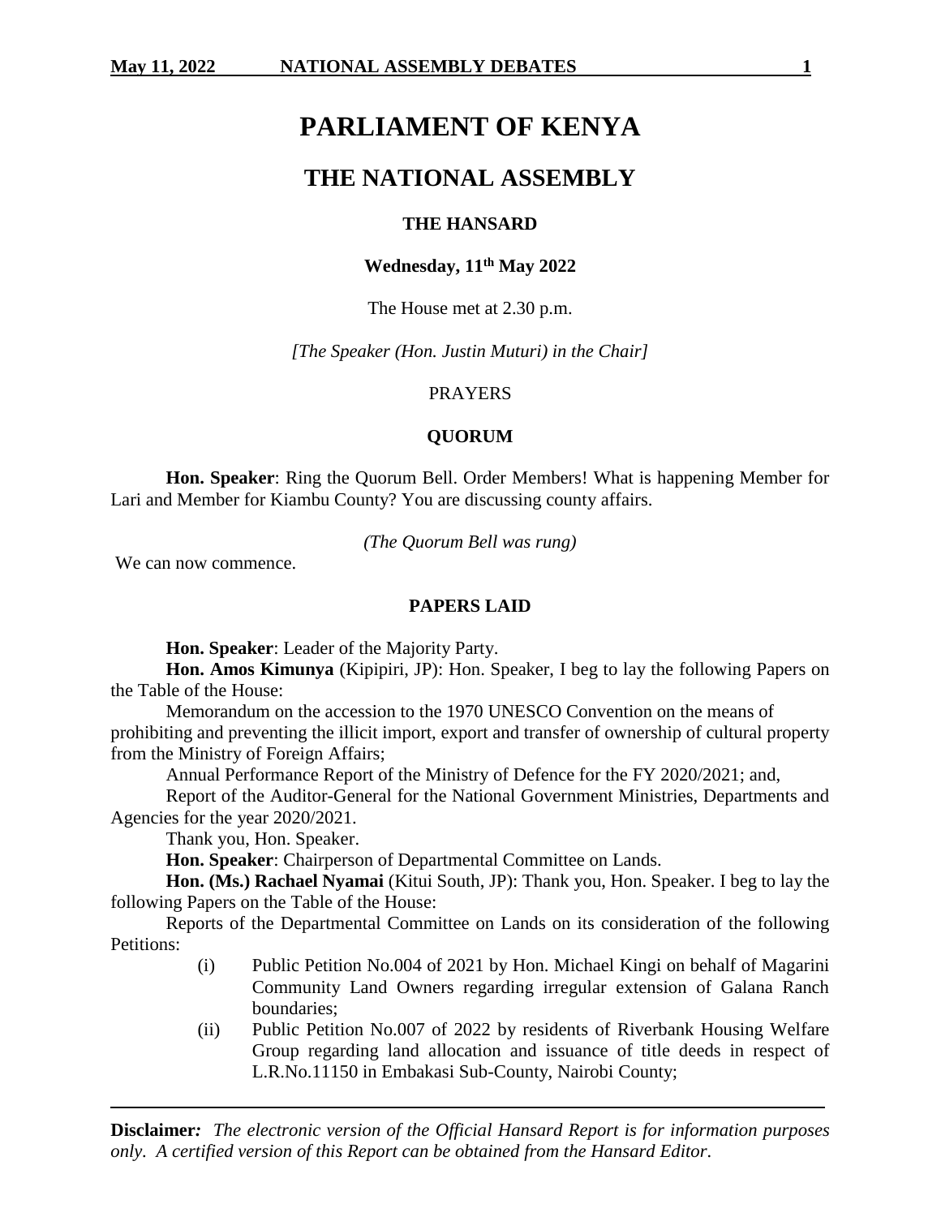# PARLIAMENT OF KENYA

## THE NATIONAL ASSEMBLY

### THE HANSARD

**Wednesday, 11th May 2022**

The House met at 2.30 p.m.

*[The Speaker (Hon. Justin Muturi) in the Chair]*

PRAYERS

**QUORUM**

**Hon. Speaker**: Ring the Quorum Bell. Order Members! What is happening Member for Lari and Member for Kiambu County? You are discussing county affairs.

*(The Quorum Bell was rung)*

We can now commence.

**PAPERS LAID**

**Hon. Speaker**: Leader of the Majority Party.

**Hon. Amos Kimunya** (Kipipiri, JP): Hon. Speaker, I beg to lay the following Papers on the Table of the House:

Memorandum on the accession to the 1970 UNESCO Convention on the means of prohibiting and preventing the illicit import, export and transfer of ownership of cultural property from the Ministry of Foreign Affairs;

Annual Performance Report of the Ministry of Defence for the FY 2020/2021; and,

Report of the Auditor-General for the National Government Ministries, Departments and Agencies for the year 2020/2021.

Thank you, Hon. Speaker.

**Hon. Speaker**: Chairperson of Departmental Committee on Lands.

**Hon. (Ms.) Rachael Nyamai** (Kitui South, JP): Thank you, Hon. Speaker. I beg to lay the following Papers on the Table of the House:

Reports of the Departmental Committee on Lands on its consideration of the following Petitions:

(i) Public Petition No.004 of 2021 by Hon. Michael Kingi on behalf of Magarini Community Land Owners regarding irregular extension of Galana Ranch boundaries;

(ii) Public Petition No.007 of 2022 by residents of Riverbank Housing Welfare Group regarding land allocation and issuance of title deeds in respect of L.R.No.11150 in Embakasi Sub-County, Nairobi County;

**Disclaimer***: The electronic version of the Official Hansard Report is for information purposes only. A certified version of this Report can be obtained from the Hansard Editor.*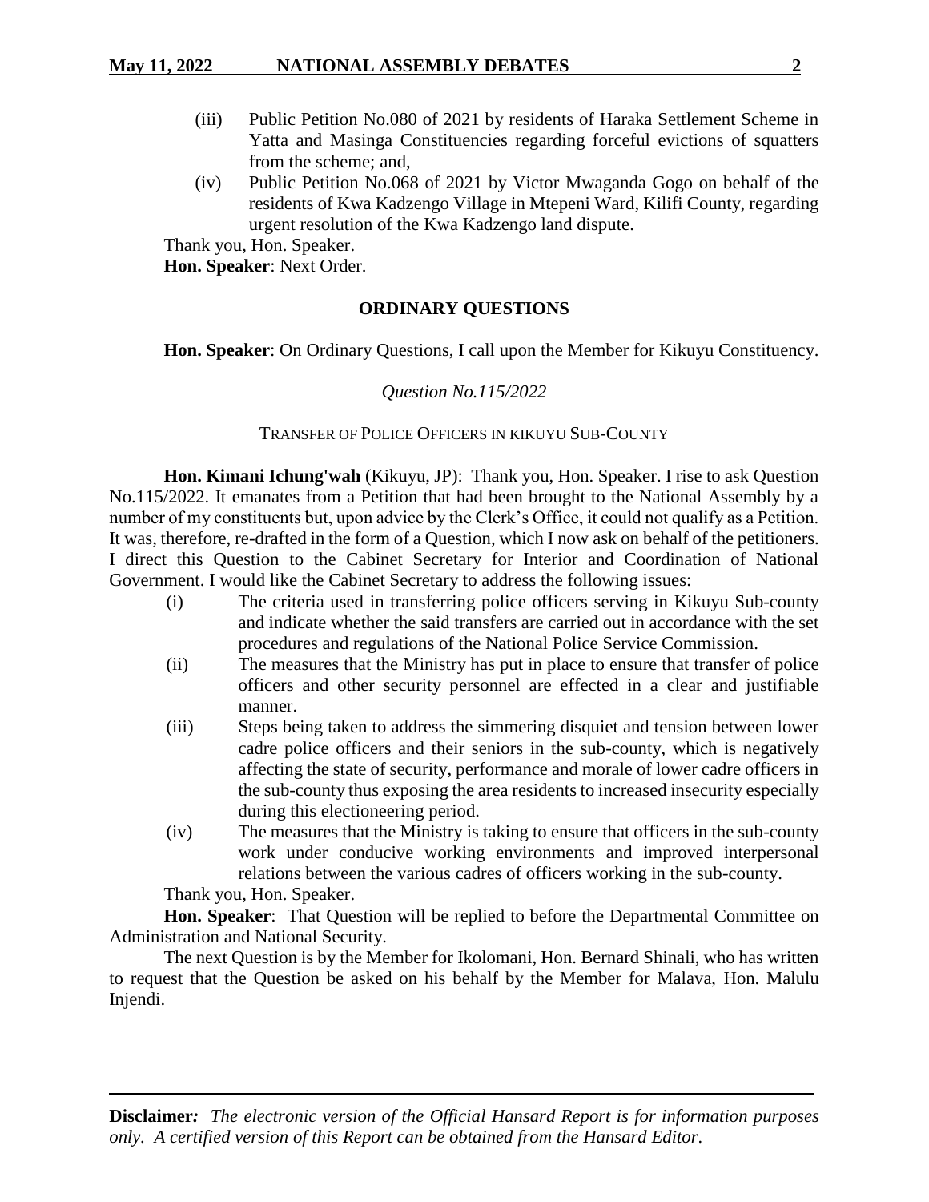(iii) Public Petition No.080 of 2021 by residents of Haraka Settlement Scheme in Yatta and Masinga Constituencies regarding forceful evictions of squatters from the scheme; and,

(iv) Public Petition No.068 of 2021 by Victor Mwaganda Gogo on behalf of the residents of Kwa Kadzengo Village in Mtepeni Ward, Kilifi County, regarding urgent resolution of the Kwa Kadzengo land dispute.

Thank you, Hon. Speaker.

**Hon. Speaker**: Next Order.

## ORDINARY QUESTIONS

**Hon. Speaker**: On Ordinary Questions, I call upon the Member for Kikuyu Constituency.

*Question No.115/2022*

TRANSFER OF POLICE OFFICERS IN KIKUYU SUB-COUNTY

**Hon. Kimani Ichung'wah** (Kikuyu, JP): Thank you, Hon. Speaker. I rise to ask Question No.115/2022. It emanates from a Petition that had been brought to the National Assembly by a number of my constituents but, upon advice by the Clerk's Office, it could not qualify as a Petition. It was, therefore, re-drafted in the form of a Question, which I now ask on behalf of the petitioners. I direct this Question to the Cabinet Secretary for Interior and Coordination of National Government. I would like the Cabinet Secretary to address the following issues:

(i) The criteria used in transferring police officers serving in Kikuyu Sub-county and indicate whether the said transfers are carried out in accordance with the set procedures and regulations of the National Police Service Commission.

(ii) The measures that the Ministry has put in place to ensure that transfer of police officers and other security personnel are effected in a clear and justifiable manner.

(iii) Steps being taken to address the simmering disquiet and tension between lower cadre police officers and their seniors in the sub-county, which is negatively affecting the state of security, performance and morale of lower cadre officers in the sub-county thus exposing the area residents to increased insecurity especially during this electioneering period.

(iv) The measures that the Ministry is taking to ensure that officers in the sub-county work under conducive working environments and improved interpersonal relations between the various cadres of officers working in the sub-county.

Thank you, Hon. Speaker.

**Hon. Speaker**: That Question will be replied to before the Departmental Committee on Administration and National Security.

The next Question is by the Member for Ikolomani, Hon. Bernard Shinali, who has written to request that the Question be asked on his behalf by the Member for Malava, Hon. Malulu Injendi.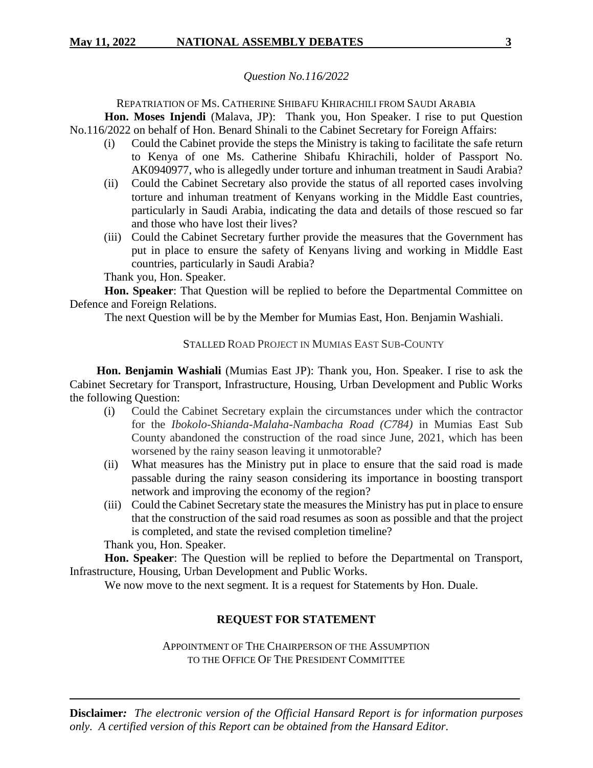*Question No.116/2022*

REPATRIATION OF MS. CATHERINE SHIBAFU KHIRACHILI FROM SAUDI ARABIA

**Hon. Moses Injendi** (Malava, JP): Thank you, Hon Speaker. I rise to put Question No.116/2022 on behalf of Hon. Benard Shinali to the Cabinet Secretary for Foreign Affairs:

(i) Could the Cabinet provide the steps the Ministry is taking to facilitate the safe return to Kenya of one Ms. Catherine Shibafu Khirachili, holder of Passport No. AK0940977, who is allegedly under torture and inhuman treatment in Saudi Arabia?

(ii) Could the Cabinet Secretary also provide the status of all reported cases involving torture and inhuman treatment of Kenyans working in the Middle East countries, particularly in Saudi Arabia, indicating the data and details of those rescued so far and those who have lost their lives?

(iii) Could the Cabinet Secretary further provide the measures that the Government has put in place to ensure the safety of Kenyans living and working in Middle East countries, particularly in Saudi Arabia?

Thank you, Hon. Speaker.

**Hon. Speaker**: That Question will be replied to before the Departmental Committee on Defence and Foreign Relations.

The next Question will be by the Member for Mumias East, Hon. Benjamin Washiali.

STALLED ROAD PROJECT IN MUMIAS EAST SUB-COUNTY

**Hon. Benjamin Washiali** (Mumias East JP): Thank you, Hon. Speaker. I rise to ask the Cabinet Secretary for Transport, Infrastructure, Housing, Urban Development and Public Works the following Question:

(i) Could the Cabinet Secretary explain the circumstances under which the contractor for the *Ibokolo-Shianda-Malaha-Nambacha Road (C784)* in Mumias East Sub County abandoned the construction of the road since June, 2021, which has been worsened by the rainy season leaving it unmotorable?

(ii) What measures has the Ministry put in place to ensure that the said road is made passable during the rainy season considering its importance in boosting transport network and improving the economy of the region?

(iii) Could the Cabinet Secretary state the measures the Ministry has put in place to ensure that the construction of the said road resumes as soon as possible and that the project is completed, and state the revised completion timeline?

Thank you, Hon. Speaker.

**Hon. Speaker**: The Question will be replied to before the Departmental on Transport, Infrastructure, Housing, Urban Development and Public Works.

We now move to the next segment. It is a request for Statements by Hon. Duale.

## REQUEST FOR STATEMENT

APPOINTMENT OF THE CHAIRPERSON OF THE ASSUMPTION TO THE OFFICE OF THE PRESIDENT COMMITTEE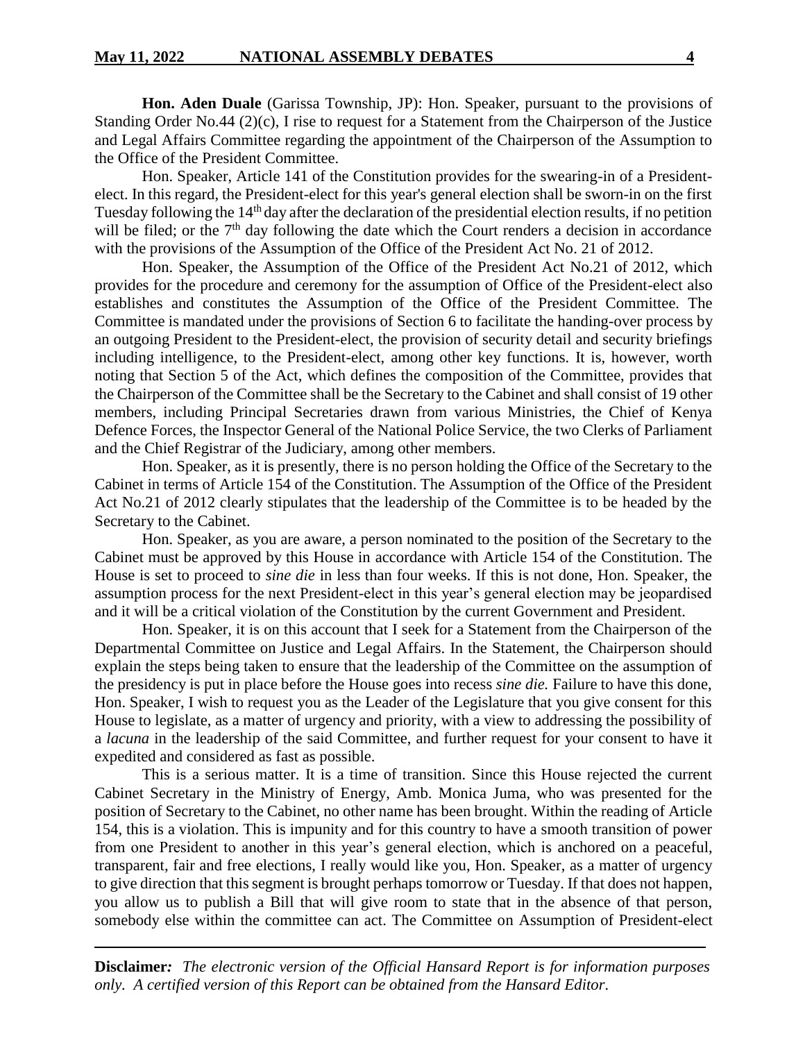**Hon. Aden Duale** (Garissa Township, JP): Hon. Speaker, pursuant to the provisions of Standing Order No.44 (2)(c), I rise to request for a Statement from the Chairperson of the Justice and Legal Affairs Committee regarding the appointment of the Chairperson of the Assumption to the Office of the President Committee.

Hon. Speaker, Article 141 of the Constitution provides for the swearing-in of a President-elect. In this regard, the President-elect for this year's general election shall be sworn-in on the first Tuesday following the 14th day after the declaration of the presidential election results, if no petition will be filed; or the 7th day following the date which the Court renders a decision in accordance with the provisions of the Assumption of the Office of the President Act No. 21 of 2012.

Hon. Speaker, the Assumption of the Office of the President Act No.21 of 2012, which provides for the procedure and ceremony for the assumption of Office of the President-elect also establishes and constitutes the Assumption of the Office of the President Committee. The Committee is mandated under the provisions of Section 6 to facilitate the handing-over process by an outgoing President to the President-elect, the provision of security detail and security briefings including intelligence, to the President-elect, among other key functions. It is, however, worth noting that Section 5 of the Act, which defines the composition of the Committee, provides that the Chairperson of the Committee shall be the Secretary to the Cabinet and shall consist of 19 other members, including Principal Secretaries drawn from various Ministries, the Chief of Kenya Defence Forces, the Inspector General of the National Police Service, the two Clerks of Parliament and the Chief Registrar of the Judiciary, among other members.

Hon. Speaker, as it is presently, there is no person holding the Office of the Secretary to the Cabinet in terms of Article 154 of the Constitution. The Assumption of the Office of the President Act No.21 of 2012 clearly stipulates that the leadership of the Committee is to be headed by the Secretary to the Cabinet.

Hon. Speaker, as you are aware, a person nominated to the position of the Secretary to the Cabinet must be approved by this House in accordance with Article 154 of the Constitution. The House is set to proceed to *sine die* in less than four weeks. If this is not done, Hon. Speaker, the assumption process for the next President-elect in this year's general election may be jeopardised and it will be a critical violation of the Constitution by the current Government and President.

Hon. Speaker, it is on this account that I seek for a Statement from the Chairperson of the Departmental Committee on Justice and Legal Affairs. In the Statement, the Chairperson should explain the steps being taken to ensure that the leadership of the Committee on the assumption of the presidency is put in place before the House goes into recess *sine die.* Failure to have this done, Hon. Speaker, I wish to request you as the Leader of the Legislature that you give consent for this House to legislate, as a matter of urgency and priority, with a view to addressing the possibility of a *lacuna* in the leadership of the said Committee, and further request for your consent to have it expedited and considered as fast as possible.

This is a serious matter. It is a time of transition. Since this House rejected the current Cabinet Secretary in the Ministry of Energy, Amb. Monica Juma, who was presented for the position of Secretary to the Cabinet, no other name has been brought. Within the reading of Article 154, this is a violation. This is impunity and for this country to have a smooth transition of power from one President to another in this year's general election, which is anchored on a peaceful, transparent, fair and free elections, I really would like you, Hon. Speaker, as a matter of urgency to give direction that this segment is brought perhaps tomorrow or Tuesday. If that does not happen, you allow us to publish a Bill that will give room to state that in the absence of that person, somebody else within the committee can act. The Committee on Assumption of President-elect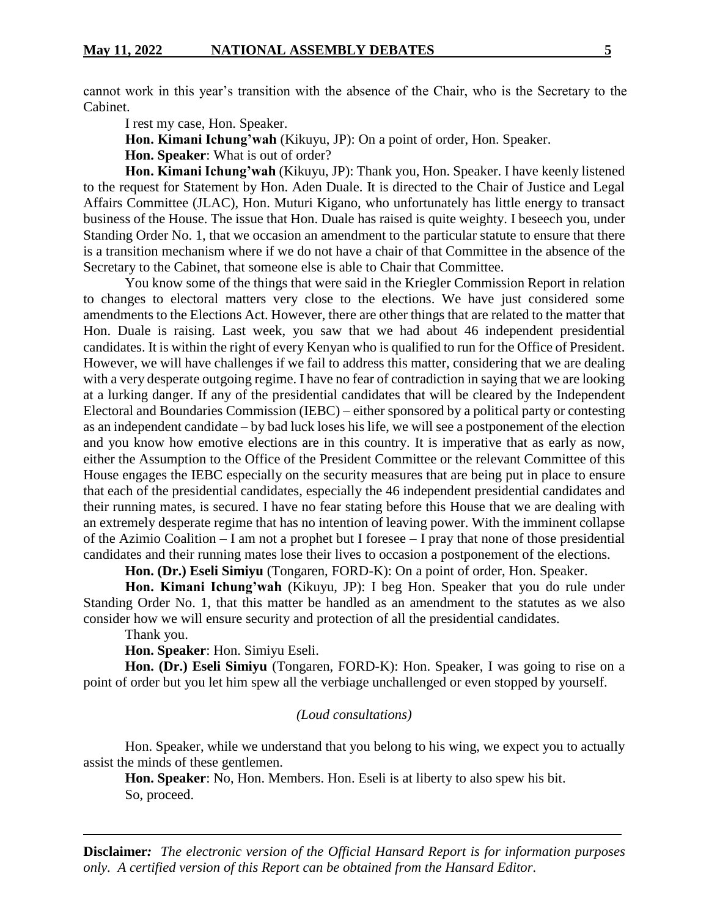cannot work in this year's transition with the absence of the Chair, who is the Secretary to the Cabinet.

I rest my case, Hon. Speaker.

**Hon. Kimani Ichung'wah** (Kikuyu, JP): On a point of order, Hon. Speaker.

**Hon. Speaker**: What is out of order?

**Hon. Kimani Ichung'wah** (Kikuyu, JP): Thank you, Hon. Speaker. I have keenly listened to the request for Statement by Hon. Aden Duale. It is directed to the Chair of Justice and Legal Affairs Committee (JLAC), Hon. Muturi Kigano, who unfortunately has little energy to transact business of the House. The issue that Hon. Duale has raised is quite weighty. I beseech you, under Standing Order No. 1, that we occasion an amendment to the particular statute to ensure that there is a transition mechanism where if we do not have a chair of that Committee in the absence of the Secretary to the Cabinet, that someone else is able to Chair that Committee.

You know some of the things that were said in the Kriegler Commission Report in relation to changes to electoral matters very close to the elections. We have just considered some amendments to the Elections Act. However, there are other things that are related to the matter that Hon. Duale is raising. Last week, you saw that we had about 46 independent presidential candidates. It is within the right of every Kenyan who is qualified to run for the Office of President. However, we will have challenges if we fail to address this matter, considering that we are dealing with a very desperate outgoing regime. I have no fear of contradiction in saying that we are looking at a lurking danger. If any of the presidential candidates that will be cleared by the Independent Electoral and Boundaries Commission (IEBC) – either sponsored by a political party or contesting as an independent candidate – by bad luck loses his life, we will see a postponement of the election and you know how emotive elections are in this country. It is imperative that as early as now, either the Assumption to the Office of the President Committee or the relevant Committee of this House engages the IEBC especially on the security measures that are being put in place to ensure that each of the presidential candidates, especially the 46 independent presidential candidates and their running mates, is secured. I have no fear stating before this House that we are dealing with an extremely desperate regime that has no intention of leaving power. With the imminent collapse of the Azimio Coalition – I am not a prophet but I foresee – I pray that none of those presidential candidates and their running mates lose their lives to occasion a postponement of the elections.

**Hon. (Dr.) Eseli Simiyu** (Tongaren, FORD-K): On a point of order, Hon. Speaker.

**Hon. Kimani Ichung'wah** (Kikuyu, JP): I beg Hon. Speaker that you do rule under Standing Order No. 1, that this matter be handled as an amendment to the statutes as we also consider how we will ensure security and protection of all the presidential candidates.

Thank you.

**Hon. Speaker**: Hon. Simiyu Eseli.

**Hon. (Dr.) Eseli Simiyu** (Tongaren, FORD-K): Hon. Speaker, I was going to rise on a point of order but you let him spew all the verbiage unchallenged or even stopped by yourself.

*(Loud consultations)*

Hon. Speaker, while we understand that you belong to his wing, we expect you to actually assist the minds of these gentlemen.

**Hon. Speaker**: No, Hon. Members. Hon. Eseli is at liberty to also spew his bit.

So, proceed.

**Disclaimer***: The electronic version of the Official Hansard Report is for information purposes only. A certified version of this Report can be obtained from the Hansard Editor.*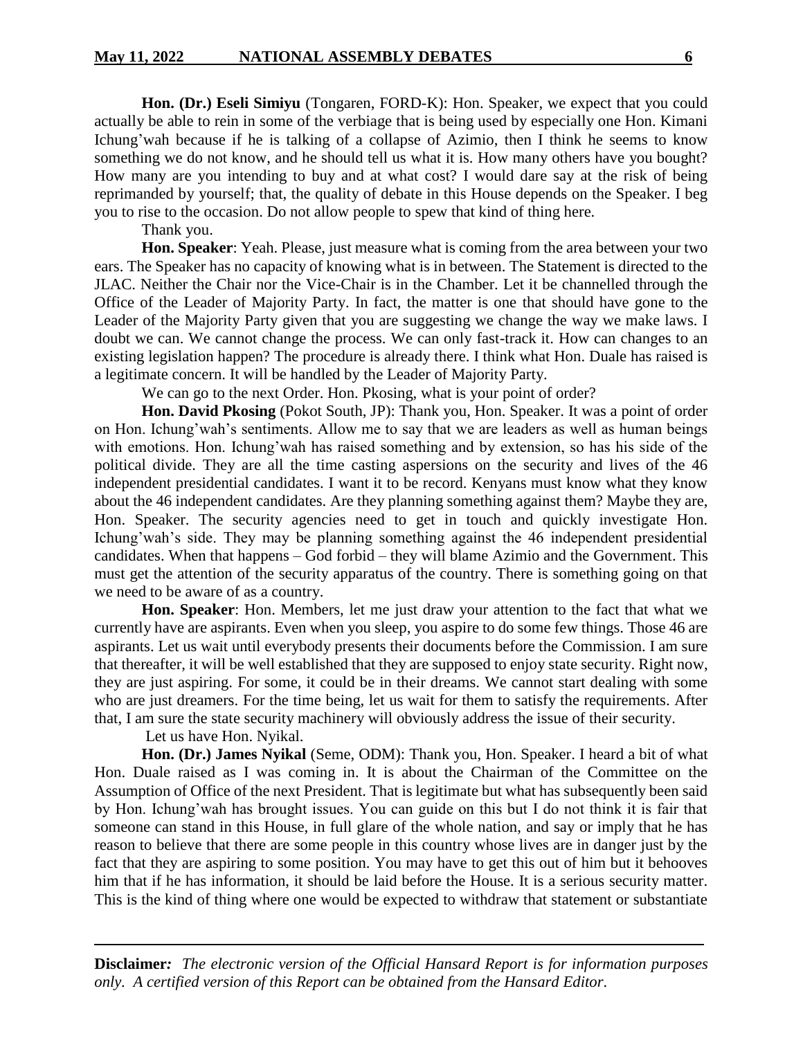**Hon. (Dr.) Eseli Simiyu** (Tongaren, FORD-K): Hon. Speaker, we expect that you could actually be able to rein in some of the verbiage that is being used by especially one Hon. Kimani Ichung'wah because if he is talking of a collapse of Azimio, then I think he seems to know something we do not know, and he should tell us what it is. How many others have you bought? How many are you intending to buy and at what cost? I would dare say at the risk of being reprimanded by yourself; that, the quality of debate in this House depends on the Speaker. I beg you to rise to the occasion. Do not allow people to spew that kind of thing here.

Thank you.

**Hon. Speaker**: Yeah. Please, just measure what is coming from the area between your two ears. The Speaker has no capacity of knowing what is in between. The Statement is directed to the JLAC. Neither the Chair nor the Vice-Chair is in the Chamber. Let it be channelled through the Office of the Leader of Majority Party. In fact, the matter is one that should have gone to the Leader of the Majority Party given that you are suggesting we change the way we make laws. I doubt we can. We cannot change the process. We can only fast-track it. How can changes to an existing legislation happen? The procedure is already there. I think what Hon. Duale has raised is a legitimate concern. It will be handled by the Leader of Majority Party.

We can go to the next Order. Hon. Pkosing, what is your point of order?

**Hon. David Pkosing** (Pokot South, JP): Thank you, Hon. Speaker. It was a point of order on Hon. Ichung'wah's sentiments. Allow me to say that we are leaders as well as human beings with emotions. Hon. Ichung'wah has raised something and by extension, so has his side of the political divide. They are all the time casting aspersions on the security and lives of the 46 independent presidential candidates. I want it to be record. Kenyans must know what they know about the 46 independent candidates. Are they planning something against them? Maybe they are, Hon. Speaker. The security agencies need to get in touch and quickly investigate Hon. Ichung'wah's side. They may be planning something against the 46 independent presidential candidates. When that happens – God forbid – they will blame Azimio and the Government. This must get the attention of the security apparatus of the country. There is something going on that we need to be aware of as a country.

**Hon. Speaker**: Hon. Members, let me just draw your attention to the fact that what we currently have are aspirants. Even when you sleep, you aspire to do some few things. Those 46 are aspirants. Let us wait until everybody presents their documents before the Commission. I am sure that thereafter, it will be well established that they are supposed to enjoy state security. Right now, they are just aspiring. For some, it could be in their dreams. We cannot start dealing with some who are just dreamers. For the time being, let us wait for them to satisfy the requirements. After that, I am sure the state security machinery will obviously address the issue of their security.

Let us have Hon. Nyikal.

**Hon. (Dr.) James Nyikal** (Seme, ODM): Thank you, Hon. Speaker. I heard a bit of what Hon. Duale raised as I was coming in. It is about the Chairman of the Committee on the Assumption of Office of the next President. That is legitimate but what has subsequently been said by Hon. Ichung'wah has brought issues. You can guide on this but I do not think it is fair that someone can stand in this House, in full glare of the whole nation, and say or imply that he has reason to believe that there are some people in this country whose lives are in danger just by the fact that they are aspiring to some position. You may have to get this out of him but it behooves him that if he has information, it should be laid before the House. It is a serious security matter. This is the kind of thing where one would be expected to withdraw that statement or substantiate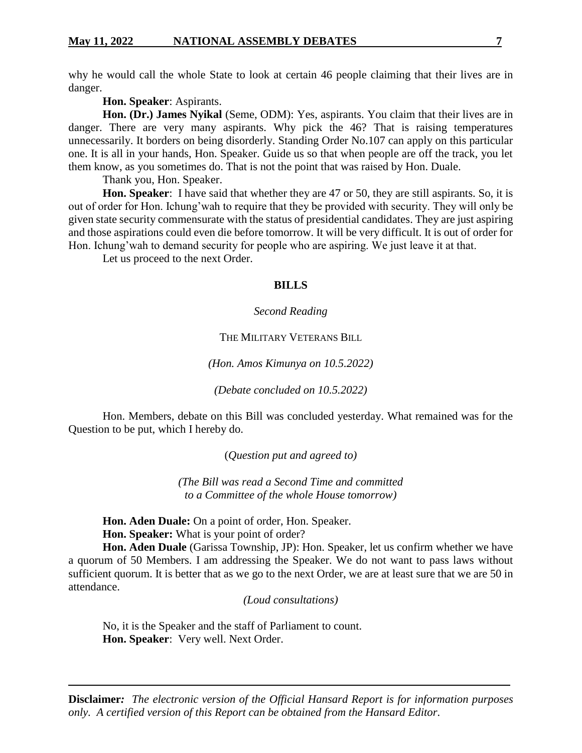why he would call the whole State to look at certain 46 people claiming that their lives are in danger.

**Hon. Speaker**: Aspirants.

**Hon. (Dr.) James Nyikal** (Seme, ODM): Yes, aspirants. You claim that their lives are in danger. There are very many aspirants. Why pick the 46? That is raising temperatures unnecessarily. It borders on being disorderly. Standing Order No.107 can apply on this particular one. It is all in your hands, Hon. Speaker. Guide us so that when people are off the track, you let them know, as you sometimes do. That is not the point that was raised by Hon. Duale.

Thank you, Hon. Speaker.

**Hon. Speaker**: I have said that whether they are 47 or 50, they are still aspirants. So, it is out of order for Hon. Ichung'wah to require that they be provided with security. They will only be given state security commensurate with the status of presidential candidates. They are just aspiring and those aspirations could even die before tomorrow. It will be very difficult. It is out of order for Hon. Ichung'wah to demand security for people who are aspiring. We just leave it at that.

Let us proceed to the next Order.

## BILLS

*Second Reading*

THE MILITARY VETERANS BILL

*(Hon. Amos Kimunya on 10.5.2022)*

*(Debate concluded on 10.5.2022)*

Hon. Members, debate on this Bill was concluded yesterday. What remained was for the Question to be put, which I hereby do.

(*Question put and agreed to)*

*(The Bill was read a Second Time and committed to a Committee of the whole House tomorrow)*

**Hon. Aden Duale:** On a point of order, Hon. Speaker.

**Hon. Speaker:** What is your point of order?

**Hon. Aden Duale** (Garissa Township, JP): Hon. Speaker, let us confirm whether we have a quorum of 50 Members. I am addressing the Speaker. We do not want to pass laws without sufficient quorum. It is better that as we go to the next Order, we are at least sure that we are 50 in attendance.

*(Loud consultations)*

No, it is the Speaker and the staff of Parliament to count.

**Hon. Speaker**: Very well. Next Order.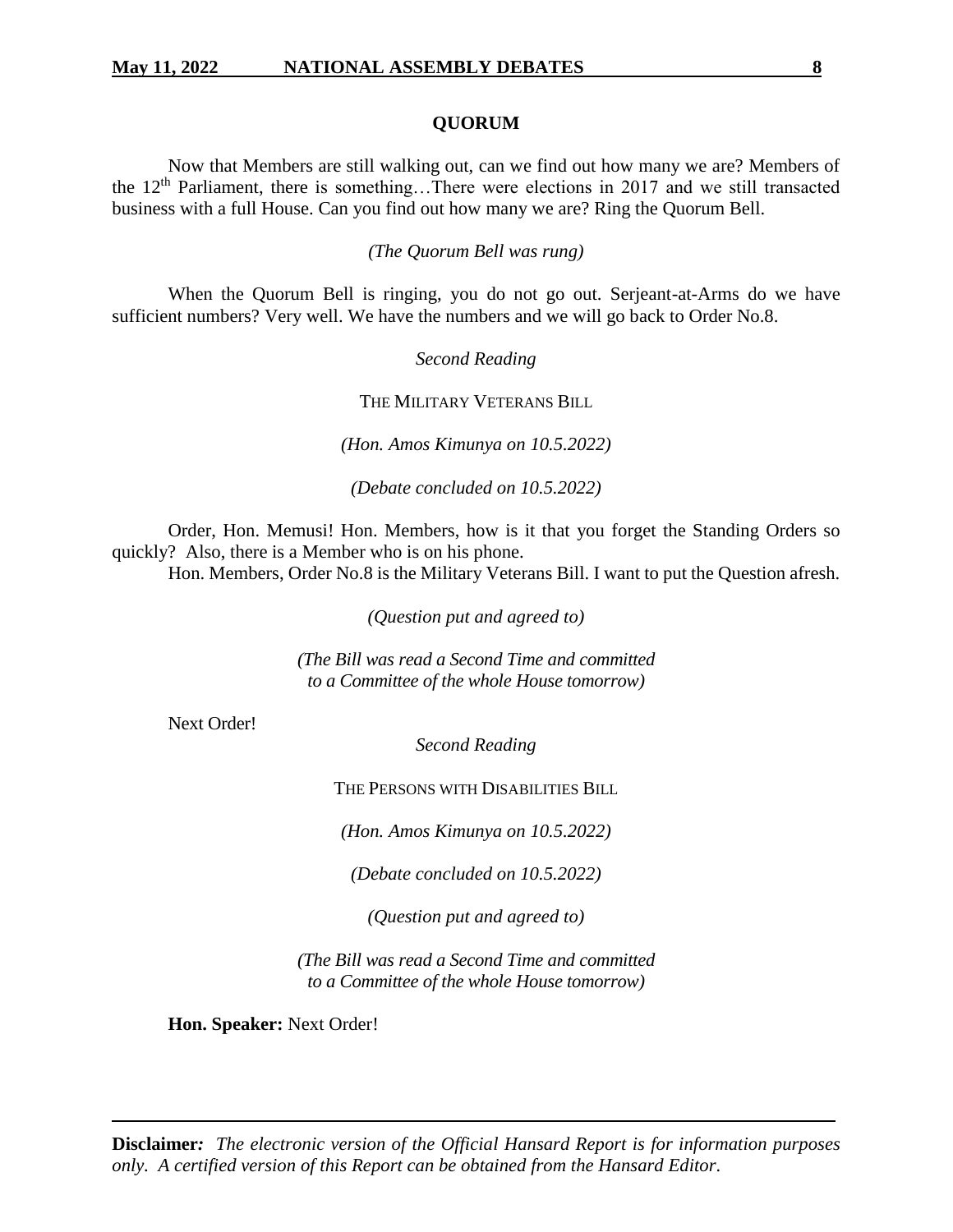## QUORUM

Now that Members are still walking out, can we find out how many we are? Members of the 12th Parliament, there is something…There were elections in 2017 and we still transacted business with a full House. Can you find out how many we are? Ring the Quorum Bell.

*(The Quorum Bell was rung)*

When the Quorum Bell is ringing, you do not go out. Serjeant-at-Arms do we have sufficient numbers? Very well. We have the numbers and we will go back to Order No.8.

*Second Reading*

THE MILITARY VETERANS BILL

*(Hon. Amos Kimunya on 10.5.2022)*

*(Debate concluded on 10.5.2022)*

Order, Hon. Memusi! Hon. Members, how is it that you forget the Standing Orders so quickly? Also, there is a Member who is on his phone.

Hon. Members, Order No.8 is the Military Veterans Bill. I want to put the Question afresh.

*(Question put and agreed to)*

*(The Bill was read a Second Time and committed to a Committee of the whole House tomorrow)*

Next Order!

*Second Reading*

THE PERSONS WITH DISABILITIES BILL

*(Hon. Amos Kimunya on 10.5.2022)*

*(Debate concluded on 10.5.2022)*

*(Question put and agreed to)*

*(The Bill was read a Second Time and committed to a Committee of the whole House tomorrow)*

**Hon. Speaker:** Next Order!

**Disclaimer:** *The electronic version of the Official Hansard Report is for information purposes only. A certified version of this Report can be obtained from the Hansard Editor.*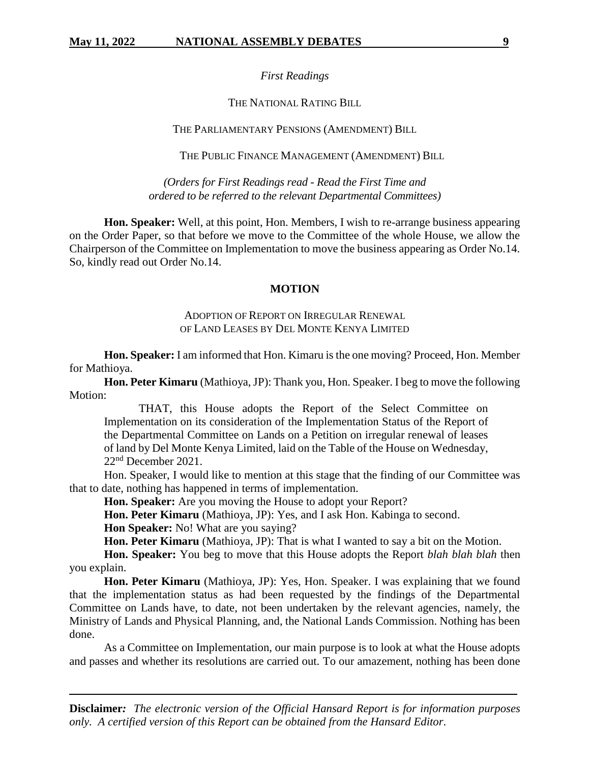*First Readings*

THE NATIONAL RATING BILL

THE PARLIAMENTARY PENSIONS (AMENDMENT) BILL

THE PUBLIC FINANCE MANAGEMENT (AMENDMENT) BILL

*(Orders for First Readings read - Read the First Time and ordered to be referred to the relevant Departmental Committees)*

**Hon. Speaker:** Well, at this point, Hon. Members, I wish to re-arrange business appearing on the Order Paper, so that before we move to the Committee of the whole House, we allow the Chairperson of the Committee on Implementation to move the business appearing as Order No.14. So, kindly read out Order No.14.

## MOTION

ADOPTION OF REPORT ON IRREGULAR RENEWAL OF LAND LEASES BY DEL MONTE KENYA LIMITED

**Hon. Speaker:** I am informed that Hon. Kimaru is the one moving? Proceed, Hon. Member for Mathioya.

**Hon. Peter Kimaru** (Mathioya, JP): Thank you, Hon. Speaker. I beg to move the following Motion:

> THAT, this House adopts the Report of the Select Committee on Implementation on its consideration of the Implementation Status of the Report of the Departmental Committee on Lands on a Petition on irregular renewal of leases of land by Del Monte Kenya Limited, laid on the Table of the House on Wednesday, 22nd December 2021.

Hon. Speaker, I would like to mention at this stage that the finding of our Committee was that to date, nothing has happened in terms of implementation.

**Hon. Speaker:** Are you moving the House to adopt your Report?

**Hon. Peter Kimaru** (Mathioya, JP): Yes, and I ask Hon. Kabinga to second.

**Hon Speaker:** No! What are you saying?

**Hon. Peter Kimaru** (Mathioya, JP): That is what I wanted to say a bit on the Motion.

**Hon. Speaker:** You beg to move that this House adopts the Report *blah blah blah* then you explain.

**Hon. Peter Kimaru** (Mathioya, JP): Yes, Hon. Speaker. I was explaining that we found that the implementation status as had been requested by the findings of the Departmental Committee on Lands have, to date, not been undertaken by the relevant agencies, namely, the Ministry of Lands and Physical Planning, and, the National Lands Commission. Nothing has been done.

As a Committee on Implementation, our main purpose is to look at what the House adopts and passes and whether its resolutions are carried out. To our amazement, nothing has been done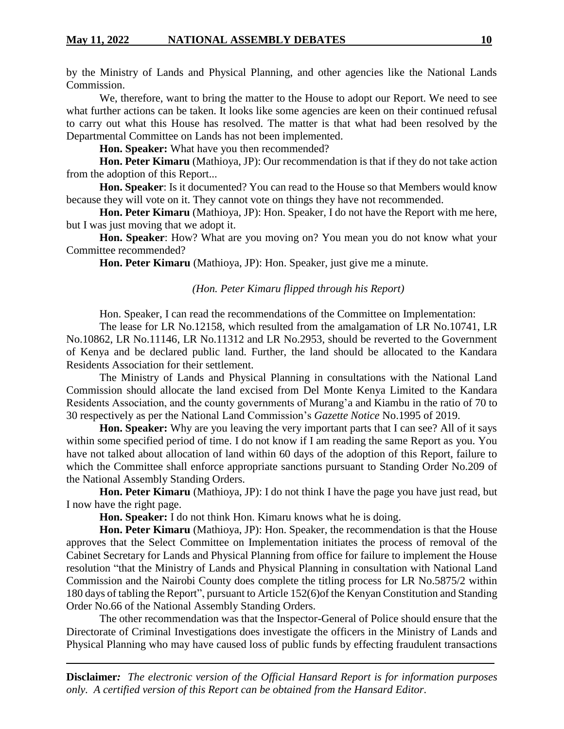by the Ministry of Lands and Physical Planning, and other agencies like the National Lands Commission.

We, therefore, want to bring the matter to the House to adopt our Report. We need to see what further actions can be taken. It looks like some agencies are keen on their continued refusal to carry out what this House has resolved. The matter is that what had been resolved by the Departmental Committee on Lands has not been implemented.

**Hon. Speaker:** What have you then recommended?

**Hon. Peter Kimaru** (Mathioya, JP): Our recommendation is that if they do not take action from the adoption of this Report...

**Hon. Speaker**: Is it documented? You can read to the House so that Members would know because they will vote on it. They cannot vote on things they have not recommended.

**Hon. Peter Kimaru** (Mathioya, JP): Hon. Speaker, I do not have the Report with me here, but I was just moving that we adopt it.

**Hon. Speaker**: How? What are you moving on? You mean you do not know what your Committee recommended?

**Hon. Peter Kimaru** (Mathioya, JP): Hon. Speaker, just give me a minute.

*(Hon. Peter Kimaru flipped through his Report)*

Hon. Speaker, I can read the recommendations of the Committee on Implementation:

The lease for LR No.12158, which resulted from the amalgamation of LR No.10741, LR No.10862, LR No.11146, LR No.11312 and LR No.2953, should be reverted to the Government of Kenya and be declared public land. Further, the land should be allocated to the Kandara Residents Association for their settlement.

The Ministry of Lands and Physical Planning in consultations with the National Land Commission should allocate the land excised from Del Monte Kenya Limited to the Kandara Residents Association, and the county governments of Murang'a and Kiambu in the ratio of 70 to 30 respectively as per the National Land Commission's *Gazette Notice* No.1995 of 2019.

**Hon. Speaker:** Why are you leaving the very important parts that I can see? All of it says within some specified period of time. I do not know if I am reading the same Report as you. You have not talked about allocation of land within 60 days of the adoption of this Report, failure to which the Committee shall enforce appropriate sanctions pursuant to Standing Order No.209 of the National Assembly Standing Orders.

**Hon. Peter Kimaru** (Mathioya, JP): I do not think I have the page you have just read, but I now have the right page.

**Hon. Speaker:** I do not think Hon. Kimaru knows what he is doing.

**Hon. Peter Kimaru** (Mathioya, JP): Hon. Speaker, the recommendation is that the House approves that the Select Committee on Implementation initiates the process of removal of the Cabinet Secretary for Lands and Physical Planning from office for failure to implement the House resolution "that the Ministry of Lands and Physical Planning in consultation with National Land Commission and the Nairobi County does complete the titling process for LR No.5875/2 within 180 days of tabling the Report", pursuant to Article 152(6)of the Kenyan Constitution and Standing Order No.66 of the National Assembly Standing Orders.

The other recommendation was that the Inspector-General of Police should ensure that the Directorate of Criminal Investigations does investigate the officers in the Ministry of Lands and Physical Planning who may have caused loss of public funds by effecting fraudulent transactions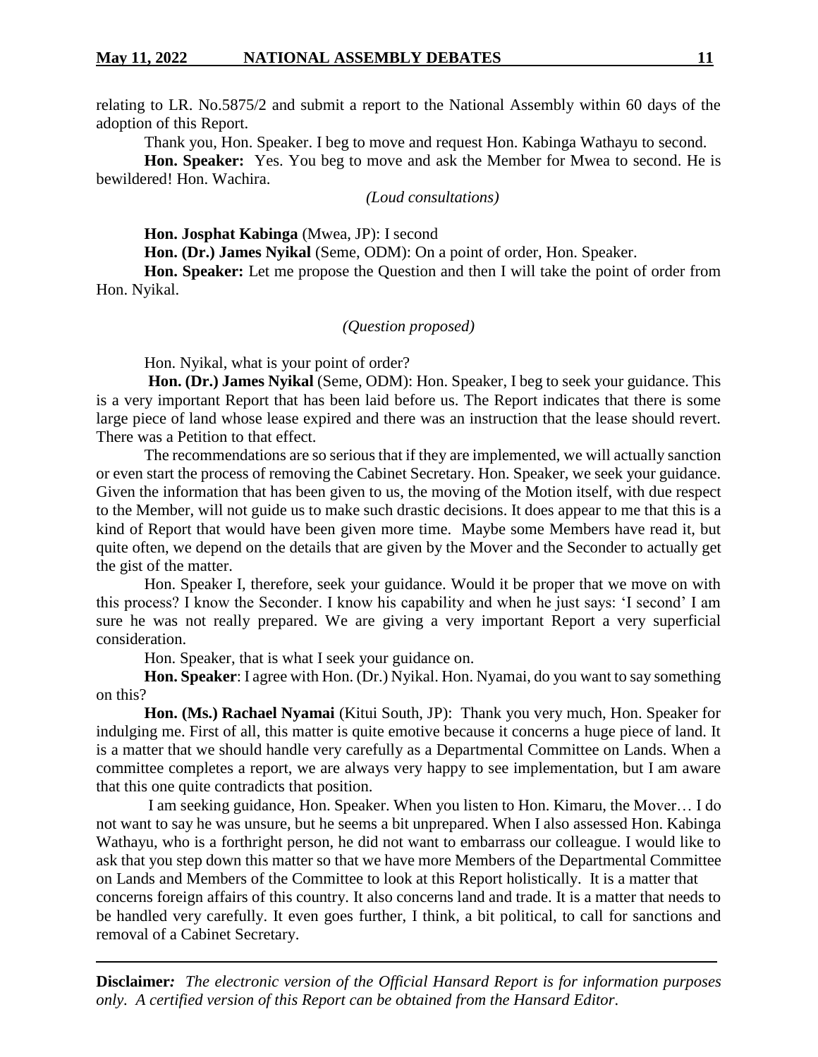relating to LR. No.5875/2 and submit a report to the National Assembly within 60 days of the adoption of this Report.

Thank you, Hon. Speaker. I beg to move and request Hon. Kabinga Wathayu to second.

**Hon. Speaker:** Yes. You beg to move and ask the Member for Mwea to second. He is bewildered! Hon. Wachira.

*(Loud consultations)*

**Hon. Josphat Kabinga** (Mwea, JP): I second

**Hon. (Dr.) James Nyikal** (Seme, ODM): On a point of order, Hon. Speaker.

**Hon. Speaker:** Let me propose the Question and then I will take the point of order from Hon. Nyikal.

*(Question proposed)*

Hon. Nyikal, what is your point of order?

**Hon. (Dr.) James Nyikal** (Seme, ODM): Hon. Speaker, I beg to seek your guidance. This is a very important Report that has been laid before us. The Report indicates that there is some large piece of land whose lease expired and there was an instruction that the lease should revert. There was a Petition to that effect.

The recommendations are so serious that if they are implemented, we will actually sanction or even start the process of removing the Cabinet Secretary. Hon. Speaker, we seek your guidance. Given the information that has been given to us, the moving of the Motion itself, with due respect to the Member, will not guide us to make such drastic decisions. It does appear to me that this is a kind of Report that would have been given more time. Maybe some Members have read it, but quite often, we depend on the details that are given by the Mover and the Seconder to actually get the gist of the matter.

Hon. Speaker I, therefore, seek your guidance. Would it be proper that we move on with this process? I know the Seconder. I know his capability and when he just says: 'I second' I am sure he was not really prepared. We are giving a very important Report a very superficial consideration.

Hon. Speaker, that is what I seek your guidance on.

**Hon. Speaker**: I agree with Hon. (Dr.) Nyikal. Hon. Nyamai, do you want to say something on this?

**Hon. (Ms.) Rachael Nyamai** (Kitui South, JP): Thank you very much, Hon. Speaker for indulging me. First of all, this matter is quite emotive because it concerns a huge piece of land. It is a matter that we should handle very carefully as a Departmental Committee on Lands. When a committee completes a report, we are always very happy to see implementation, but I am aware that this one quite contradicts that position.

I am seeking guidance, Hon. Speaker. When you listen to Hon. Kimaru, the Mover… I do not want to say he was unsure, but he seems a bit unprepared. When I also assessed Hon. Kabinga Wathayu, who is a forthright person, he did not want to embarrass our colleague. I would like to ask that you step down this matter so that we have more Members of the Departmental Committee on Lands and Members of the Committee to look at this Report holistically. It is a matter that concerns foreign affairs of this country. It also concerns land and trade. It is a matter that needs to be handled very carefully. It even goes further, I think, a bit political, to call for sanctions and removal of a Cabinet Secretary.

**Disclaimer***: The electronic version of the Official Hansard Report is for information purposes only. A certified version of this Report can be obtained from the Hansard Editor.*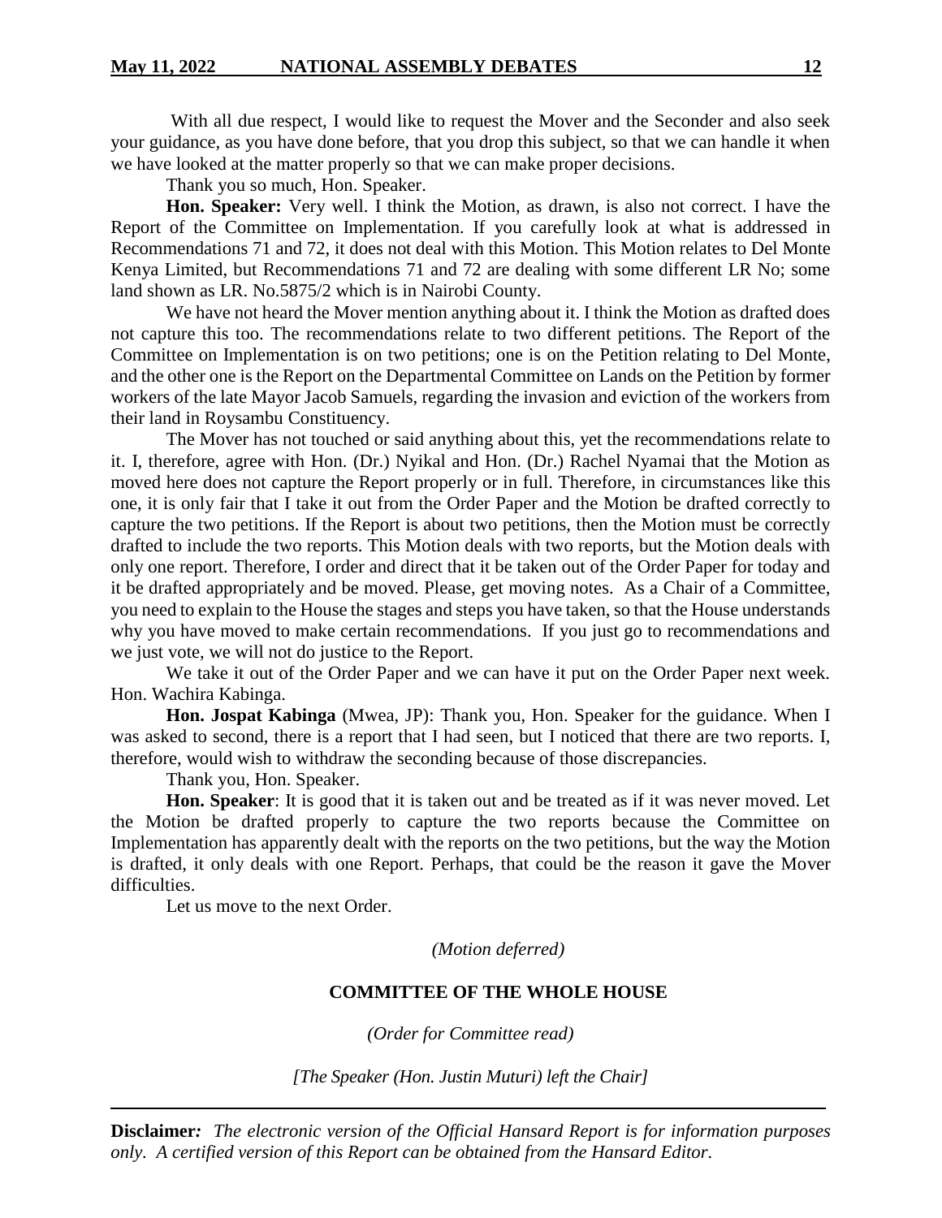With all due respect, I would like to request the Mover and the Seconder and also seek your guidance, as you have done before, that you drop this subject, so that we can handle it when we have looked at the matter properly so that we can make proper decisions.

Thank you so much, Hon. Speaker.

**Hon. Speaker:** Very well. I think the Motion, as drawn, is also not correct. I have the Report of the Committee on Implementation. If you carefully look at what is addressed in Recommendations 71 and 72, it does not deal with this Motion. This Motion relates to Del Monte Kenya Limited, but Recommendations 71 and 72 are dealing with some different LR No; some land shown as LR. No.5875/2 which is in Nairobi County.

We have not heard the Mover mention anything about it. I think the Motion as drafted does not capture this too. The recommendations relate to two different petitions. The Report of the Committee on Implementation is on two petitions; one is on the Petition relating to Del Monte, and the other one is the Report on the Departmental Committee on Lands on the Petition by former workers of the late Mayor Jacob Samuels, regarding the invasion and eviction of the workers from their land in Roysambu Constituency.

The Mover has not touched or said anything about this, yet the recommendations relate to it. I, therefore, agree with Hon. (Dr.) Nyikal and Hon. (Dr.) Rachel Nyamai that the Motion as moved here does not capture the Report properly or in full. Therefore, in circumstances like this one, it is only fair that I take it out from the Order Paper and the Motion be drafted correctly to capture the two petitions. If the Report is about two petitions, then the Motion must be correctly drafted to include the two reports. This Motion deals with two reports, but the Motion deals with only one report. Therefore, I order and direct that it be taken out of the Order Paper for today and it be drafted appropriately and be moved. Please, get moving notes. As a Chair of a Committee, you need to explain to the House the stages and steps you have taken, so that the House understands why you have moved to make certain recommendations. If you just go to recommendations and we just vote, we will not do justice to the Report.

We take it out of the Order Paper and we can have it put on the Order Paper next week. Hon. Wachira Kabinga.

**Hon. Jospat Kabinga** (Mwea, JP): Thank you, Hon. Speaker for the guidance. When I was asked to second, there is a report that I had seen, but I noticed that there are two reports. I, therefore, would wish to withdraw the seconding because of those discrepancies.

Thank you, Hon. Speaker.

**Hon. Speaker**: It is good that it is taken out and be treated as if it was never moved. Let the Motion be drafted properly to capture the two reports because the Committee on Implementation has apparently dealt with the reports on the two petitions, but the way the Motion is drafted, it only deals with one Report. Perhaps, that could be the reason it gave the Mover difficulties.

Let us move to the next Order.

*(Motion deferred)*

**COMMITTEE OF THE WHOLE HOUSE**

*(Order for Committee read)*

*[The Speaker (Hon. Justin Muturi) left the Chair]*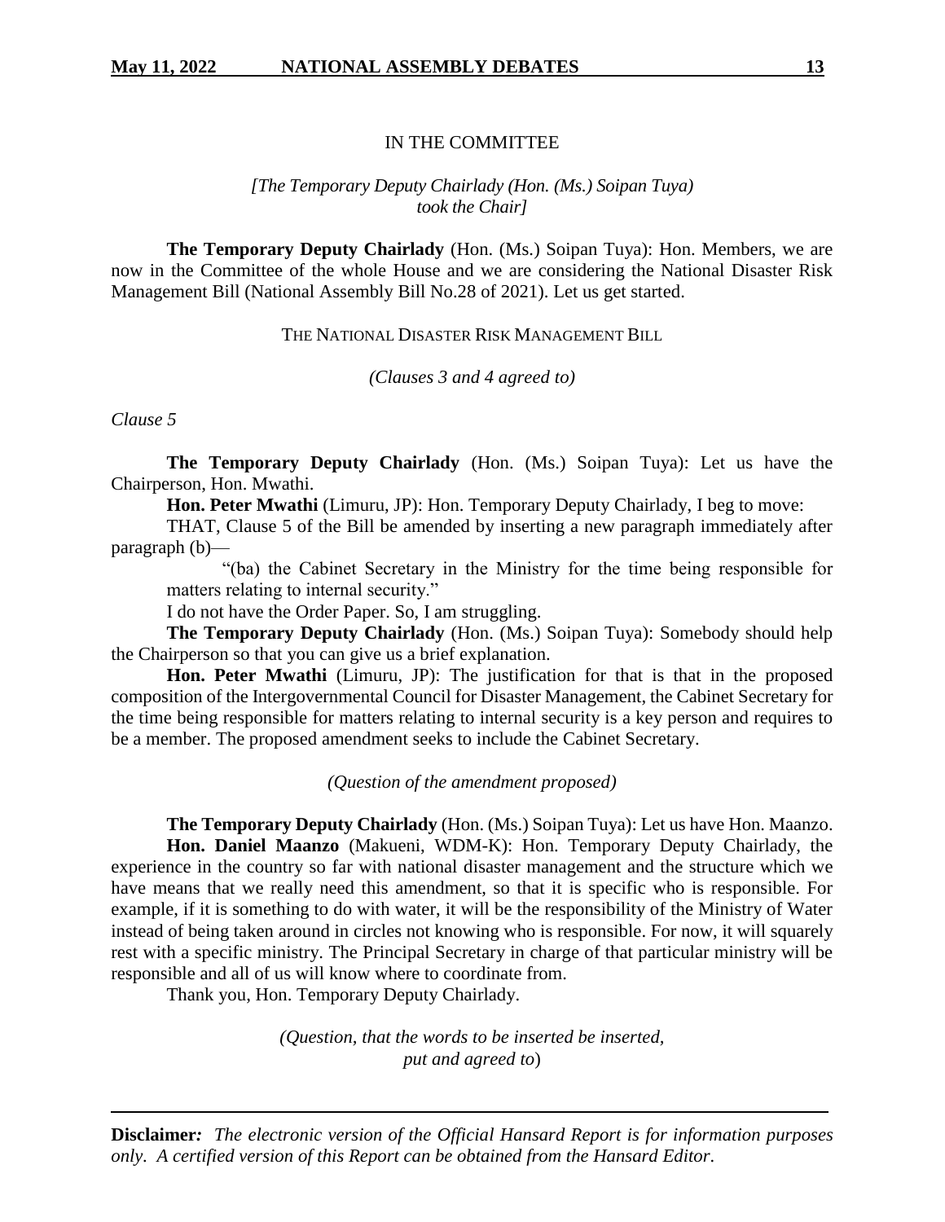IN THE COMMITTEE

*[The Temporary Deputy Chairlady (Hon. (Ms.) Soipan Tuya) took the Chair]*

**The Temporary Deputy Chairlady** (Hon. (Ms.) Soipan Tuya): Hon. Members, we are now in the Committee of the whole House and we are considering the National Disaster Risk Management Bill (National Assembly Bill No.28 of 2021). Let us get started.

THE NATIONAL DISASTER RISK MANAGEMENT BILL

*(Clauses 3 and 4 agreed to)*

*Clause 5*

**The Temporary Deputy Chairlady** (Hon. (Ms.) Soipan Tuya): Let us have the Chairperson, Hon. Mwathi.

**Hon. Peter Mwathi** (Limuru, JP): Hon. Temporary Deputy Chairlady, I beg to move:

THAT, Clause 5 of the Bill be amended by inserting a new paragraph immediately after paragraph (b)—

"(ba) the Cabinet Secretary in the Ministry for the time being responsible for matters relating to internal security."

I do not have the Order Paper. So, I am struggling.

**The Temporary Deputy Chairlady** (Hon. (Ms.) Soipan Tuya): Somebody should help the Chairperson so that you can give us a brief explanation.

**Hon. Peter Mwathi** (Limuru, JP): The justification for that is that in the proposed composition of the Intergovernmental Council for Disaster Management, the Cabinet Secretary for the time being responsible for matters relating to internal security is a key person and requires to be a member. The proposed amendment seeks to include the Cabinet Secretary.

*(Question of the amendment proposed)*

**The Temporary Deputy Chairlady** (Hon. (Ms.) Soipan Tuya): Let us have Hon. Maanzo.

**Hon. Daniel Maanzo** (Makueni, WDM-K): Hon. Temporary Deputy Chairlady, the experience in the country so far with national disaster management and the structure which we have means that we really need this amendment, so that it is specific who is responsible. For example, if it is something to do with water, it will be the responsibility of the Ministry of Water instead of being taken around in circles not knowing who is responsible. For now, it will squarely rest with a specific ministry. The Principal Secretary in charge of that particular ministry will be responsible and all of us will know where to coordinate from.

Thank you, Hon. Temporary Deputy Chairlady.

*(Question, that the words to be inserted be inserted, put and agreed to)*

**Disclaimer***:* *The electronic version of the Official Hansard Report is for information purposes only. A certified version of this Report can be obtained from the Hansard Editor.*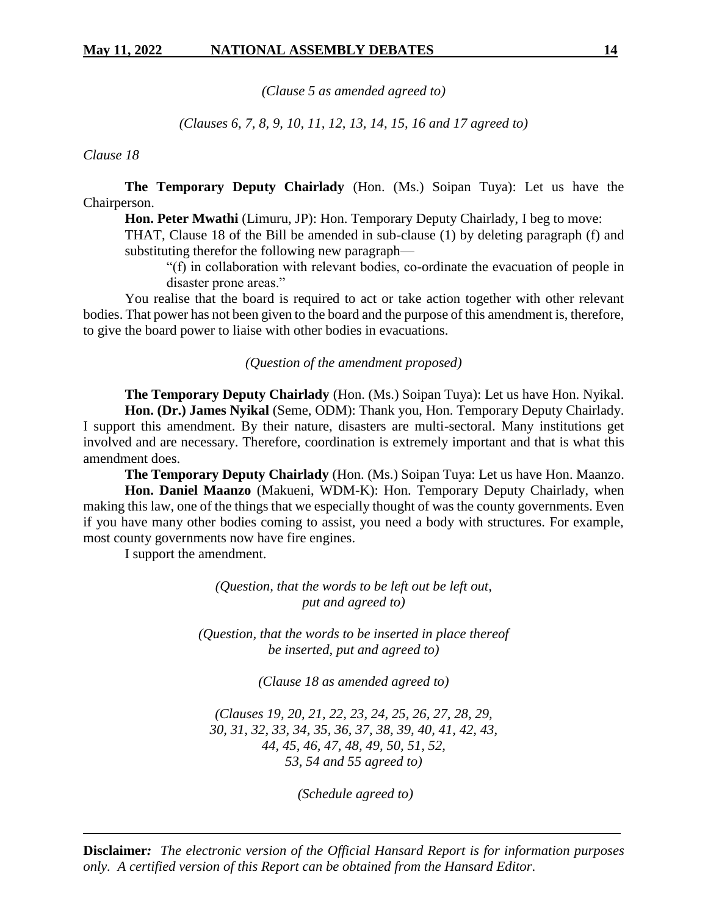*(Clause 5 as amended agreed to)*

*(Clauses 6, 7, 8, 9, 10, 11, 12, 13, 14, 15, 16 and 17 agreed to)*

*Clause 18*

**The Temporary Deputy Chairlady** (Hon. (Ms.) Soipan Tuya): Let us have the Chairperson.

**Hon. Peter Mwathi** (Limuru, JP): Hon. Temporary Deputy Chairlady, I beg to move:

THAT, Clause 18 of the Bill be amended in sub-clause (1) by deleting paragraph (f) and substituting therefor the following new paragraph—

> "(f) in collaboration with relevant bodies, co-ordinate the evacuation of people in disaster prone areas."

You realise that the board is required to act or take action together with other relevant bodies. That power has not been given to the board and the purpose of this amendment is, therefore, to give the board power to liaise with other bodies in evacuations.

*(Question of the amendment proposed)*

**The Temporary Deputy Chairlady** (Hon. (Ms.) Soipan Tuya): Let us have Hon. Nyikal.

**Hon. (Dr.) James Nyikal** (Seme, ODM): Thank you, Hon. Temporary Deputy Chairlady. I support this amendment. By their nature, disasters are multi-sectoral. Many institutions get involved and are necessary. Therefore, coordination is extremely important and that is what this amendment does.

**The Temporary Deputy Chairlady** (Hon. (Ms.) Soipan Tuya: Let us have Hon. Maanzo.

**Hon. Daniel Maanzo** (Makueni, WDM-K): Hon. Temporary Deputy Chairlady, when making this law, one of the things that we especially thought of was the county governments. Even if you have many other bodies coming to assist, you need a body with structures. For example, most county governments now have fire engines.

I support the amendment.

*(Question, that the words to be left out be left out, put and agreed to)*

*(Question, that the words to be inserted in place thereof be inserted, put and agreed to)*

*(Clause 18 as amended agreed to)*

*(Clauses 19, 20, 21, 22, 23, 24, 25, 26, 27, 28, 29, 30, 31, 32, 33, 34, 35, 36, 37, 38, 39, 40, 41, 42, 43, 44, 45, 46, 47, 48, 49, 50, 51, 52, 53, 54 and 55 agreed to)*

*(Schedule agreed to)*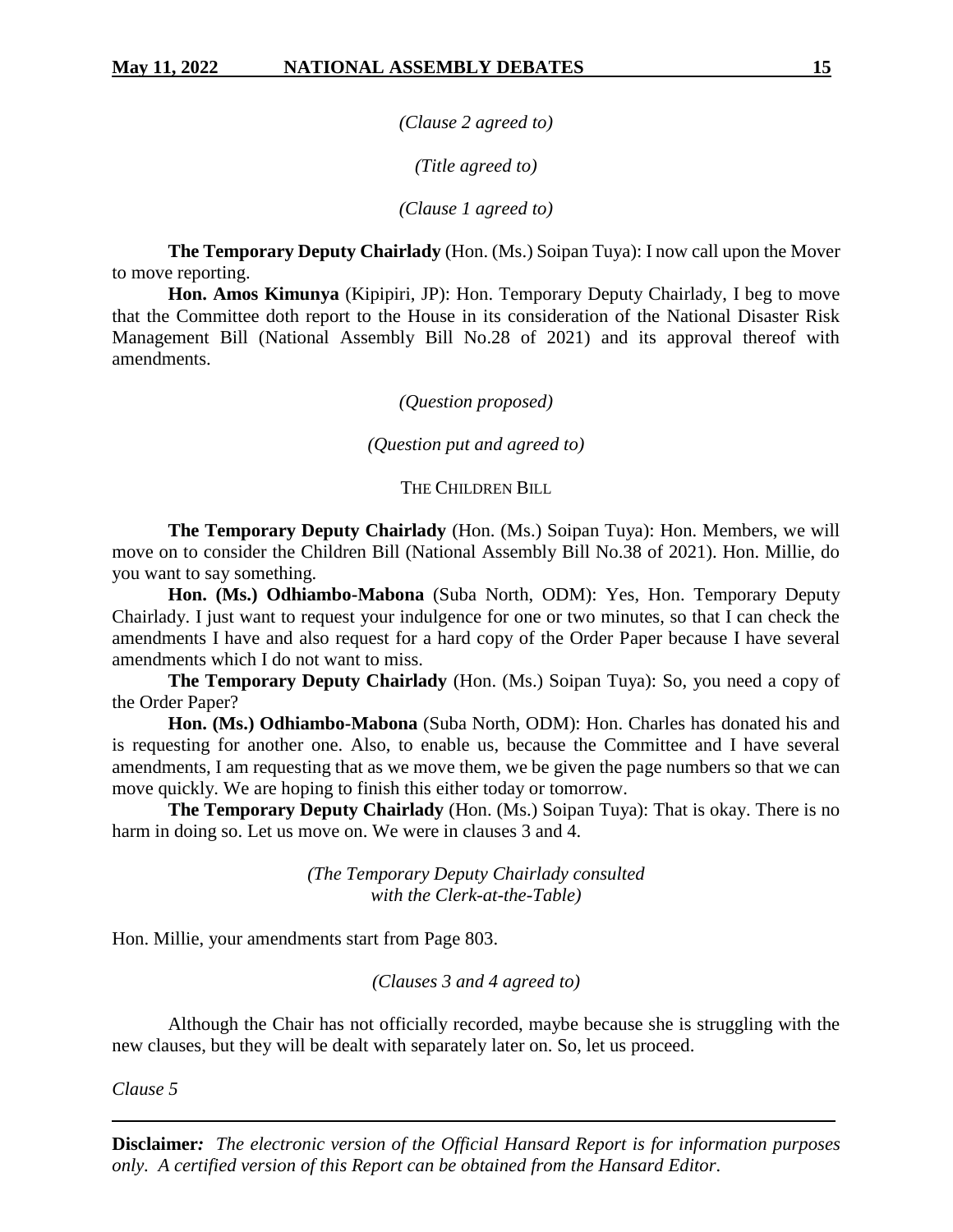*(Clause 2 agreed to)*

*(Title agreed to)*

*(Clause 1 agreed to)*

**The Temporary Deputy Chairlady** (Hon. (Ms.) Soipan Tuya): I now call upon the Mover to move reporting.

**Hon. Amos Kimunya** (Kipipiri, JP): Hon. Temporary Deputy Chairlady, I beg to move that the Committee doth report to the House in its consideration of the National Disaster Risk Management Bill (National Assembly Bill No.28 of 2021) and its approval thereof with amendments.

*(Question proposed)*

*(Question put and agreed to)*

THE CHILDREN BILL

**The Temporary Deputy Chairlady** (Hon. (Ms.) Soipan Tuya): Hon. Members, we will move on to consider the Children Bill (National Assembly Bill No.38 of 2021). Hon. Millie, do you want to say something.

**Hon. (Ms.) Odhiambo-Mabona** (Suba North, ODM): Yes, Hon. Temporary Deputy Chairlady. I just want to request your indulgence for one or two minutes, so that I can check the amendments I have and also request for a hard copy of the Order Paper because I have several amendments which I do not want to miss.

**The Temporary Deputy Chairlady** (Hon. (Ms.) Soipan Tuya): So, you need a copy of the Order Paper?

**Hon. (Ms.) Odhiambo-Mabona** (Suba North, ODM): Hon. Charles has donated his and is requesting for another one. Also, to enable us, because the Committee and I have several amendments, I am requesting that as we move them, we be given the page numbers so that we can move quickly. We are hoping to finish this either today or tomorrow.

**The Temporary Deputy Chairlady** (Hon. (Ms.) Soipan Tuya): That is okay. There is no harm in doing so. Let us move on. We were in clauses 3 and 4.

*(The Temporary Deputy Chairlady consulted with the Clerk-at-the-Table)*

Hon. Millie, your amendments start from Page 803.

*(Clauses 3 and 4 agreed to)*

Although the Chair has not officially recorded, maybe because she is struggling with the new clauses, but they will be dealt with separately later on. So, let us proceed.

*Clause 5*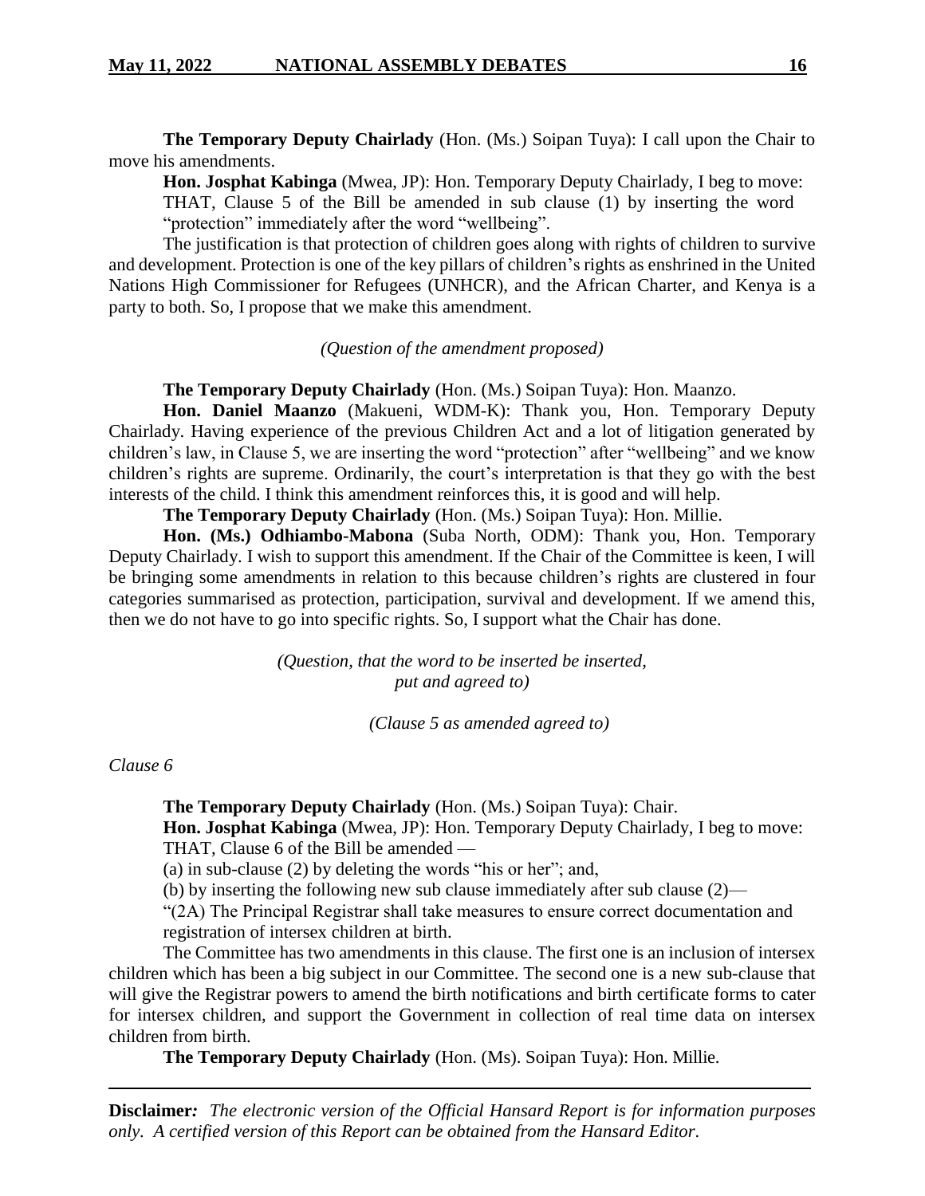**The Temporary Deputy Chairlady** (Hon. (Ms.) Soipan Tuya): I call upon the Chair to move his amendments.

**Hon. Josphat Kabinga** (Mwea, JP): Hon. Temporary Deputy Chairlady, I beg to move:

THAT, Clause 5 of the Bill be amended in sub clause (1) by inserting the word "protection" immediately after the word "wellbeing".

The justification is that protection of children goes along with rights of children to survive and development. Protection is one of the key pillars of children's rights as enshrined in the United Nations High Commissioner for Refugees (UNHCR), and the African Charter, and Kenya is a party to both. So, I propose that we make this amendment.

*(Question of the amendment proposed)*

**The Temporary Deputy Chairlady** (Hon. (Ms.) Soipan Tuya): Hon. Maanzo.

**Hon. Daniel Maanzo** (Makueni, WDM-K): Thank you, Hon. Temporary Deputy Chairlady. Having experience of the previous Children Act and a lot of litigation generated by children's law, in Clause 5, we are inserting the word "protection" after "wellbeing" and we know children's rights are supreme. Ordinarily, the court's interpretation is that they go with the best interests of the child. I think this amendment reinforces this, it is good and will help.

**The Temporary Deputy Chairlady** (Hon. (Ms.) Soipan Tuya): Hon. Millie.

**Hon. (Ms.) Odhiambo-Mabona** (Suba North, ODM): Thank you, Hon. Temporary Deputy Chairlady. I wish to support this amendment. If the Chair of the Committee is keen, I will be bringing some amendments in relation to this because children's rights are clustered in four categories summarised as protection, participation, survival and development. If we amend this, then we do not have to go into specific rights. So, I support what the Chair has done.

*(Question, that the word to be inserted be inserted, put and agreed to)*

*(Clause 5 as amended agreed to)*

*Clause 6*

**The Temporary Deputy Chairlady** (Hon. (Ms.) Soipan Tuya): Chair.

**Hon. Josphat Kabinga** (Mwea, JP): Hon. Temporary Deputy Chairlady, I beg to move:

THAT, Clause 6 of the Bill be amended —

(a) in sub-clause (2) by deleting the words "his or her"; and,

(b) by inserting the following new sub clause immediately after sub clause (2)—

"(2A) The Principal Registrar shall take measures to ensure correct documentation and registration of intersex children at birth.

The Committee has two amendments in this clause. The first one is an inclusion of intersex children which has been a big subject in our Committee. The second one is a new sub-clause that will give the Registrar powers to amend the birth notifications and birth certificate forms to cater for intersex children, and support the Government in collection of real time data on intersex children from birth.

**The Temporary Deputy Chairlady** (Hon. (Ms). Soipan Tuya): Hon. Millie.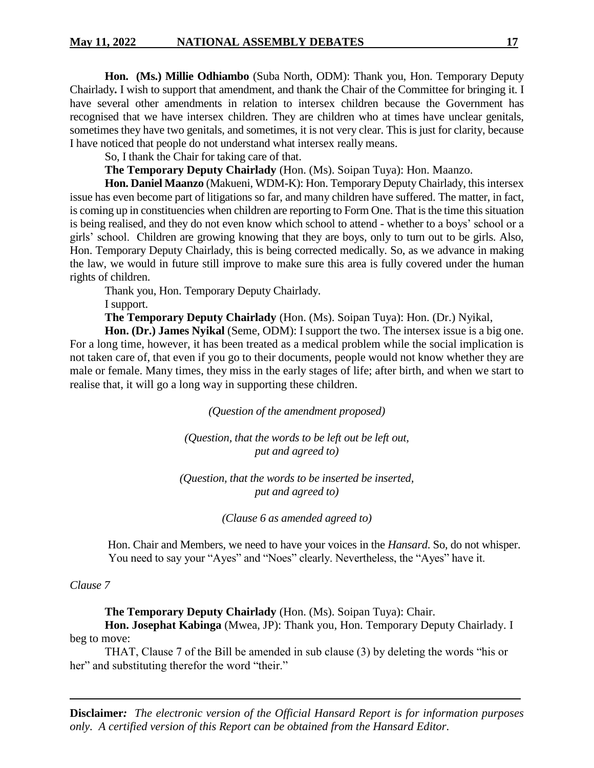**Hon. (Ms.) Millie Odhiambo** (Suba North, ODM): Thank you, Hon. Temporary Deputy Chairlady**.** I wish to support that amendment, and thank the Chair of the Committee for bringing it. I have several other amendments in relation to intersex children because the Government has recognised that we have intersex children. They are children who at times have unclear genitals, sometimes they have two genitals, and sometimes, it is not very clear. This is just for clarity, because I have noticed that people do not understand what intersex really means.

So, I thank the Chair for taking care of that.

**The Temporary Deputy Chairlady** (Hon. (Ms). Soipan Tuya): Hon. Maanzo.

**Hon. Daniel Maanzo** (Makueni, WDM-K): Hon. Temporary Deputy Chairlady, this intersex issue has even become part of litigations so far, and many children have suffered. The matter, in fact, is coming up in constituencies when children are reporting to Form One. That is the time this situation is being realised, and they do not even know which school to attend - whether to a boys' school or a girls' school. Children are growing knowing that they are boys, only to turn out to be girls. Also, Hon. Temporary Deputy Chairlady, this is being corrected medically. So, as we advance in making the law, we would in future still improve to make sure this area is fully covered under the human rights of children.

Thank you, Hon. Temporary Deputy Chairlady.

I support.

**The Temporary Deputy Chairlady** (Hon. (Ms). Soipan Tuya): Hon. (Dr.) Nyikal,

**Hon. (Dr.) James Nyikal** (Seme, ODM): I support the two. The intersex issue is a big one. For a long time, however, it has been treated as a medical problem while the social implication is not taken care of, that even if you go to their documents, people would not know whether they are male or female. Many times, they miss in the early stages of life; after birth, and when we start to realise that, it will go a long way in supporting these children.

*(Question of the amendment proposed)*

*(Question, that the words to be left out be left out, put and agreed to)*

*(Question, that the words to be inserted be inserted, put and agreed to)*

*(Clause 6 as amended agreed to)*

Hon. Chair and Members, we need to have your voices in the *Hansard*. So, do not whisper. You need to say your "Ayes" and "Noes" clearly. Nevertheless, the "Ayes" have it.

*Clause 7*

**The Temporary Deputy Chairlady** (Hon. (Ms). Soipan Tuya): Chair.

**Hon. Josephat Kabinga** (Mwea, JP): Thank you, Hon. Temporary Deputy Chairlady. I beg to move:

THAT, Clause 7 of the Bill be amended in sub clause (3) by deleting the words "his or her" and substituting therefor the word "their."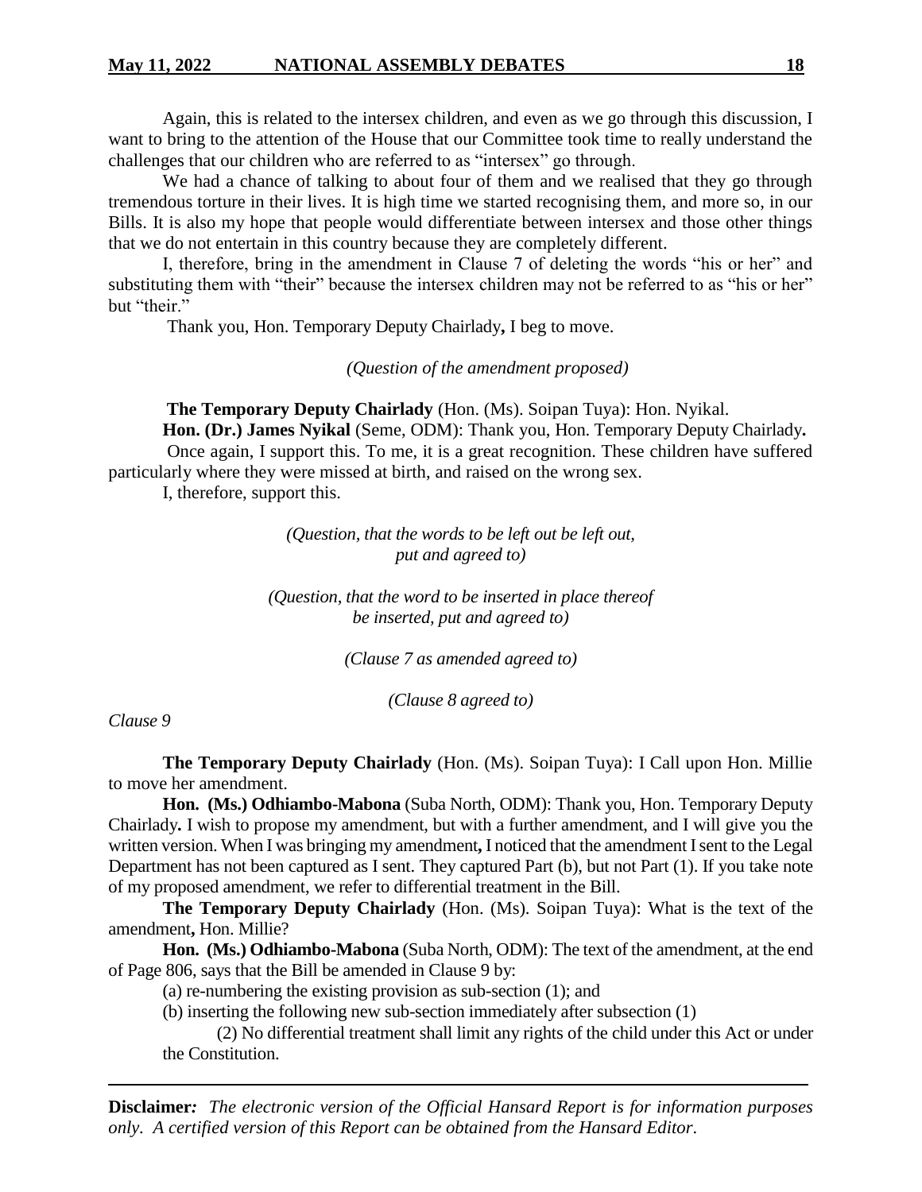Again, this is related to the intersex children, and even as we go through this discussion, I want to bring to the attention of the House that our Committee took time to really understand the challenges that our children who are referred to as "intersex" go through.

We had a chance of talking to about four of them and we realised that they go through tremendous torture in their lives. It is high time we started recognising them, and more so, in our Bills. It is also my hope that people would differentiate between intersex and those other things that we do not entertain in this country because they are completely different.

I, therefore, bring in the amendment in Clause 7 of deleting the words "his or her" and substituting them with "their" because the intersex children may not be referred to as "his or her" but "their."

Thank you, Hon. Temporary Deputy Chairlady**,** I beg to move.

*(Question of the amendment proposed)*

**The Temporary Deputy Chairlady** (Hon. (Ms). Soipan Tuya): Hon. Nyikal.

**Hon. (Dr.) James Nyikal** (Seme, ODM): Thank you, Hon. Temporary Deputy Chairlady**.**

Once again, I support this. To me, it is a great recognition. These children have suffered particularly where they were missed at birth, and raised on the wrong sex.

I, therefore, support this.

*(Question, that the words to be left out be left out, put and agreed to)*

*(Question, that the word to be inserted in place thereof be inserted, put and agreed to)*

*(Clause 7 as amended agreed to)*

*(Clause 8 agreed to)*

*Clause 9*

**The Temporary Deputy Chairlady** (Hon. (Ms). Soipan Tuya): I Call upon Hon. Millie to move her amendment.

**Hon. (Ms.) Odhiambo-Mabona** (Suba North, ODM): Thank you, Hon. Temporary Deputy Chairlady**.** I wish to propose my amendment, but with a further amendment, and I will give you the written version. When I was bringing my amendment**,** I noticed that the amendment I sent to the Legal Department has not been captured as I sent. They captured Part (b), but not Part (1). If you take note of my proposed amendment, we refer to differential treatment in the Bill.

**The Temporary Deputy Chairlady** (Hon. (Ms). Soipan Tuya): What is the text of the amendment**,** Hon. Millie?

**Hon. (Ms.) Odhiambo-Mabona** (Suba North, ODM): The text of the amendment, at the end of Page 806, says that the Bill be amended in Clause 9 by:

(a) re-numbering the existing provision as sub-section (1); and

(b) inserting the following new sub-section immediately after subsection (1)

(2) No differential treatment shall limit any rights of the child under this Act or under the Constitution.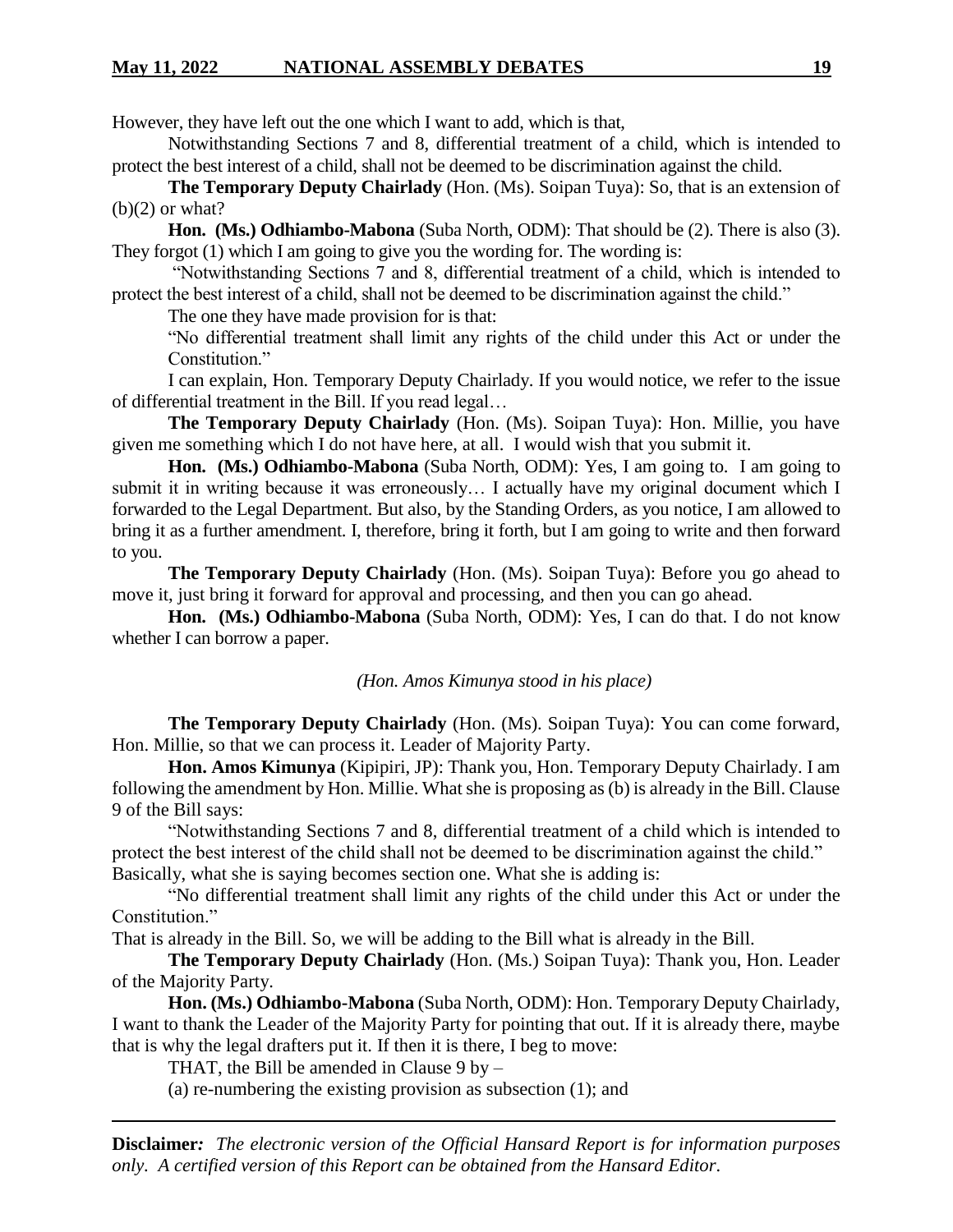However, they have left out the one which I want to add, which is that,

Notwithstanding Sections 7 and 8, differential treatment of a child, which is intended to protect the best interest of a child, shall not be deemed to be discrimination against the child.

**The Temporary Deputy Chairlady** (Hon. (Ms). Soipan Tuya): So, that is an extension of (b)(2) or what?

**Hon. (Ms.) Odhiambo-Mabona** (Suba North, ODM): That should be (2). There is also (3). They forgot (1) which I am going to give you the wording for. The wording is:

"Notwithstanding Sections 7 and 8, differential treatment of a child, which is intended to protect the best interest of a child, shall not be deemed to be discrimination against the child."

The one they have made provision for is that:

"No differential treatment shall limit any rights of the child under this Act or under the Constitution."

I can explain, Hon. Temporary Deputy Chairlady. If you would notice, we refer to the issue of differential treatment in the Bill. If you read legal…

**The Temporary Deputy Chairlady** (Hon. (Ms). Soipan Tuya): Hon. Millie, you have given me something which I do not have here, at all. I would wish that you submit it.

**Hon. (Ms.) Odhiambo-Mabona** (Suba North, ODM): Yes, I am going to. I am going to submit it in writing because it was erroneously… I actually have my original document which I forwarded to the Legal Department. But also, by the Standing Orders, as you notice, I am allowed to bring it as a further amendment. I, therefore, bring it forth, but I am going to write and then forward to you.

**The Temporary Deputy Chairlady** (Hon. (Ms). Soipan Tuya): Before you go ahead to move it, just bring it forward for approval and processing, and then you can go ahead.

**Hon. (Ms.) Odhiambo-Mabona** (Suba North, ODM): Yes, I can do that. I do not know whether I can borrow a paper.

*(Hon. Amos Kimunya stood in his place)*

**The Temporary Deputy Chairlady** (Hon. (Ms). Soipan Tuya): You can come forward, Hon. Millie, so that we can process it. Leader of Majority Party.

**Hon. Amos Kimunya** (Kipipiri, JP): Thank you, Hon. Temporary Deputy Chairlady. I am following the amendment by Hon. Millie. What she is proposing as (b) is already in the Bill. Clause 9 of the Bill says:

"Notwithstanding Sections 7 and 8, differential treatment of a child which is intended to protect the best interest of the child shall not be deemed to be discrimination against the child."

Basically, what she is saying becomes section one. What she is adding is:

"No differential treatment shall limit any rights of the child under this Act or under the Constitution."

That is already in the Bill. So, we will be adding to the Bill what is already in the Bill.

**The Temporary Deputy Chairlady** (Hon. (Ms.) Soipan Tuya): Thank you, Hon. Leader of the Majority Party.

**Hon. (Ms.) Odhiambo-Mabona** (Suba North, ODM): Hon. Temporary Deputy Chairlady, I want to thank the Leader of the Majority Party for pointing that out. If it is already there, maybe that is why the legal drafters put it. If then it is there, I beg to move:

THAT, the Bill be amended in Clause 9 by –

(a) re-numbering the existing provision as subsection (1); and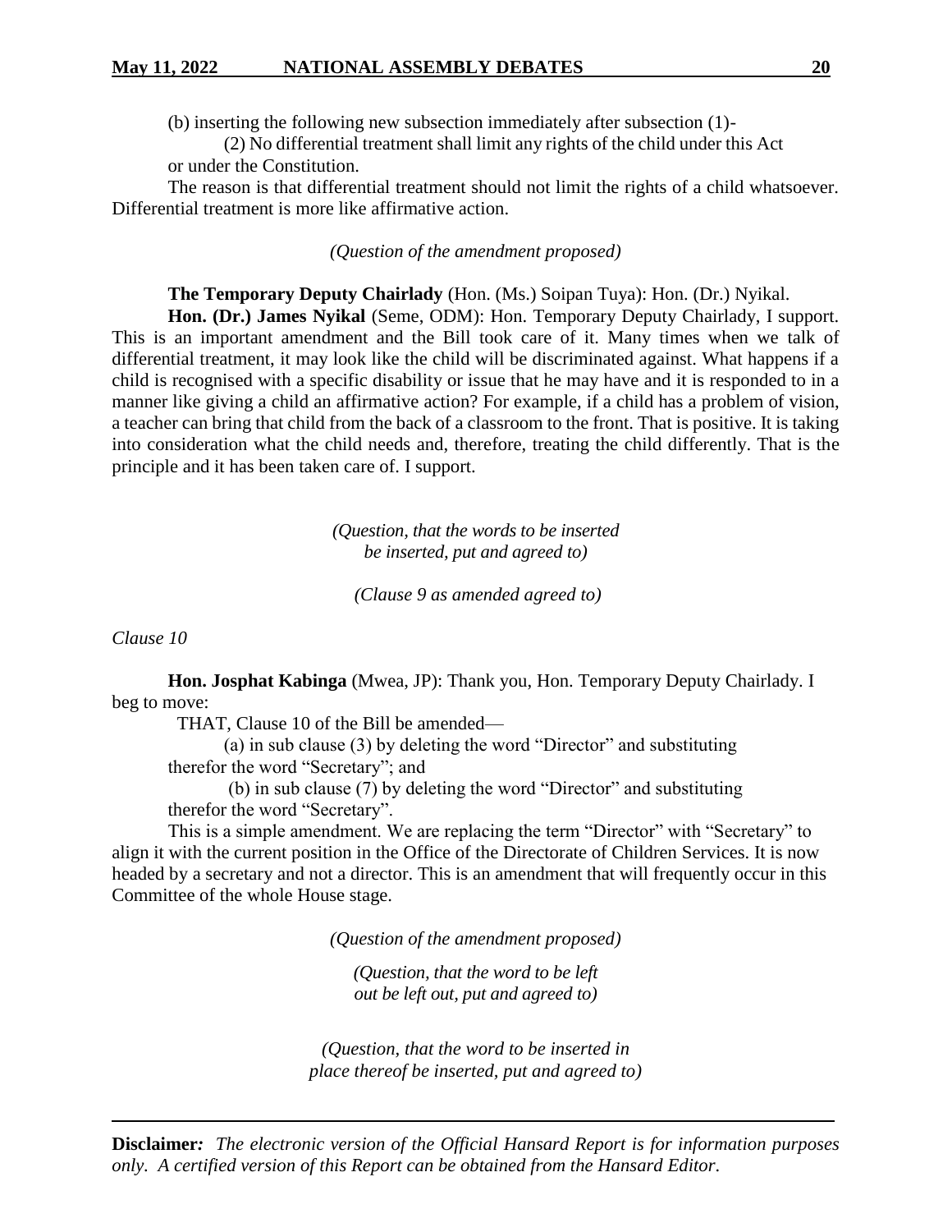(b) inserting the following new subsection immediately after subsection (1)-

(2) No differential treatment shall limit any rights of the child under this Act or under the Constitution.

The reason is that differential treatment should not limit the rights of a child whatsoever. Differential treatment is more like affirmative action.

*(Question of the amendment proposed)*

**The Temporary Deputy Chairlady** (Hon. (Ms.) Soipan Tuya): Hon. (Dr.) Nyikal.

**Hon. (Dr.) James Nyikal** (Seme, ODM): Hon. Temporary Deputy Chairlady, I support. This is an important amendment and the Bill took care of it. Many times when we talk of differential treatment, it may look like the child will be discriminated against. What happens if a child is recognised with a specific disability or issue that he may have and it is responded to in a manner like giving a child an affirmative action? For example, if a child has a problem of vision, a teacher can bring that child from the back of a classroom to the front. That is positive. It is taking into consideration what the child needs and, therefore, treating the child differently. That is the principle and it has been taken care of. I support.

*(Question, that the words to be inserted be inserted, put and agreed to)*

*(Clause 9 as amended agreed to)*

*Clause 10*

**Hon. Josphat Kabinga** (Mwea, JP): Thank you, Hon. Temporary Deputy Chairlady. I beg to move:

THAT, Clause 10 of the Bill be amended—

(a) in sub clause (3) by deleting the word "Director" and substituting therefor the word "Secretary"; and

(b) in sub clause (7) by deleting the word "Director" and substituting therefor the word "Secretary".

This is a simple amendment. We are replacing the term "Director" with "Secretary" to align it with the current position in the Office of the Directorate of Children Services. It is now headed by a secretary and not a director. This is an amendment that will frequently occur in this Committee of the whole House stage.

*(Question of the amendment proposed)*

*(Question, that the word to be left out be left out, put and agreed to)*

*(Question, that the word to be inserted in place thereof be inserted, put and agreed to)*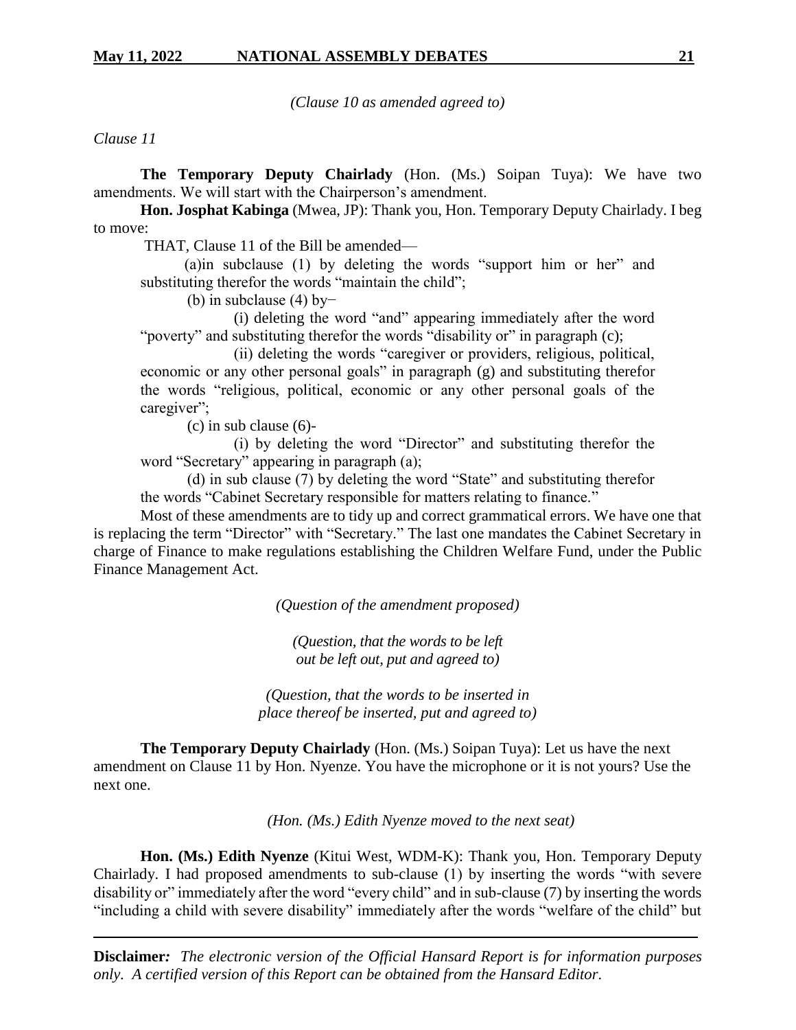*(Clause 10 as amended agreed to)*

*Clause 11*

**The Temporary Deputy Chairlady** (Hon. (Ms.) Soipan Tuya): We have two amendments. We will start with the Chairperson's amendment.

**Hon. Josphat Kabinga** (Mwea, JP): Thank you, Hon. Temporary Deputy Chairlady. I beg to move:

THAT, Clause 11 of the Bill be amended—

(a)in subclause (1) by deleting the words "support him or her" and substituting therefor the words "maintain the child";

(b) in subclause (4) by−

(i) deleting the word "and" appearing immediately after the word "poverty" and substituting therefor the words "disability or" in paragraph (c);

(ii) deleting the words "caregiver or providers, religious, political, economic or any other personal goals" in paragraph (g) and substituting therefor the words "religious, political, economic or any other personal goals of the caregiver";

(c) in sub clause (6)-

(i) by deleting the word "Director" and substituting therefor the word "Secretary" appearing in paragraph (a);

(d) in sub clause (7) by deleting the word "State" and substituting therefor the words "Cabinet Secretary responsible for matters relating to finance."

Most of these amendments are to tidy up and correct grammatical errors. We have one that is replacing the term "Director" with "Secretary." The last one mandates the Cabinet Secretary in charge of Finance to make regulations establishing the Children Welfare Fund, under the Public Finance Management Act.

*(Question of the amendment proposed)*

*(Question, that the words to be left out be left out, put and agreed to)*

*(Question, that the words to be inserted in place thereof be inserted, put and agreed to)*

**The Temporary Deputy Chairlady** (Hon. (Ms.) Soipan Tuya): Let us have the next amendment on Clause 11 by Hon. Nyenze. You have the microphone or it is not yours? Use the next one.

*(Hon. (Ms.) Edith Nyenze moved to the next seat)*

**Hon. (Ms.) Edith Nyenze** (Kitui West, WDM-K): Thank you, Hon. Temporary Deputy Chairlady. I had proposed amendments to sub-clause (1) by inserting the words "with severe disability or" immediately after the word "every child" and in sub-clause (7) by inserting the words "including a child with severe disability" immediately after the words "welfare of the child" but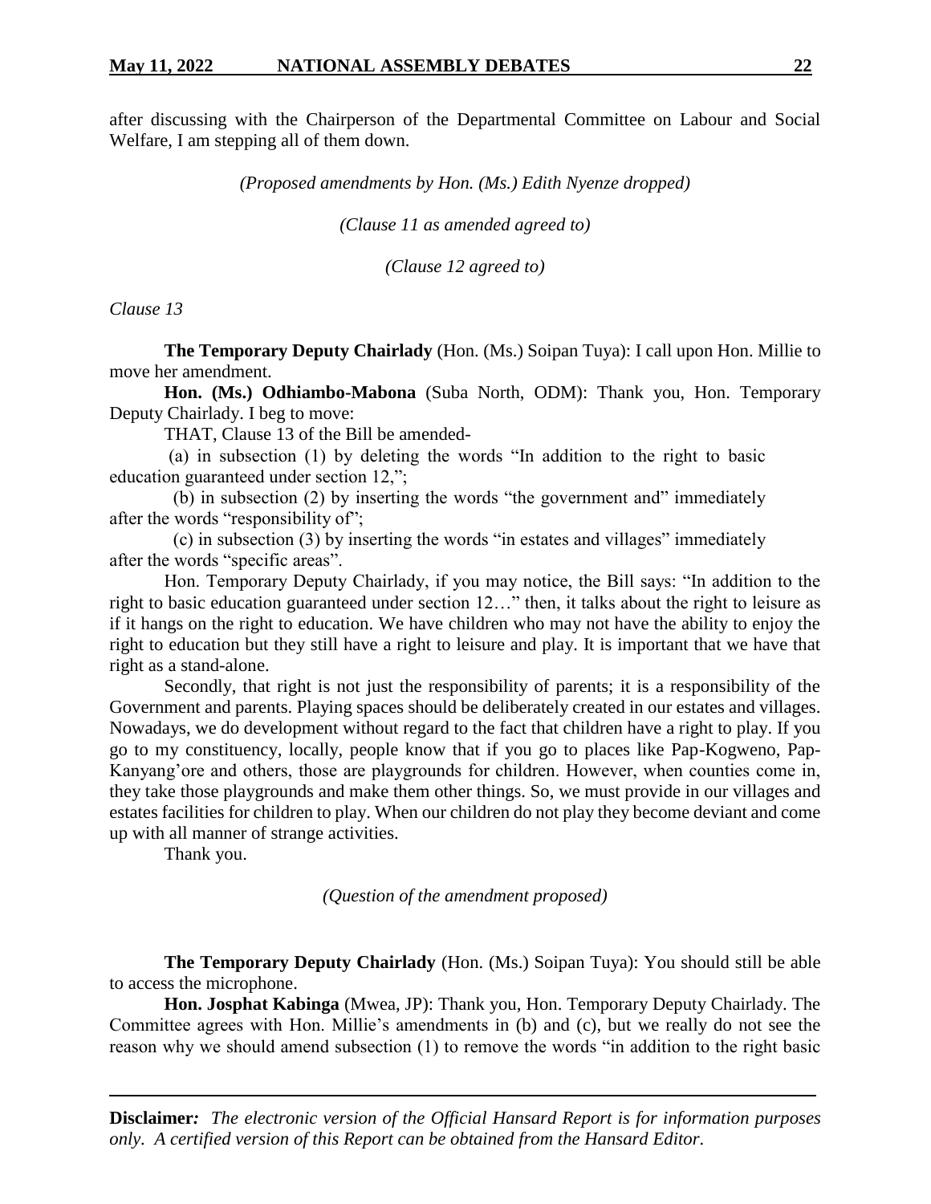after discussing with the Chairperson of the Departmental Committee on Labour and Social Welfare, I am stepping all of them down.

*(Proposed amendments by Hon. (Ms.) Edith Nyenze dropped)*

*(Clause 11 as amended agreed to)*

*(Clause 12 agreed to)*

*Clause 13*

**The Temporary Deputy Chairlady** (Hon. (Ms.) Soipan Tuya): I call upon Hon. Millie to move her amendment.

**Hon. (Ms.) Odhiambo-Mabona** (Suba North, ODM): Thank you, Hon. Temporary Deputy Chairlady. I beg to move:

THAT, Clause 13 of the Bill be amended-

(a) in subsection (1) by deleting the words "In addition to the right to basic education guaranteed under section 12,";

(b) in subsection (2) by inserting the words "the government and" immediately after the words "responsibility of";

(c) in subsection (3) by inserting the words "in estates and villages" immediately after the words "specific areas".

Hon. Temporary Deputy Chairlady, if you may notice, the Bill says: "In addition to the right to basic education guaranteed under section 12…" then, it talks about the right to leisure as if it hangs on the right to education. We have children who may not have the ability to enjoy the right to education but they still have a right to leisure and play. It is important that we have that right as a stand-alone.

Secondly, that right is not just the responsibility of parents; it is a responsibility of the Government and parents. Playing spaces should be deliberately created in our estates and villages. Nowadays, we do development without regard to the fact that children have a right to play. If you go to my constituency, locally, people know that if you go to places like Pap-Kogweno, Pap-Kanyang'ore and others, those are playgrounds for children. However, when counties come in, they take those playgrounds and make them other things. So, we must provide in our villages and estates facilities for children to play. When our children do not play they become deviant and come up with all manner of strange activities.

Thank you.

*(Question of the amendment proposed)*

**The Temporary Deputy Chairlady** (Hon. (Ms.) Soipan Tuya): You should still be able to access the microphone.

**Hon. Josphat Kabinga** (Mwea, JP): Thank you, Hon. Temporary Deputy Chairlady. The Committee agrees with Hon. Millie's amendments in (b) and (c), but we really do not see the reason why we should amend subsection (1) to remove the words "in addition to the right basic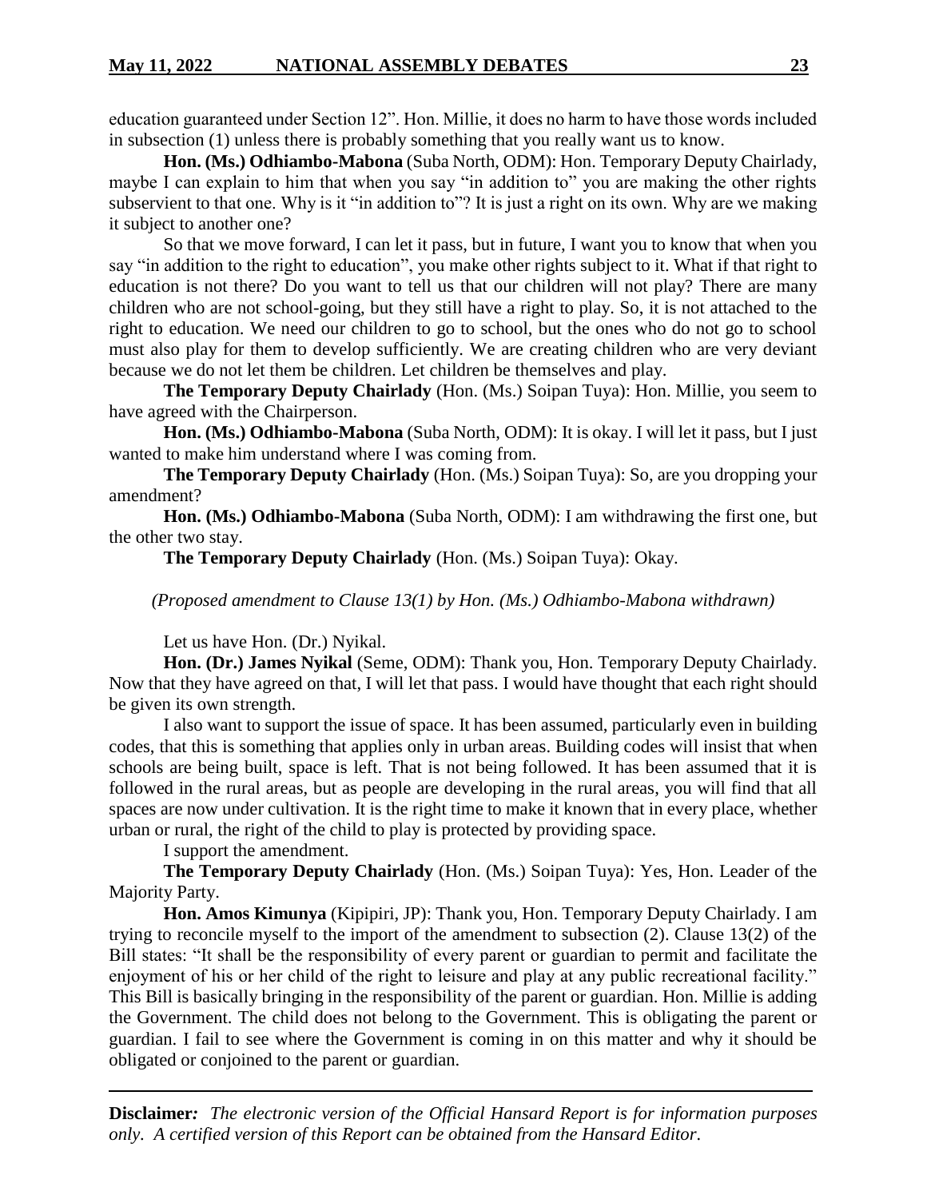education guaranteed under Section 12". Hon. Millie, it does no harm to have those words included in subsection (1) unless there is probably something that you really want us to know.

**Hon. (Ms.) Odhiambo-Mabona** (Suba North, ODM): Hon. Temporary Deputy Chairlady, maybe I can explain to him that when you say "in addition to" you are making the other rights subservient to that one. Why is it "in addition to"? It is just a right on its own. Why are we making it subject to another one?

So that we move forward, I can let it pass, but in future, I want you to know that when you say "in addition to the right to education", you make other rights subject to it. What if that right to education is not there? Do you want to tell us that our children will not play? There are many children who are not school-going, but they still have a right to play. So, it is not attached to the right to education. We need our children to go to school, but the ones who do not go to school must also play for them to develop sufficiently. We are creating children who are very deviant because we do not let them be children. Let children be themselves and play.

**The Temporary Deputy Chairlady** (Hon. (Ms.) Soipan Tuya): Hon. Millie, you seem to have agreed with the Chairperson.

**Hon. (Ms.) Odhiambo-Mabona** (Suba North, ODM): It is okay. I will let it pass, but I just wanted to make him understand where I was coming from.

**The Temporary Deputy Chairlady** (Hon. (Ms.) Soipan Tuya): So, are you dropping your amendment?

**Hon. (Ms.) Odhiambo-Mabona** (Suba North, ODM): I am withdrawing the first one, but the other two stay.

**The Temporary Deputy Chairlady** (Hon. (Ms.) Soipan Tuya): Okay.

*(Proposed amendment to Clause 13(1) by Hon. (Ms.) Odhiambo-Mabona withdrawn)*

Let us have Hon. (Dr.) Nyikal.

**Hon. (Dr.) James Nyikal** (Seme, ODM): Thank you, Hon. Temporary Deputy Chairlady. Now that they have agreed on that, I will let that pass. I would have thought that each right should be given its own strength.

I also want to support the issue of space. It has been assumed, particularly even in building codes, that this is something that applies only in urban areas. Building codes will insist that when schools are being built, space is left. That is not being followed. It has been assumed that it is followed in the rural areas, but as people are developing in the rural areas, you will find that all spaces are now under cultivation. It is the right time to make it known that in every place, whether urban or rural, the right of the child to play is protected by providing space.

I support the amendment.

**The Temporary Deputy Chairlady** (Hon. (Ms.) Soipan Tuya): Yes, Hon. Leader of the Majority Party.

**Hon. Amos Kimunya** (Kipipiri, JP): Thank you, Hon. Temporary Deputy Chairlady. I am trying to reconcile myself to the import of the amendment to subsection (2). Clause 13(2) of the Bill states: "It shall be the responsibility of every parent or guardian to permit and facilitate the enjoyment of his or her child of the right to leisure and play at any public recreational facility." This Bill is basically bringing in the responsibility of the parent or guardian. Hon. Millie is adding the Government. The child does not belong to the Government. This is obligating the parent or guardian. I fail to see where the Government is coming in on this matter and why it should be obligated or conjoined to the parent or guardian.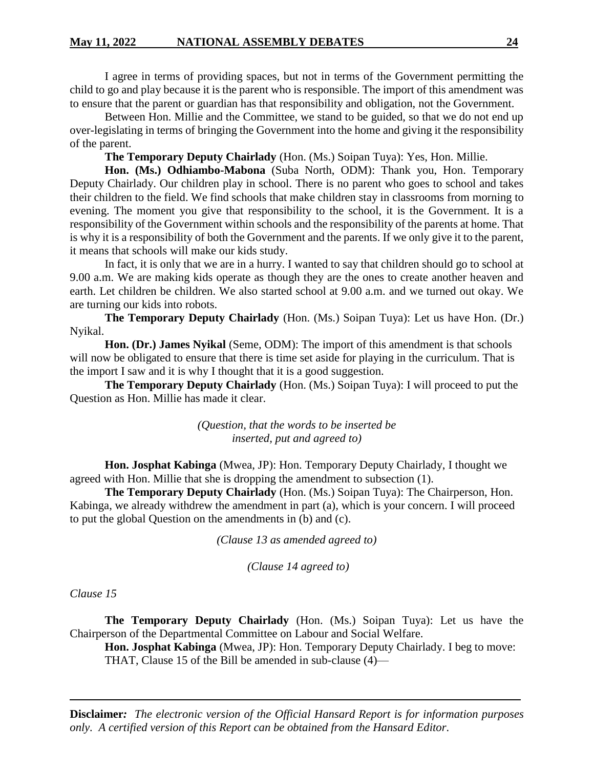I agree in terms of providing spaces, but not in terms of the Government permitting the child to go and play because it is the parent who is responsible. The import of this amendment was to ensure that the parent or guardian has that responsibility and obligation, not the Government.

Between Hon. Millie and the Committee, we stand to be guided, so that we do not end up over-legislating in terms of bringing the Government into the home and giving it the responsibility of the parent.

**The Temporary Deputy Chairlady** (Hon. (Ms.) Soipan Tuya): Yes, Hon. Millie.

**Hon. (Ms.) Odhiambo-Mabona** (Suba North, ODM): Thank you, Hon. Temporary Deputy Chairlady. Our children play in school. There is no parent who goes to school and takes their children to the field. We find schools that make children stay in classrooms from morning to evening. The moment you give that responsibility to the school, it is the Government. It is a responsibility of the Government within schools and the responsibility of the parents at home. That is why it is a responsibility of both the Government and the parents. If we only give it to the parent, it means that schools will make our kids study.

In fact, it is only that we are in a hurry. I wanted to say that children should go to school at 9.00 a.m. We are making kids operate as though they are the ones to create another heaven and earth. Let children be children. We also started school at 9.00 a.m. and we turned out okay. We are turning our kids into robots.

**The Temporary Deputy Chairlady** (Hon. (Ms.) Soipan Tuya): Let us have Hon. (Dr.) Nyikal.

**Hon. (Dr.) James Nyikal** (Seme, ODM): The import of this amendment is that schools will now be obligated to ensure that there is time set aside for playing in the curriculum. That is the import I saw and it is why I thought that it is a good suggestion.

**The Temporary Deputy Chairlady** (Hon. (Ms.) Soipan Tuya): I will proceed to put the Question as Hon. Millie has made it clear.

*(Question, that the words to be inserted be inserted, put and agreed to)*

**Hon. Josphat Kabinga** (Mwea, JP): Hon. Temporary Deputy Chairlady, I thought we agreed with Hon. Millie that she is dropping the amendment to subsection (1).

**The Temporary Deputy Chairlady** (Hon. (Ms.) Soipan Tuya): The Chairperson, Hon. Kabinga, we already withdrew the amendment in part (a), which is your concern. I will proceed to put the global Question on the amendments in (b) and (c).

*(Clause 13 as amended agreed to)*

*(Clause 14 agreed to)*

*Clause 15*

**The Temporary Deputy Chairlady** (Hon. (Ms.) Soipan Tuya): Let us have the Chairperson of the Departmental Committee on Labour and Social Welfare.

**Hon. Josphat Kabinga** (Mwea, JP): Hon. Temporary Deputy Chairlady. I beg to move:

THAT, Clause 15 of the Bill be amended in sub-clause (4)—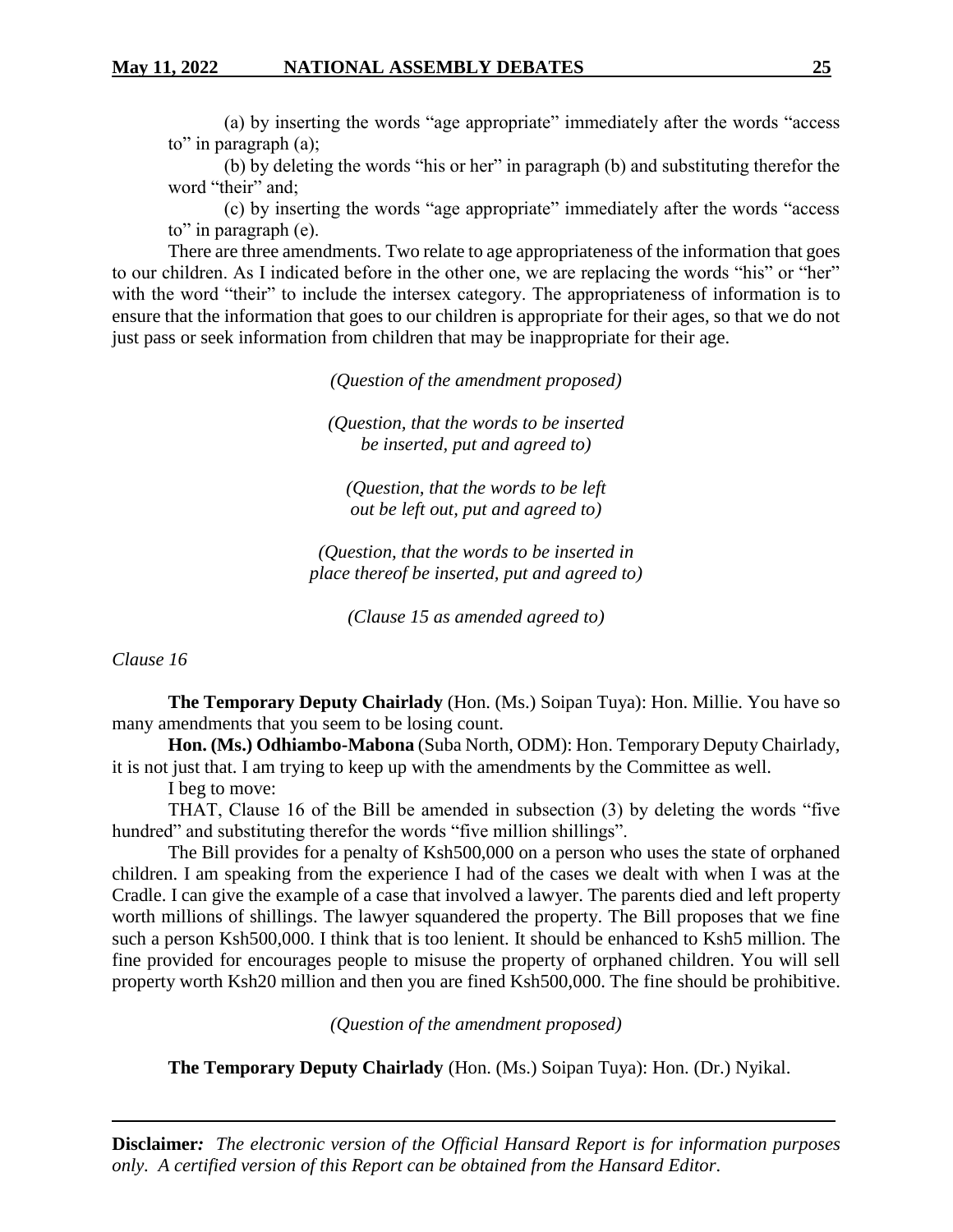(a) by inserting the words "age appropriate" immediately after the words "access to" in paragraph (a);

(b) by deleting the words "his or her" in paragraph (b) and substituting therefor the word "their" and;

(c) by inserting the words "age appropriate" immediately after the words "access to" in paragraph (e).

There are three amendments. Two relate to age appropriateness of the information that goes to our children. As I indicated before in the other one, we are replacing the words "his" or "her" with the word "their" to include the intersex category. The appropriateness of information is to ensure that the information that goes to our children is appropriate for their ages, so that we do not just pass or seek information from children that may be inappropriate for their age.

*(Question of the amendment proposed)*

*(Question, that the words to be inserted be inserted, put and agreed to)*

*(Question, that the words to be left out be left out, put and agreed to)*

*(Question, that the words to be inserted in place thereof be inserted, put and agreed to)*

*(Clause 15 as amended agreed to)*

*Clause 16*

**The Temporary Deputy Chairlady** (Hon. (Ms.) Soipan Tuya): Hon. Millie. You have so many amendments that you seem to be losing count.

**Hon. (Ms.) Odhiambo-Mabona** (Suba North, ODM): Hon. Temporary Deputy Chairlady, it is not just that. I am trying to keep up with the amendments by the Committee as well.

I beg to move:

THAT, Clause 16 of the Bill be amended in subsection (3) by deleting the words "five hundred" and substituting therefor the words "five million shillings".

The Bill provides for a penalty of Ksh500,000 on a person who uses the state of orphaned children. I am speaking from the experience I had of the cases we dealt with when I was at the Cradle. I can give the example of a case that involved a lawyer. The parents died and left property worth millions of shillings. The lawyer squandered the property. The Bill proposes that we fine such a person Ksh500,000. I think that is too lenient. It should be enhanced to Ksh5 million. The fine provided for encourages people to misuse the property of orphaned children. You will sell property worth Ksh20 million and then you are fined Ksh500,000. The fine should be prohibitive.

*(Question of the amendment proposed)*

**The Temporary Deputy Chairlady** (Hon. (Ms.) Soipan Tuya): Hon. (Dr.) Nyikal.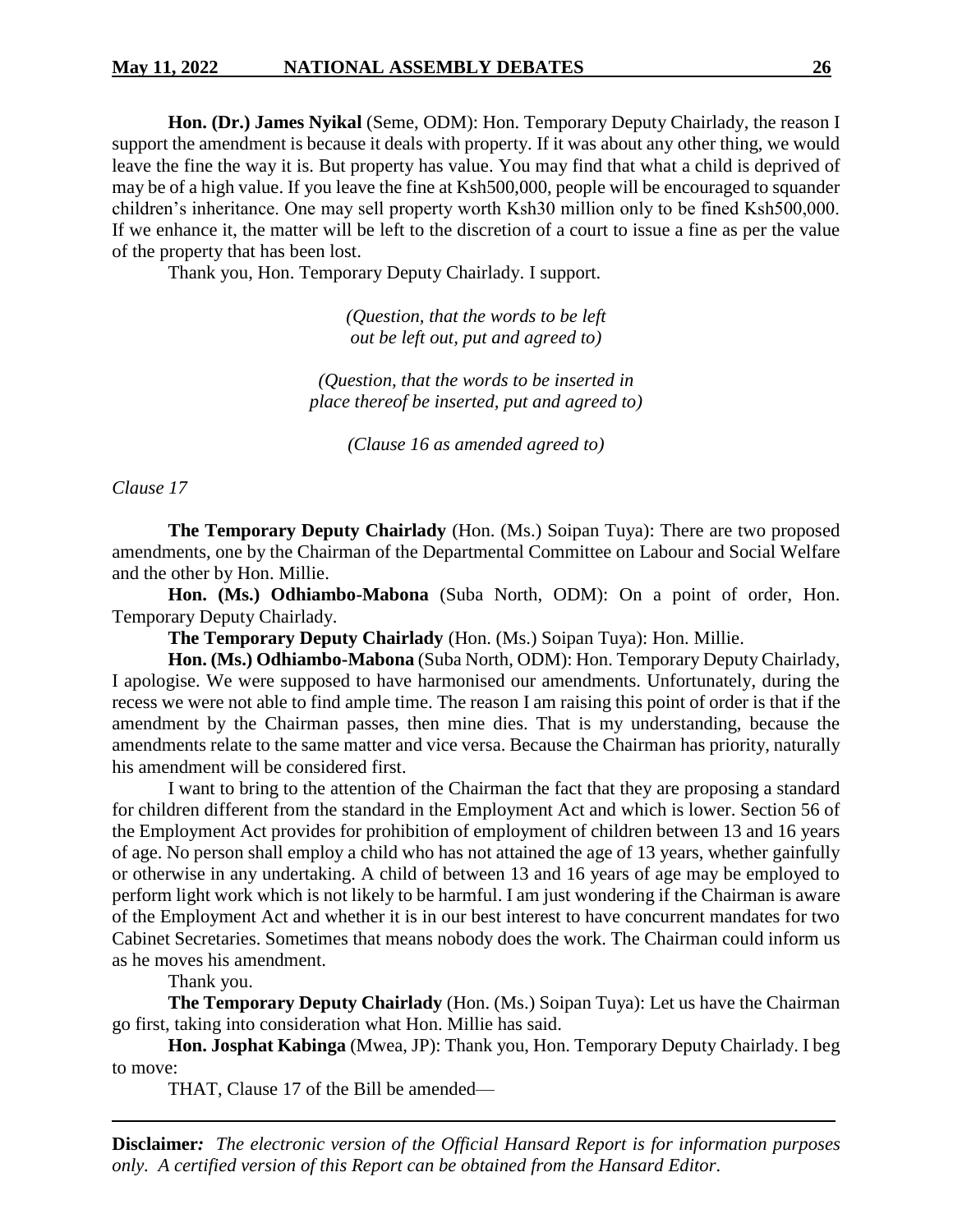**Hon. (Dr.) James Nyikal** (Seme, ODM): Hon. Temporary Deputy Chairlady, the reason I support the amendment is because it deals with property. If it was about any other thing, we would leave the fine the way it is. But property has value. You may find that what a child is deprived of may be of a high value. If you leave the fine at Ksh500,000, people will be encouraged to squander children's inheritance. One may sell property worth Ksh30 million only to be fined Ksh500,000. If we enhance it, the matter will be left to the discretion of a court to issue a fine as per the value of the property that has been lost.

Thank you, Hon. Temporary Deputy Chairlady. I support.

*(Question, that the words to be left out be left out, put and agreed to)*

*(Question, that the words to be inserted in place thereof be inserted, put and agreed to)*

*(Clause 16 as amended agreed to)*

*Clause 17*

**The Temporary Deputy Chairlady** (Hon. (Ms.) Soipan Tuya): There are two proposed amendments, one by the Chairman of the Departmental Committee on Labour and Social Welfare and the other by Hon. Millie.

**Hon. (Ms.) Odhiambo-Mabona** (Suba North, ODM): On a point of order, Hon. Temporary Deputy Chairlady.

**The Temporary Deputy Chairlady** (Hon. (Ms.) Soipan Tuya): Hon. Millie.

**Hon. (Ms.) Odhiambo-Mabona** (Suba North, ODM): Hon. Temporary Deputy Chairlady, I apologise. We were supposed to have harmonised our amendments. Unfortunately, during the recess we were not able to find ample time. The reason I am raising this point of order is that if the amendment by the Chairman passes, then mine dies. That is my understanding, because the amendments relate to the same matter and vice versa. Because the Chairman has priority, naturally his amendment will be considered first.

I want to bring to the attention of the Chairman the fact that they are proposing a standard for children different from the standard in the Employment Act and which is lower. Section 56 of the Employment Act provides for prohibition of employment of children between 13 and 16 years of age. No person shall employ a child who has not attained the age of 13 years, whether gainfully or otherwise in any undertaking. A child of between 13 and 16 years of age may be employed to perform light work which is not likely to be harmful. I am just wondering if the Chairman is aware of the Employment Act and whether it is in our best interest to have concurrent mandates for two Cabinet Secretaries. Sometimes that means nobody does the work. The Chairman could inform us as he moves his amendment.

Thank you.

**The Temporary Deputy Chairlady** (Hon. (Ms.) Soipan Tuya): Let us have the Chairman go first, taking into consideration what Hon. Millie has said.

**Hon. Josphat Kabinga** (Mwea, JP): Thank you, Hon. Temporary Deputy Chairlady. I beg to move:

THAT, Clause 17 of the Bill be amended—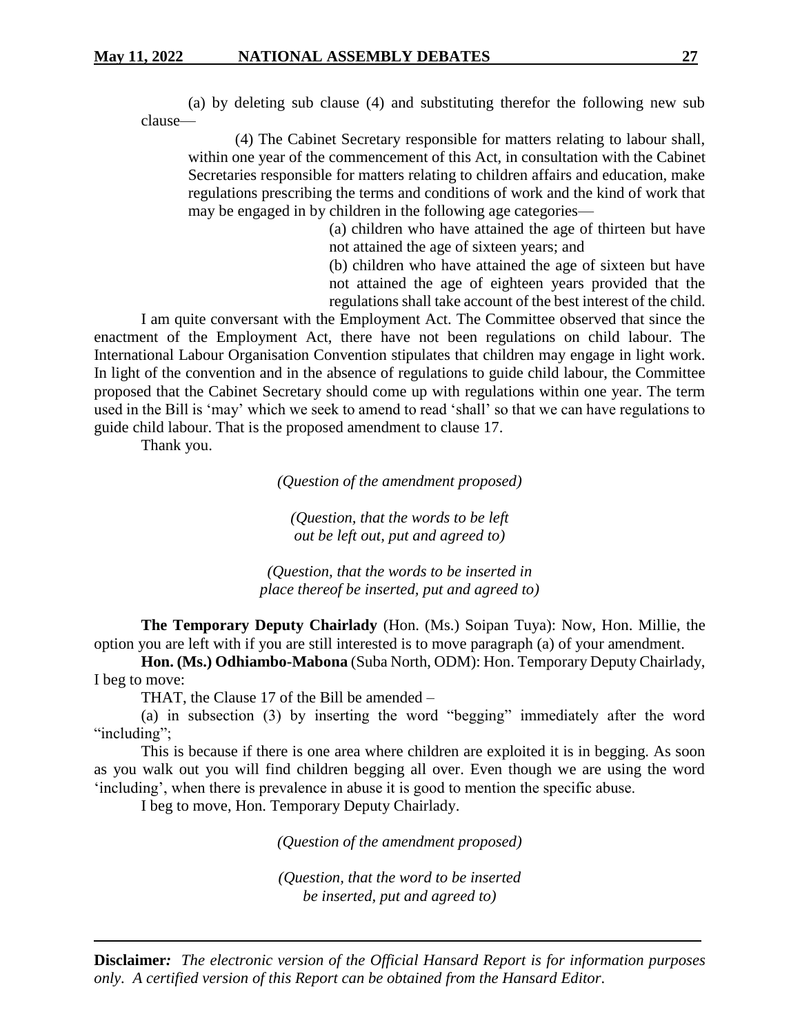(a) by deleting sub clause (4) and substituting therefor the following new sub clause—

> (4) The Cabinet Secretary responsible for matters relating to labour shall, within one year of the commencement of this Act, in consultation with the Cabinet Secretaries responsible for matters relating to children affairs and education, make regulations prescribing the terms and conditions of work and the kind of work that may be engaged in by children in the following age categories—
>
> (a) children who have attained the age of thirteen but have not attained the age of sixteen years; and
>
> (b) children who have attained the age of sixteen but have not attained the age of eighteen years provided that the regulations shall take account of the best interest of the child.

I am quite conversant with the Employment Act. The Committee observed that since the enactment of the Employment Act, there have not been regulations on child labour. The International Labour Organisation Convention stipulates that children may engage in light work. In light of the convention and in the absence of regulations to guide child labour, the Committee proposed that the Cabinet Secretary should come up with regulations within one year. The term used in the Bill is 'may' which we seek to amend to read 'shall' so that we can have regulations to guide child labour. That is the proposed amendment to clause 17.

Thank you.

*(Question of the amendment proposed)*

*(Question, that the words to be left out be left out, put and agreed to)*

*(Question, that the words to be inserted in place thereof be inserted, put and agreed to)*

**The Temporary Deputy Chairlady** (Hon. (Ms.) Soipan Tuya): Now, Hon. Millie, the option you are left with if you are still interested is to move paragraph (a) of your amendment.

**Hon. (Ms.) Odhiambo-Mabona** (Suba North, ODM): Hon. Temporary Deputy Chairlady, I beg to move:

THAT, the Clause 17 of the Bill be amended –

(a) in subsection (3) by inserting the word "begging" immediately after the word "including";

This is because if there is one area where children are exploited it is in begging. As soon as you walk out you will find children begging all over. Even though we are using the word 'including', when there is prevalence in abuse it is good to mention the specific abuse.

I beg to move, Hon. Temporary Deputy Chairlady.

*(Question of the amendment proposed)*

*(Question, that the word to be inserted be inserted, put and agreed to)*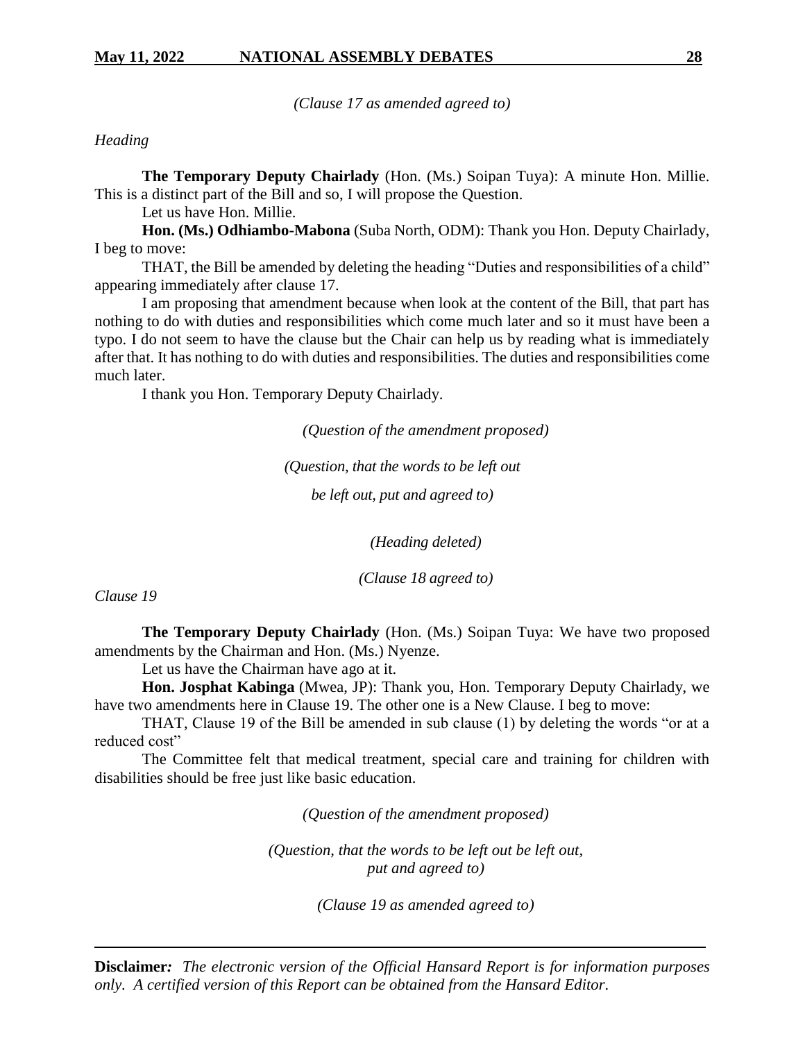*(Clause 17 as amended agreed to)*

*Heading*

**The Temporary Deputy Chairlady** (Hon. (Ms.) Soipan Tuya): A minute Hon. Millie. This is a distinct part of the Bill and so, I will propose the Question.

Let us have Hon. Millie.

**Hon. (Ms.) Odhiambo-Mabona** (Suba North, ODM): Thank you Hon. Deputy Chairlady, I beg to move:

THAT, the Bill be amended by deleting the heading "Duties and responsibilities of a child" appearing immediately after clause 17.

I am proposing that amendment because when look at the content of the Bill, that part has nothing to do with duties and responsibilities which come much later and so it must have been a typo. I do not seem to have the clause but the Chair can help us by reading what is immediately after that. It has nothing to do with duties and responsibilities. The duties and responsibilities come much later.

I thank you Hon. Temporary Deputy Chairlady.

*(Question of the amendment proposed)*

*(Question, that the words to be left out be left out, put and agreed to)*

*(Heading deleted)*

*(Clause 18 agreed to)*

*Clause 19*

**The Temporary Deputy Chairlady** (Hon. (Ms.) Soipan Tuya: We have two proposed amendments by the Chairman and Hon. (Ms.) Nyenze.

Let us have the Chairman have ago at it.

**Hon. Josphat Kabinga** (Mwea, JP): Thank you, Hon. Temporary Deputy Chairlady, we have two amendments here in Clause 19. The other one is a New Clause. I beg to move:

THAT, Clause 19 of the Bill be amended in sub clause (1) by deleting the words "or at a reduced cost"

The Committee felt that medical treatment, special care and training for children with disabilities should be free just like basic education.

*(Question of the amendment proposed)*

*(Question, that the words to be left out be left out, put and agreed to)*

*(Clause 19 as amended agreed to)*

---

**Disclaimer***:* *The electronic version of the Official Hansard Report is for information purposes only. A certified version of this Report can be obtained from the Hansard Editor.*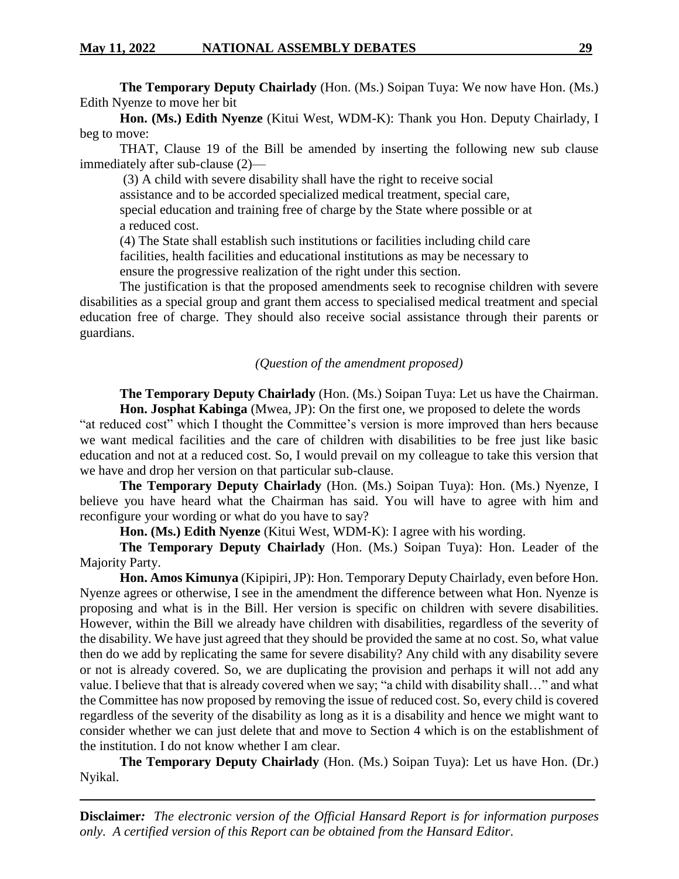**The Temporary Deputy Chairlady** (Hon. (Ms.) Soipan Tuya: We now have Hon. (Ms.) Edith Nyenze to move her bit

**Hon. (Ms.) Edith Nyenze** (Kitui West, WDM-K): Thank you Hon. Deputy Chairlady, I beg to move:

THAT, Clause 19 of the Bill be amended by inserting the following new sub clause immediately after sub-clause (2)—

> (3) A child with severe disability shall have the right to receive social assistance and to be accorded specialized medical treatment, special care, special education and training free of charge by the State where possible or at a reduced cost.
>
> (4) The State shall establish such institutions or facilities including child care facilities, health facilities and educational institutions as may be necessary to ensure the progressive realization of the right under this section.

The justification is that the proposed amendments seek to recognise children with severe disabilities as a special group and grant them access to specialised medical treatment and special education free of charge. They should also receive social assistance through their parents or guardians.

*(Question of the amendment proposed)*

**The Temporary Deputy Chairlady** (Hon. (Ms.) Soipan Tuya: Let us have the Chairman.

**Hon. Josphat Kabinga** (Mwea, JP): On the first one, we proposed to delete the words "at reduced cost" which I thought the Committee's version is more improved than hers because we want medical facilities and the care of children with disabilities to be free just like basic education and not at a reduced cost. So, I would prevail on my colleague to take this version that we have and drop her version on that particular sub-clause.

**The Temporary Deputy Chairlady** (Hon. (Ms.) Soipan Tuya): Hon. (Ms.) Nyenze, I believe you have heard what the Chairman has said. You will have to agree with him and reconfigure your wording or what do you have to say?

**Hon. (Ms.) Edith Nyenze** (Kitui West, WDM-K): I agree with his wording.

**The Temporary Deputy Chairlady** (Hon. (Ms.) Soipan Tuya): Hon. Leader of the Majority Party.

**Hon. Amos Kimunya** (Kipipiri, JP): Hon. Temporary Deputy Chairlady, even before Hon. Nyenze agrees or otherwise, I see in the amendment the difference between what Hon. Nyenze is proposing and what is in the Bill. Her version is specific on children with severe disabilities. However, within the Bill we already have children with disabilities, regardless of the severity of the disability. We have just agreed that they should be provided the same at no cost. So, what value then do we add by replicating the same for severe disability? Any child with any disability severe or not is already covered. So, we are duplicating the provision and perhaps it will not add any value. I believe that that is already covered when we say; "a child with disability shall…" and what the Committee has now proposed by removing the issue of reduced cost. So, every child is covered regardless of the severity of the disability as long as it is a disability and hence we might want to consider whether we can just delete that and move to Section 4 which is on the establishment of the institution. I do not know whether I am clear.

**The Temporary Deputy Chairlady** (Hon. (Ms.) Soipan Tuya): Let us have Hon. (Dr.) Nyikal.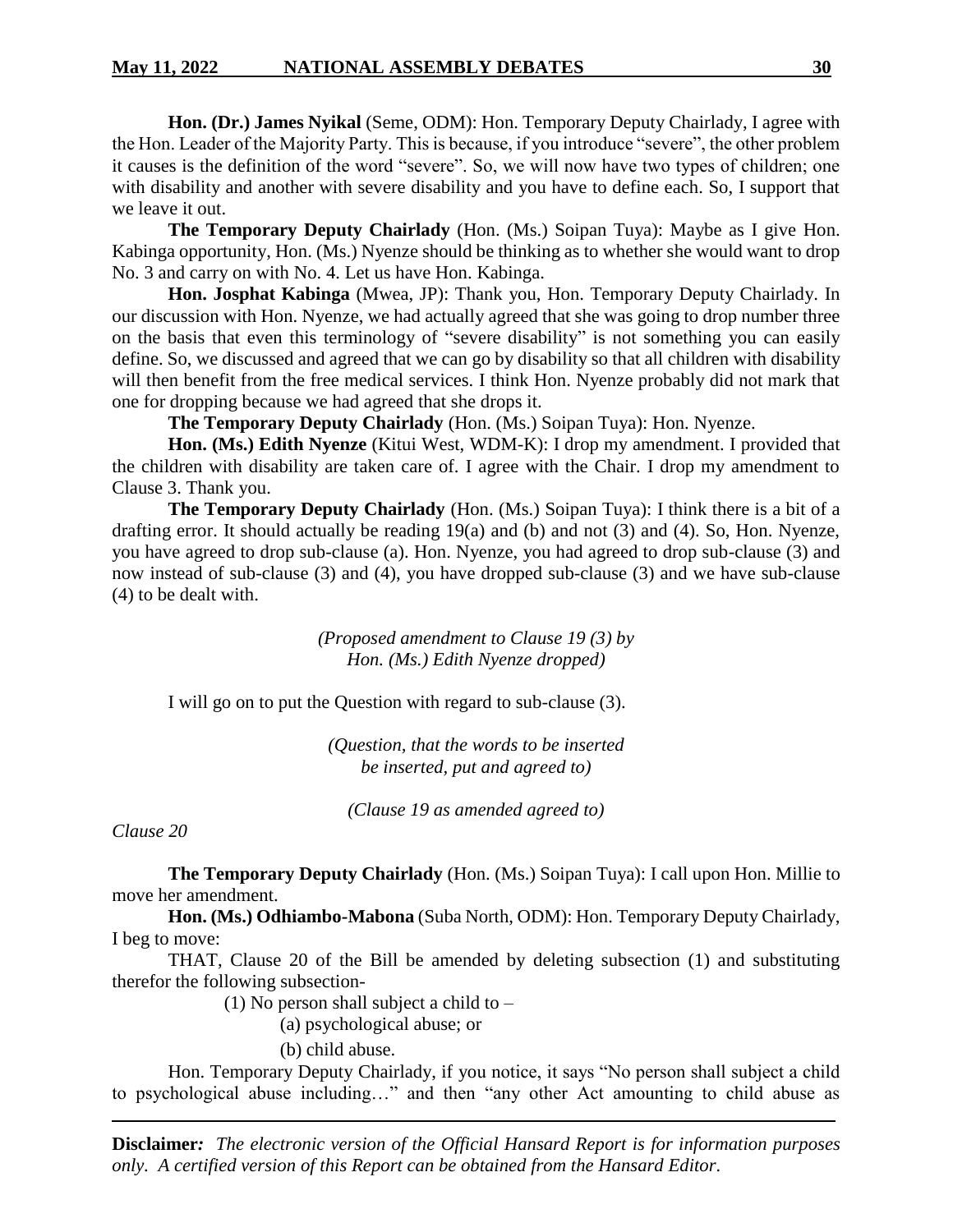**Hon. (Dr.) James Nyikal** (Seme, ODM): Hon. Temporary Deputy Chairlady, I agree with the Hon. Leader of the Majority Party. This is because, if you introduce "severe", the other problem it causes is the definition of the word "severe". So, we will now have two types of children; one with disability and another with severe disability and you have to define each. So, I support that we leave it out.

**The Temporary Deputy Chairlady** (Hon. (Ms.) Soipan Tuya): Maybe as I give Hon. Kabinga opportunity, Hon. (Ms.) Nyenze should be thinking as to whether she would want to drop No. 3 and carry on with No. 4. Let us have Hon. Kabinga.

**Hon. Josphat Kabinga** (Mwea, JP): Thank you, Hon. Temporary Deputy Chairlady. In our discussion with Hon. Nyenze, we had actually agreed that she was going to drop number three on the basis that even this terminology of "severe disability" is not something you can easily define. So, we discussed and agreed that we can go by disability so that all children with disability will then benefit from the free medical services. I think Hon. Nyenze probably did not mark that one for dropping because we had agreed that she drops it.

**The Temporary Deputy Chairlady** (Hon. (Ms.) Soipan Tuya): Hon. Nyenze.

**Hon. (Ms.) Edith Nyenze** (Kitui West, WDM-K): I drop my amendment. I provided that the children with disability are taken care of. I agree with the Chair. I drop my amendment to Clause 3. Thank you.

**The Temporary Deputy Chairlady** (Hon. (Ms.) Soipan Tuya): I think there is a bit of a drafting error. It should actually be reading 19(a) and (b) and not (3) and (4). So, Hon. Nyenze, you have agreed to drop sub-clause (a). Hon. Nyenze, you had agreed to drop sub-clause (3) and now instead of sub-clause (3) and (4), you have dropped sub-clause (3) and we have sub-clause (4) to be dealt with.

*(Proposed amendment to Clause 19 (3) by Hon. (Ms.) Edith Nyenze dropped)*

I will go on to put the Question with regard to sub-clause (3).

*(Question, that the words to be inserted be inserted, put and agreed to)*

*(Clause 19 as amended agreed to)*

*Clause 20*

**The Temporary Deputy Chairlady** (Hon. (Ms.) Soipan Tuya): I call upon Hon. Millie to move her amendment.

**Hon. (Ms.) Odhiambo-Mabona** (Suba North, ODM): Hon. Temporary Deputy Chairlady, I beg to move:

THAT, Clause 20 of the Bill be amended by deleting subsection (1) and substituting therefor the following subsection-

(1) No person shall subject a child to –

(a) psychological abuse; or

(b) child abuse.

Hon. Temporary Deputy Chairlady, if you notice, it says "No person shall subject a child to psychological abuse including…" and then "any other Act amounting to child abuse as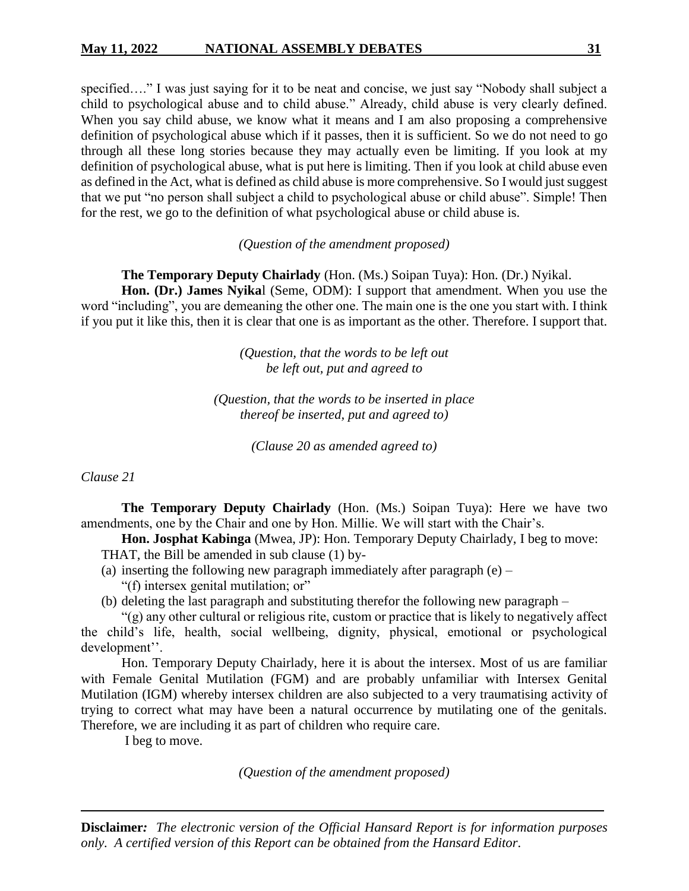specified…." I was just saying for it to be neat and concise, we just say "Nobody shall subject a child to psychological abuse and to child abuse." Already, child abuse is very clearly defined. When you say child abuse, we know what it means and I am also proposing a comprehensive definition of psychological abuse which if it passes, then it is sufficient. So we do not need to go through all these long stories because they may actually even be limiting. If you look at my definition of psychological abuse, what is put here is limiting. Then if you look at child abuse even as defined in the Act, what is defined as child abuse is more comprehensive. So I would just suggest that we put "no person shall subject a child to psychological abuse or child abuse". Simple! Then for the rest, we go to the definition of what psychological abuse or child abuse is.

*(Question of the amendment proposed)*

**The Temporary Deputy Chairlady** (Hon. (Ms.) Soipan Tuya): Hon. (Dr.) Nyikal.

**Hon. (Dr.) James Nyikal** (Seme, ODM): I support that amendment. When you use the word "including", you are demeaning the other one. The main one is the one you start with. I think if you put it like this, then it is clear that one is as important as the other. Therefore. I support that.

*(Question, that the words to be left out be left out, put and agreed to*

*(Question, that the words to be inserted in place thereof be inserted, put and agreed to)*

*(Clause 20 as amended agreed to)*

*Clause 21*

**The Temporary Deputy Chairlady** (Hon. (Ms.) Soipan Tuya): Here we have two amendments, one by the Chair and one by Hon. Millie. We will start with the Chair's.

**Hon. Josphat Kabinga** (Mwea, JP): Hon. Temporary Deputy Chairlady, I beg to move:

THAT, the Bill be amended in sub clause (1) by-

(a) inserting the following new paragraph immediately after paragraph (e) –

"(f) intersex genital mutilation; or"

(b) deleting the last paragraph and substituting therefor the following new paragraph –

"(g) any other cultural or religious rite, custom or practice that is likely to negatively affect the child's life, health, social wellbeing, dignity, physical, emotional or psychological development''.

Hon. Temporary Deputy Chairlady, here it is about the intersex. Most of us are familiar with Female Genital Mutilation (FGM) and are probably unfamiliar with Intersex Genital Mutilation (IGM) whereby intersex children are also subjected to a very traumatising activity of trying to correct what may have been a natural occurrence by mutilating one of the genitals. Therefore, we are including it as part of children who require care.

I beg to move.

*(Question of the amendment proposed)*

**Disclaimer***:* *The electronic version of the Official Hansard Report is for information purposes only. A certified version of this Report can be obtained from the Hansard Editor.*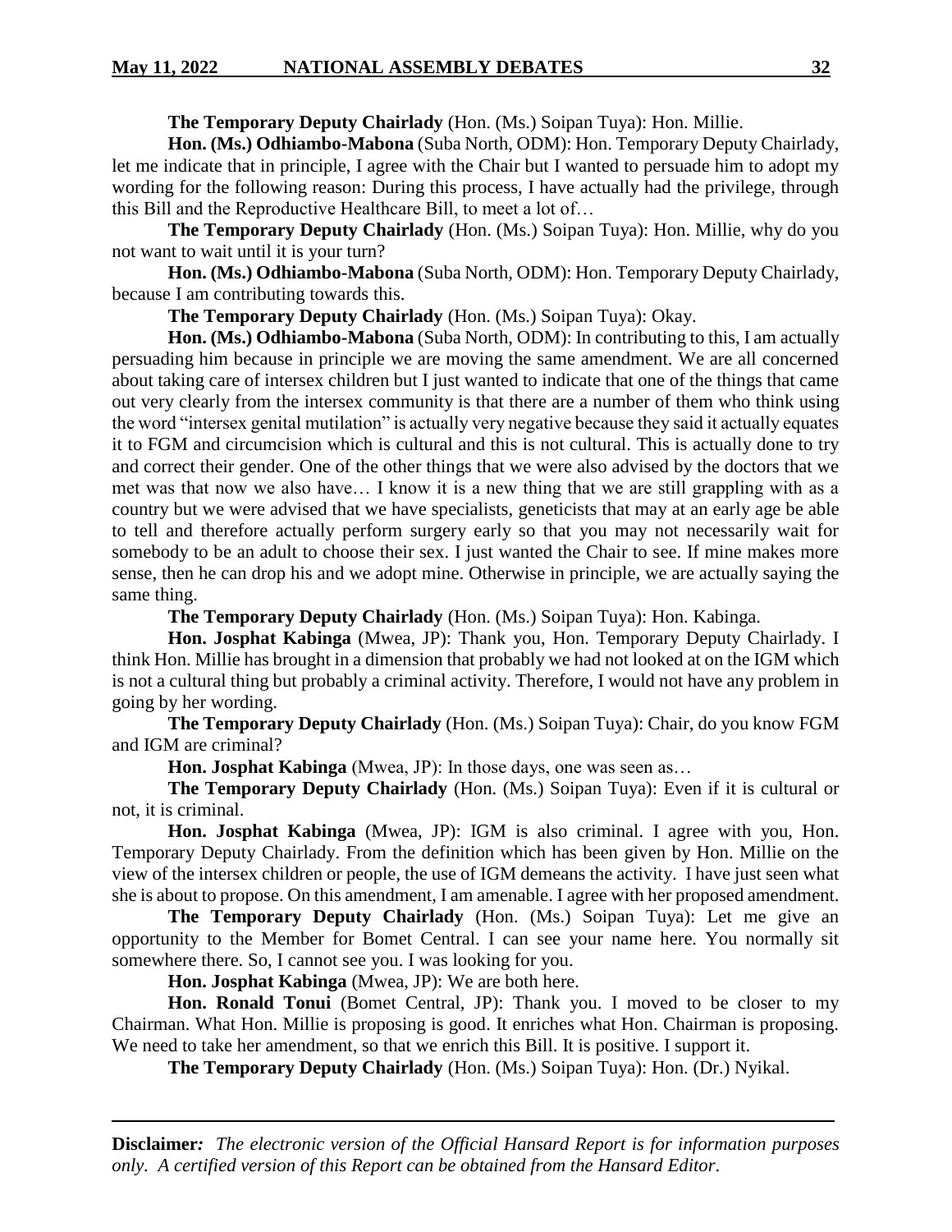**The Temporary Deputy Chairlady** (Hon. (Ms.) Soipan Tuya): Hon. Millie.

**Hon. (Ms.) Odhiambo-Mabona** (Suba North, ODM): Hon. Temporary Deputy Chairlady, let me indicate that in principle, I agree with the Chair but I wanted to persuade him to adopt my wording for the following reason: During this process, I have actually had the privilege, through this Bill and the Reproductive Healthcare Bill, to meet a lot of…

**The Temporary Deputy Chairlady** (Hon. (Ms.) Soipan Tuya): Hon. Millie, why do you not want to wait until it is your turn?

**Hon. (Ms.) Odhiambo-Mabona** (Suba North, ODM): Hon. Temporary Deputy Chairlady, because I am contributing towards this.

**The Temporary Deputy Chairlady** (Hon. (Ms.) Soipan Tuya): Okay.

**Hon. (Ms.) Odhiambo-Mabona** (Suba North, ODM): In contributing to this, I am actually persuading him because in principle we are moving the same amendment. We are all concerned about taking care of intersex children but I just wanted to indicate that one of the things that came out very clearly from the intersex community is that there are a number of them who think using the word "intersex genital mutilation" is actually very negative because they said it actually equates it to FGM and circumcision which is cultural and this is not cultural. This is actually done to try and correct their gender. One of the other things that we were also advised by the doctors that we met was that now we also have… I know it is a new thing that we are still grappling with as a country but we were advised that we have specialists, geneticists that may at an early age be able to tell and therefore actually perform surgery early so that you may not necessarily wait for somebody to be an adult to choose their sex. I just wanted the Chair to see. If mine makes more sense, then he can drop his and we adopt mine. Otherwise in principle, we are actually saying the same thing.

**The Temporary Deputy Chairlady** (Hon. (Ms.) Soipan Tuya): Hon. Kabinga.

**Hon. Josphat Kabinga** (Mwea, JP): Thank you, Hon. Temporary Deputy Chairlady. I think Hon. Millie has brought in a dimension that probably we had not looked at on the IGM which is not a cultural thing but probably a criminal activity. Therefore, I would not have any problem in going by her wording.

**The Temporary Deputy Chairlady** (Hon. (Ms.) Soipan Tuya): Chair, do you know FGM and IGM are criminal?

**Hon. Josphat Kabinga** (Mwea, JP): In those days, one was seen as…

**The Temporary Deputy Chairlady** (Hon. (Ms.) Soipan Tuya): Even if it is cultural or not, it is criminal.

**Hon. Josphat Kabinga** (Mwea, JP): IGM is also criminal. I agree with you, Hon. Temporary Deputy Chairlady. From the definition which has been given by Hon. Millie on the view of the intersex children or people, the use of IGM demeans the activity. I have just seen what she is about to propose. On this amendment, I am amenable. I agree with her proposed amendment.

**The Temporary Deputy Chairlady** (Hon. (Ms.) Soipan Tuya): Let me give an opportunity to the Member for Bomet Central. I can see your name here. You normally sit somewhere there. So, I cannot see you. I was looking for you.

**Hon. Josphat Kabinga** (Mwea, JP): We are both here.

**Hon. Ronald Tonui** (Bomet Central, JP): Thank you. I moved to be closer to my Chairman. What Hon. Millie is proposing is good. It enriches what Hon. Chairman is proposing. We need to take her amendment, so that we enrich this Bill. It is positive. I support it.

**The Temporary Deputy Chairlady** (Hon. (Ms.) Soipan Tuya): Hon. (Dr.) Nyikal.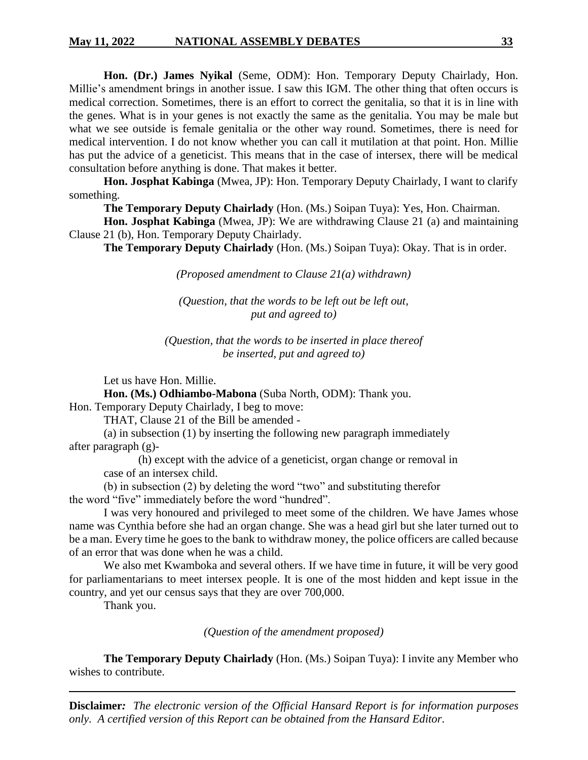**Hon. (Dr.) James Nyikal** (Seme, ODM): Hon. Temporary Deputy Chairlady, Hon. Millie's amendment brings in another issue. I saw this IGM. The other thing that often occurs is medical correction. Sometimes, there is an effort to correct the genitalia, so that it is in line with the genes. What is in your genes is not exactly the same as the genitalia. You may be male but what we see outside is female genitalia or the other way round. Sometimes, there is need for medical intervention. I do not know whether you can call it mutilation at that point. Hon. Millie has put the advice of a geneticist. This means that in the case of intersex, there will be medical consultation before anything is done. That makes it better.

**Hon. Josphat Kabinga** (Mwea, JP): Hon. Temporary Deputy Chairlady, I want to clarify something.

**The Temporary Deputy Chairlady** (Hon. (Ms.) Soipan Tuya): Yes, Hon. Chairman.

**Hon. Josphat Kabinga** (Mwea, JP): We are withdrawing Clause 21 (a) and maintaining Clause 21 (b), Hon. Temporary Deputy Chairlady.

**The Temporary Deputy Chairlady** (Hon. (Ms.) Soipan Tuya): Okay. That is in order.

*(Proposed amendment to Clause 21(a) withdrawn)*

*(Question, that the words to be left out be left out, put and agreed to)*

*(Question, that the words to be inserted in place thereof be inserted, put and agreed to)*

Let us have Hon. Millie.

**Hon. (Ms.) Odhiambo-Mabona** (Suba North, ODM): Thank you.

Hon. Temporary Deputy Chairlady, I beg to move:

THAT, Clause 21 of the Bill be amended -

(a) in subsection (1) by inserting the following new paragraph immediately after paragraph (g)-

(h) except with the advice of a geneticist, organ change or removal in case of an intersex child.

(b) in subsection (2) by deleting the word "two" and substituting therefor the word "five" immediately before the word "hundred".

I was very honoured and privileged to meet some of the children. We have James whose name was Cynthia before she had an organ change. She was a head girl but she later turned out to be a man. Every time he goes to the bank to withdraw money, the police officers are called because of an error that was done when he was a child.

We also met Kwamboka and several others. If we have time in future, it will be very good for parliamentarians to meet intersex people. It is one of the most hidden and kept issue in the country, and yet our census says that they are over 700,000.

Thank you.

*(Question of the amendment proposed)*

**The Temporary Deputy Chairlady** (Hon. (Ms.) Soipan Tuya): I invite any Member who wishes to contribute.

**Disclaimer***:* *The electronic version of the Official Hansard Report is for information purposes only. A certified version of this Report can be obtained from the Hansard Editor.*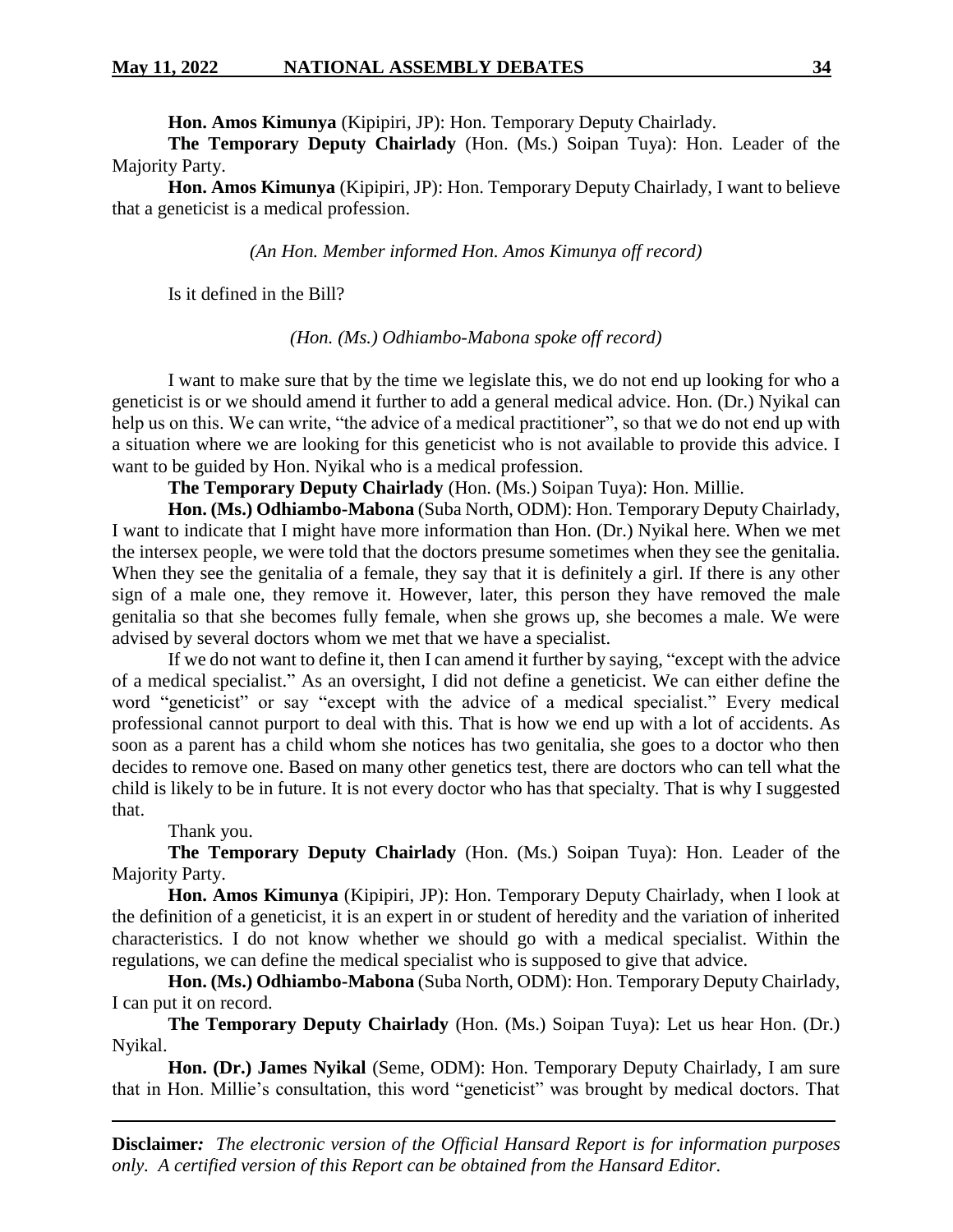**Hon. Amos Kimunya** (Kipipiri, JP): Hon. Temporary Deputy Chairlady.

**The Temporary Deputy Chairlady** (Hon. (Ms.) Soipan Tuya): Hon. Leader of the Majority Party.

**Hon. Amos Kimunya** (Kipipiri, JP): Hon. Temporary Deputy Chairlady, I want to believe that a geneticist is a medical profession.

*(An Hon. Member informed Hon. Amos Kimunya off record)*

Is it defined in the Bill?

*(Hon. (Ms.) Odhiambo-Mabona spoke off record)*

I want to make sure that by the time we legislate this, we do not end up looking for who a geneticist is or we should amend it further to add a general medical advice. Hon. (Dr.) Nyikal can help us on this. We can write, "the advice of a medical practitioner", so that we do not end up with a situation where we are looking for this geneticist who is not available to provide this advice. I want to be guided by Hon. Nyikal who is a medical profession.

**The Temporary Deputy Chairlady** (Hon. (Ms.) Soipan Tuya): Hon. Millie.

**Hon. (Ms.) Odhiambo-Mabona** (Suba North, ODM): Hon. Temporary Deputy Chairlady, I want to indicate that I might have more information than Hon. (Dr.) Nyikal here. When we met the intersex people, we were told that the doctors presume sometimes when they see the genitalia. When they see the genitalia of a female, they say that it is definitely a girl. If there is any other sign of a male one, they remove it. However, later, this person they have removed the male genitalia so that she becomes fully female, when she grows up, she becomes a male. We were advised by several doctors whom we met that we have a specialist.

If we do not want to define it, then I can amend it further by saying, "except with the advice of a medical specialist." As an oversight, I did not define a geneticist. We can either define the word "geneticist" or say "except with the advice of a medical specialist." Every medical professional cannot purport to deal with this. That is how we end up with a lot of accidents. As soon as a parent has a child whom she notices has two genitalia, she goes to a doctor who then decides to remove one. Based on many other genetics test, there are doctors who can tell what the child is likely to be in future. It is not every doctor who has that specialty. That is why I suggested that.

Thank you.

**The Temporary Deputy Chairlady** (Hon. (Ms.) Soipan Tuya): Hon. Leader of the Majority Party.

**Hon. Amos Kimunya** (Kipipiri, JP): Hon. Temporary Deputy Chairlady, when I look at the definition of a geneticist, it is an expert in or student of heredity and the variation of inherited characteristics. I do not know whether we should go with a medical specialist. Within the regulations, we can define the medical specialist who is supposed to give that advice.

**Hon. (Ms.) Odhiambo-Mabona** (Suba North, ODM): Hon. Temporary Deputy Chairlady, I can put it on record.

**The Temporary Deputy Chairlady** (Hon. (Ms.) Soipan Tuya): Let us hear Hon. (Dr.) Nyikal.

**Hon. (Dr.) James Nyikal** (Seme, ODM): Hon. Temporary Deputy Chairlady, I am sure that in Hon. Millie's consultation, this word "geneticist" was brought by medical doctors. That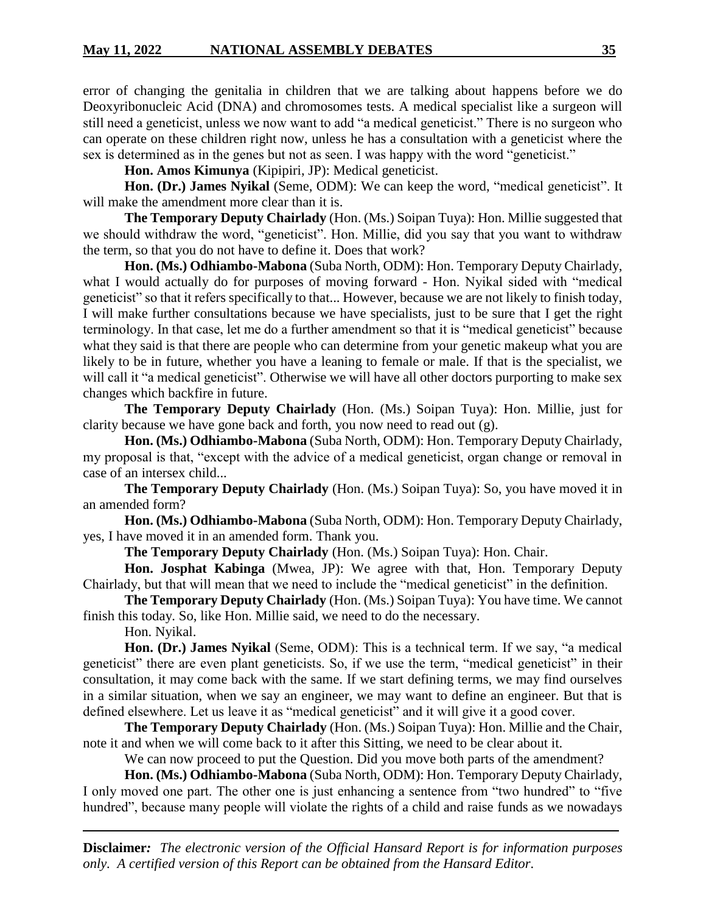error of changing the genitalia in children that we are talking about happens before we do Deoxyribonucleic Acid (DNA) and chromosomes tests. A medical specialist like a surgeon will still need a geneticist, unless we now want to add "a medical geneticist." There is no surgeon who can operate on these children right now, unless he has a consultation with a geneticist where the sex is determined as in the genes but not as seen. I was happy with the word "geneticist."

**Hon. Amos Kimunya** (Kipipiri, JP): Medical geneticist.

**Hon. (Dr.) James Nyikal** (Seme, ODM): We can keep the word, "medical geneticist". It will make the amendment more clear than it is.

**The Temporary Deputy Chairlady** (Hon. (Ms.) Soipan Tuya): Hon. Millie suggested that we should withdraw the word, "geneticist". Hon. Millie, did you say that you want to withdraw the term, so that you do not have to define it. Does that work?

**Hon. (Ms.) Odhiambo-Mabona** (Suba North, ODM): Hon. Temporary Deputy Chairlady, what I would actually do for purposes of moving forward - Hon. Nyikal sided with "medical geneticist" so that it refers specifically to that... However, because we are not likely to finish today, I will make further consultations because we have specialists, just to be sure that I get the right terminology. In that case, let me do a further amendment so that it is "medical geneticist" because what they said is that there are people who can determine from your genetic makeup what you are likely to be in future, whether you have a leaning to female or male. If that is the specialist, we will call it "a medical geneticist". Otherwise we will have all other doctors purporting to make sex changes which backfire in future.

**The Temporary Deputy Chairlady** (Hon. (Ms.) Soipan Tuya): Hon. Millie, just for clarity because we have gone back and forth, you now need to read out (g).

**Hon. (Ms.) Odhiambo-Mabona** (Suba North, ODM): Hon. Temporary Deputy Chairlady, my proposal is that, "except with the advice of a medical geneticist, organ change or removal in case of an intersex child...

**The Temporary Deputy Chairlady** (Hon. (Ms.) Soipan Tuya): So, you have moved it in an amended form?

**Hon. (Ms.) Odhiambo-Mabona** (Suba North, ODM): Hon. Temporary Deputy Chairlady, yes, I have moved it in an amended form. Thank you.

**The Temporary Deputy Chairlady** (Hon. (Ms.) Soipan Tuya): Hon. Chair.

**Hon. Josphat Kabinga** (Mwea, JP): We agree with that, Hon. Temporary Deputy Chairlady, but that will mean that we need to include the "medical geneticist" in the definition.

**The Temporary Deputy Chairlady** (Hon. (Ms.) Soipan Tuya): You have time. We cannot finish this today. So, like Hon. Millie said, we need to do the necessary.

Hon. Nyikal.

**Hon. (Dr.) James Nyikal** (Seme, ODM): This is a technical term. If we say, "a medical geneticist" there are even plant geneticists. So, if we use the term, "medical geneticist" in their consultation, it may come back with the same. If we start defining terms, we may find ourselves in a similar situation, when we say an engineer, we may want to define an engineer. But that is defined elsewhere. Let us leave it as "medical geneticist" and it will give it a good cover.

**The Temporary Deputy Chairlady** (Hon. (Ms.) Soipan Tuya): Hon. Millie and the Chair, note it and when we will come back to it after this Sitting, we need to be clear about it.

We can now proceed to put the Question. Did you move both parts of the amendment?

**Hon. (Ms.) Odhiambo-Mabona** (Suba North, ODM): Hon. Temporary Deputy Chairlady, I only moved one part. The other one is just enhancing a sentence from "two hundred" to "five hundred", because many people will violate the rights of a child and raise funds as we nowadays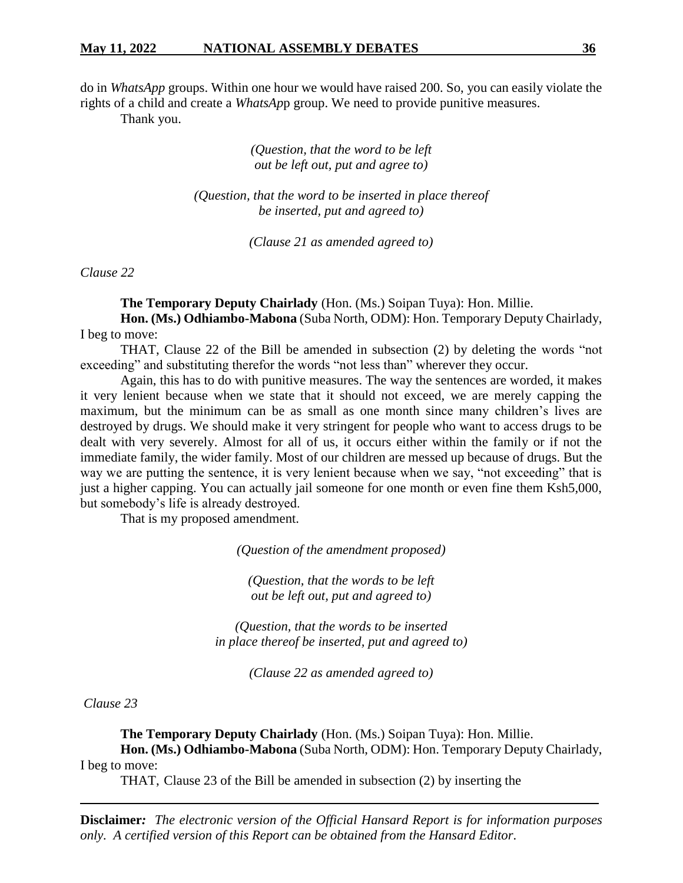do in *WhatsApp* groups. Within one hour we would have raised 200. So, you can easily violate the rights of a child and create a *WhatsApp* group. We need to provide punitive measures.

Thank you.

*(Question, that the word to be left out be left out, put and agree to)*

*(Question, that the word to be inserted in place thereof be inserted, put and agreed to)*

*(Clause 21 as amended agreed to)*

*Clause 22*

**The Temporary Deputy Chairlady** (Hon. (Ms.) Soipan Tuya): Hon. Millie.

**Hon. (Ms.) Odhiambo-Mabona** (Suba North, ODM): Hon. Temporary Deputy Chairlady, I beg to move:

THAT, Clause 22 of the Bill be amended in subsection (2) by deleting the words "not exceeding" and substituting therefor the words "not less than" wherever they occur.

Again, this has to do with punitive measures. The way the sentences are worded, it makes it very lenient because when we state that it should not exceed, we are merely capping the maximum, but the minimum can be as small as one month since many children's lives are destroyed by drugs. We should make it very stringent for people who want to access drugs to be dealt with very severely. Almost for all of us, it occurs either within the family or if not the immediate family, the wider family. Most of our children are messed up because of drugs. But the way we are putting the sentence, it is very lenient because when we say, "not exceeding" that is just a higher capping. You can actually jail someone for one month or even fine them Ksh5,000, but somebody's life is already destroyed.

That is my proposed amendment.

*(Question of the amendment proposed)*

*(Question, that the words to be left out be left out, put and agreed to)*

*(Question, that the words to be inserted in place thereof be inserted, put and agreed to)*

*(Clause 22 as amended agreed to)*

*Clause 23*

**The Temporary Deputy Chairlady** (Hon. (Ms.) Soipan Tuya): Hon. Millie.

**Hon. (Ms.) Odhiambo-Mabona** (Suba North, ODM): Hon. Temporary Deputy Chairlady, I beg to move:

THAT, Clause 23 of the Bill be amended in subsection (2) by inserting the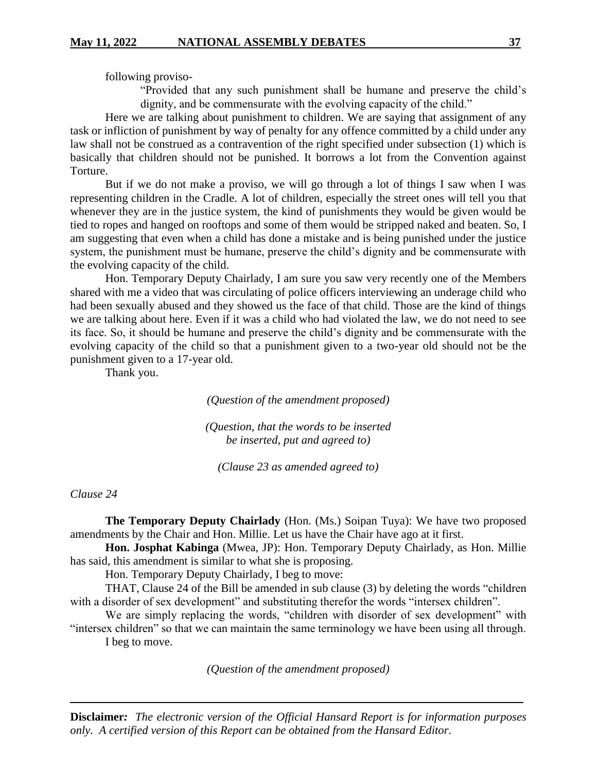following proviso-

> "Provided that any such punishment shall be humane and preserve the child's dignity, and be commensurate with the evolving capacity of the child."

Here we are talking about punishment to children. We are saying that assignment of any task or infliction of punishment by way of penalty for any offence committed by a child under any law shall not be construed as a contravention of the right specified under subsection (1) which is basically that children should not be punished. It borrows a lot from the Convention against Torture.

But if we do not make a proviso, we will go through a lot of things I saw when I was representing children in the Cradle. A lot of children, especially the street ones will tell you that whenever they are in the justice system, the kind of punishments they would be given would be tied to ropes and hanged on rooftops and some of them would be stripped naked and beaten. So, I am suggesting that even when a child has done a mistake and is being punished under the justice system, the punishment must be humane, preserve the child's dignity and be commensurate with the evolving capacity of the child.

Hon. Temporary Deputy Chairlady, I am sure you saw very recently one of the Members shared with me a video that was circulating of police officers interviewing an underage child who had been sexually abused and they showed us the face of that child. Those are the kind of things we are talking about here. Even if it was a child who had violated the law, we do not need to see its face. So, it should be humane and preserve the child's dignity and be commensurate with the evolving capacity of the child so that a punishment given to a two-year old should not be the punishment given to a 17-year old.

Thank you.

*(Question of the amendment proposed)*

*(Question, that the words to be inserted be inserted, put and agreed to)*

*(Clause 23 as amended agreed to)*

*Clause 24*

**The Temporary Deputy Chairlady** (Hon. (Ms.) Soipan Tuya): We have two proposed amendments by the Chair and Hon. Millie. Let us have the Chair have ago at it first.

**Hon. Josphat Kabinga** (Mwea, JP): Hon. Temporary Deputy Chairlady, as Hon. Millie has said, this amendment is similar to what she is proposing.

Hon. Temporary Deputy Chairlady, I beg to move:

THAT, Clause 24 of the Bill be amended in sub clause (3) by deleting the words "children with a disorder of sex development" and substituting therefor the words "intersex children".

We are simply replacing the words, "children with disorder of sex development" with "intersex children" so that we can maintain the same terminology we have been using all through.

I beg to move.

*(Question of the amendment proposed)*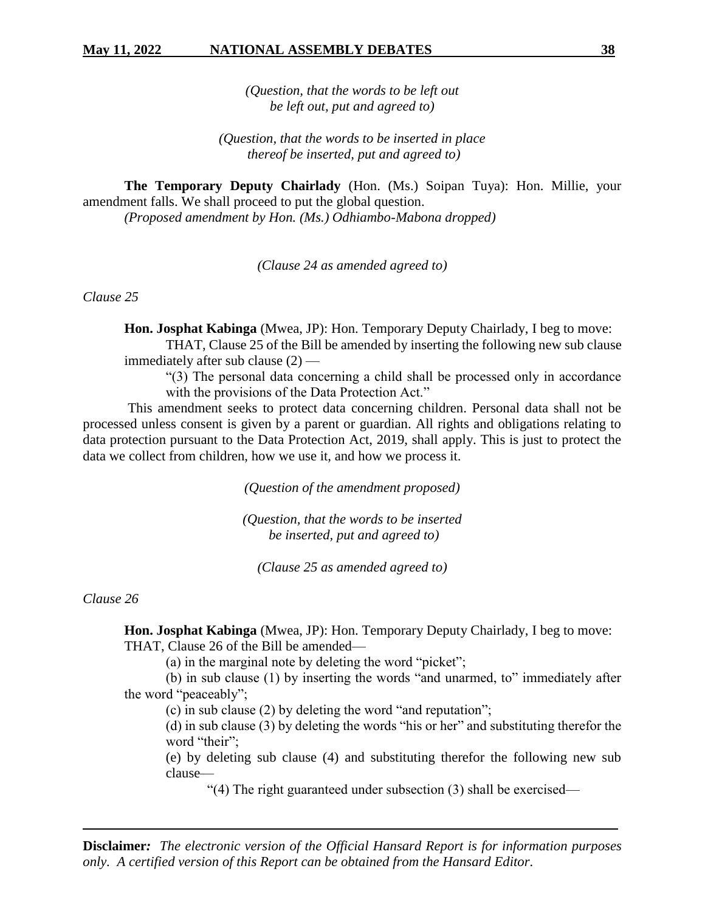*(Question, that the words to be left out be left out, put and agreed to)*

*(Question, that the words to be inserted in place thereof be inserted, put and agreed to)*

**The Temporary Deputy Chairlady** (Hon. (Ms.) Soipan Tuya): Hon. Millie, your amendment falls. We shall proceed to put the global question.

*(Proposed amendment by Hon. (Ms.) Odhiambo-Mabona dropped)*

*(Clause 24 as amended agreed to)*

*Clause 25*

**Hon. Josphat Kabinga** (Mwea, JP): Hon. Temporary Deputy Chairlady, I beg to move:

THAT, Clause 25 of the Bill be amended by inserting the following new sub clause immediately after sub clause (2) —

"(3) The personal data concerning a child shall be processed only in accordance with the provisions of the Data Protection Act."

This amendment seeks to protect data concerning children. Personal data shall not be processed unless consent is given by a parent or guardian. All rights and obligations relating to data protection pursuant to the Data Protection Act, 2019, shall apply. This is just to protect the data we collect from children, how we use it, and how we process it.

*(Question of the amendment proposed)*

*(Question, that the words to be inserted be inserted, put and agreed to)*

*(Clause 25 as amended agreed to)*

*Clause 26*

**Hon. Josphat Kabinga** (Mwea, JP): Hon. Temporary Deputy Chairlady, I beg to move:

THAT, Clause 26 of the Bill be amended—

(a) in the marginal note by deleting the word "picket";

(b) in sub clause (1) by inserting the words "and unarmed, to" immediately after the word "peaceably";

(c) in sub clause (2) by deleting the word "and reputation";

(d) in sub clause (3) by deleting the words "his or her" and substituting therefor the word "their";

(e) by deleting sub clause (4) and substituting therefor the following new sub clause—

"(4) The right guaranteed under subsection (3) shall be exercised—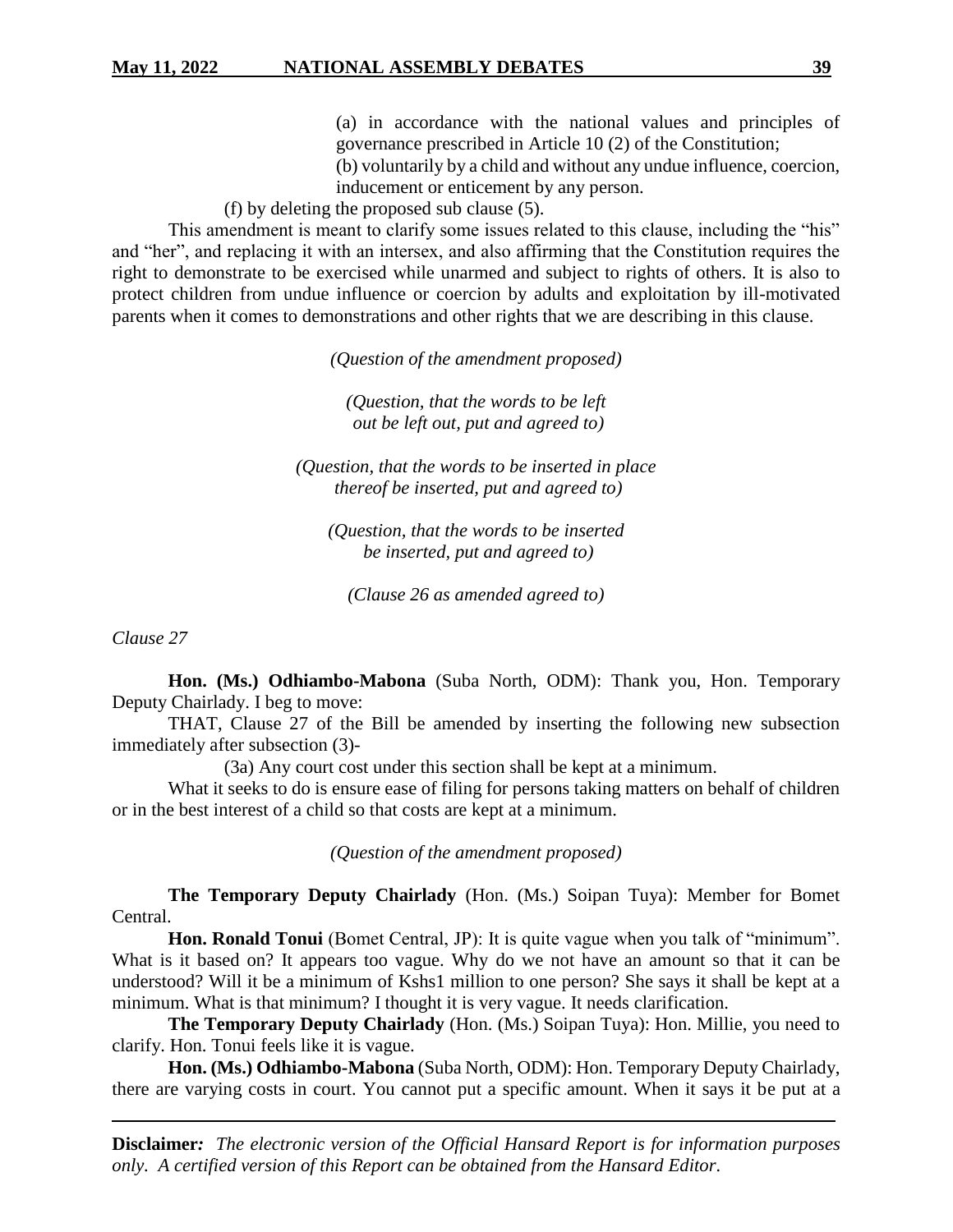(a) in accordance with the national values and principles of governance prescribed in Article 10 (2) of the Constitution;

(b) voluntarily by a child and without any undue influence, coercion, inducement or enticement by any person.

(f) by deleting the proposed sub clause (5).

This amendment is meant to clarify some issues related to this clause, including the "his" and "her", and replacing it with an intersex, and also affirming that the Constitution requires the right to demonstrate to be exercised while unarmed and subject to rights of others. It is also to protect children from undue influence or coercion by adults and exploitation by ill-motivated parents when it comes to demonstrations and other rights that we are describing in this clause.

*(Question of the amendment proposed)*

*(Question, that the words to be left out be left out, put and agreed to)*

*(Question, that the words to be inserted in place thereof be inserted, put and agreed to)*

*(Question, that the words to be inserted be inserted, put and agreed to)*

*(Clause 26 as amended agreed to)*

*Clause 27*

**Hon. (Ms.) Odhiambo-Mabona** (Suba North, ODM): Thank you, Hon. Temporary Deputy Chairlady. I beg to move:

THAT, Clause 27 of the Bill be amended by inserting the following new subsection immediately after subsection (3)-

(3a) Any court cost under this section shall be kept at a minimum.

What it seeks to do is ensure ease of filing for persons taking matters on behalf of children or in the best interest of a child so that costs are kept at a minimum.

*(Question of the amendment proposed)*

**The Temporary Deputy Chairlady** (Hon. (Ms.) Soipan Tuya): Member for Bomet Central.

**Hon. Ronald Tonui** (Bomet Central, JP): It is quite vague when you talk of "minimum". What is it based on? It appears too vague. Why do we not have an amount so that it can be understood? Will it be a minimum of Kshs1 million to one person? She says it shall be kept at a minimum. What is that minimum? I thought it is very vague. It needs clarification.

**The Temporary Deputy Chairlady** (Hon. (Ms.) Soipan Tuya): Hon. Millie, you need to clarify. Hon. Tonui feels like it is vague.

**Hon. (Ms.) Odhiambo-Mabona** (Suba North, ODM): Hon. Temporary Deputy Chairlady, there are varying costs in court. You cannot put a specific amount. When it says it be put at a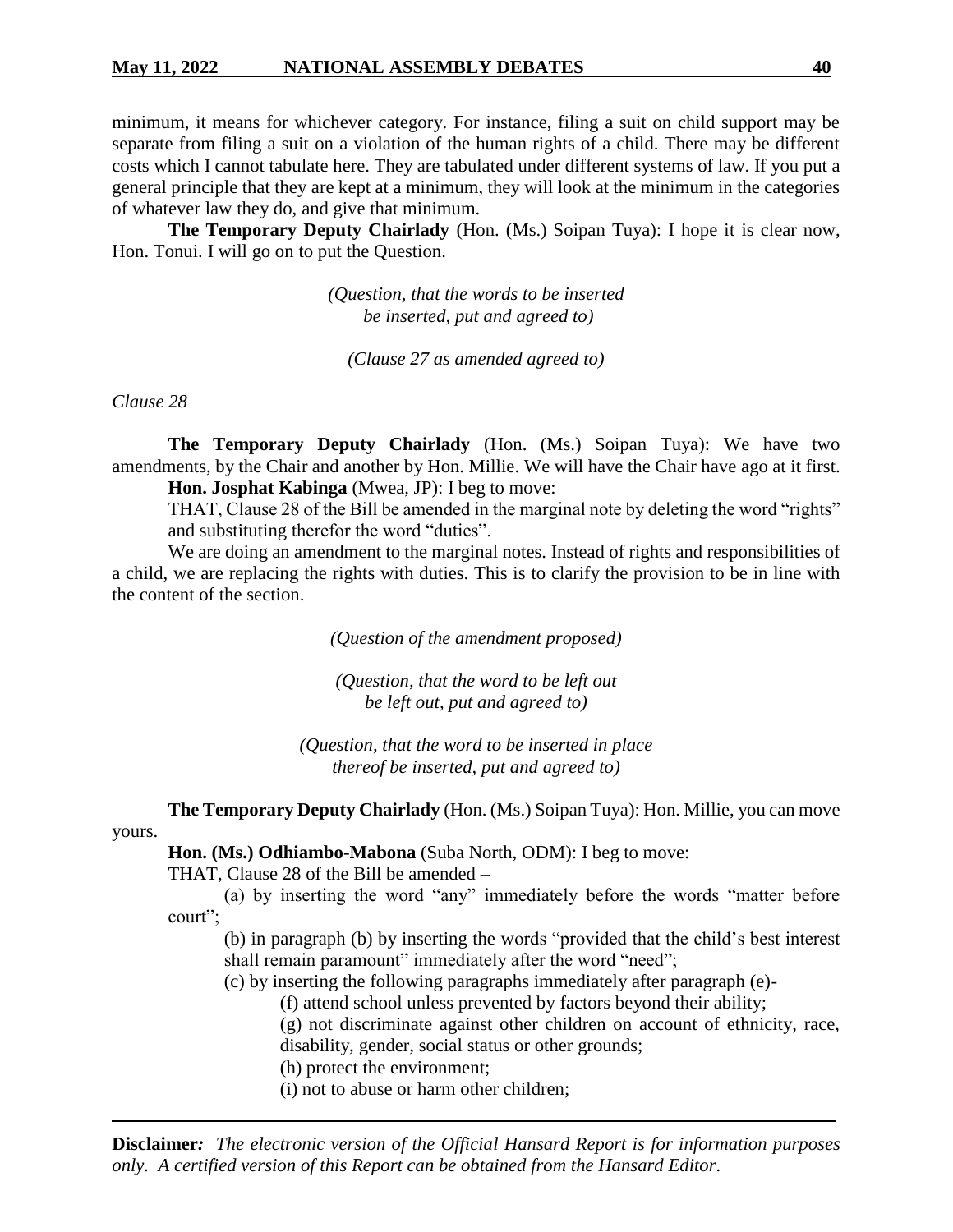minimum, it means for whichever category. For instance, filing a suit on child support may be separate from filing a suit on a violation of the human rights of a child. There may be different costs which I cannot tabulate here. They are tabulated under different systems of law. If you put a general principle that they are kept at a minimum, they will look at the minimum in the categories of whatever law they do, and give that minimum.

**The Temporary Deputy Chairlady** (Hon. (Ms.) Soipan Tuya): I hope it is clear now, Hon. Tonui. I will go on to put the Question.

*(Question, that the words to be inserted be inserted, put and agreed to)*

*(Clause 27 as amended agreed to)*

*Clause 28*

**The Temporary Deputy Chairlady** (Hon. (Ms.) Soipan Tuya): We have two amendments, by the Chair and another by Hon. Millie. We will have the Chair have ago at it first.

**Hon. Josphat Kabinga** (Mwea, JP): I beg to move:

THAT, Clause 28 of the Bill be amended in the marginal note by deleting the word "rights" and substituting therefor the word "duties".

We are doing an amendment to the marginal notes. Instead of rights and responsibilities of a child, we are replacing the rights with duties. This is to clarify the provision to be in line with the content of the section.

*(Question of the amendment proposed)*

*(Question, that the word to be left out be left out, put and agreed to)*

*(Question, that the word to be inserted in place thereof be inserted, put and agreed to)*

**The Temporary Deputy Chairlady** (Hon. (Ms.) Soipan Tuya): Hon. Millie, you can move yours.

**Hon. (Ms.) Odhiambo-Mabona** (Suba North, ODM): I beg to move:

THAT, Clause 28 of the Bill be amended –

(a) by inserting the word "any" immediately before the words "matter before court";

(b) in paragraph (b) by inserting the words "provided that the child's best interest shall remain paramount" immediately after the word "need";

(c) by inserting the following paragraphs immediately after paragraph (e)-

(f) attend school unless prevented by factors beyond their ability;

(g) not discriminate against other children on account of ethnicity, race, disability, gender, social status or other grounds;

(h) protect the environment;

(i) not to abuse or harm other children;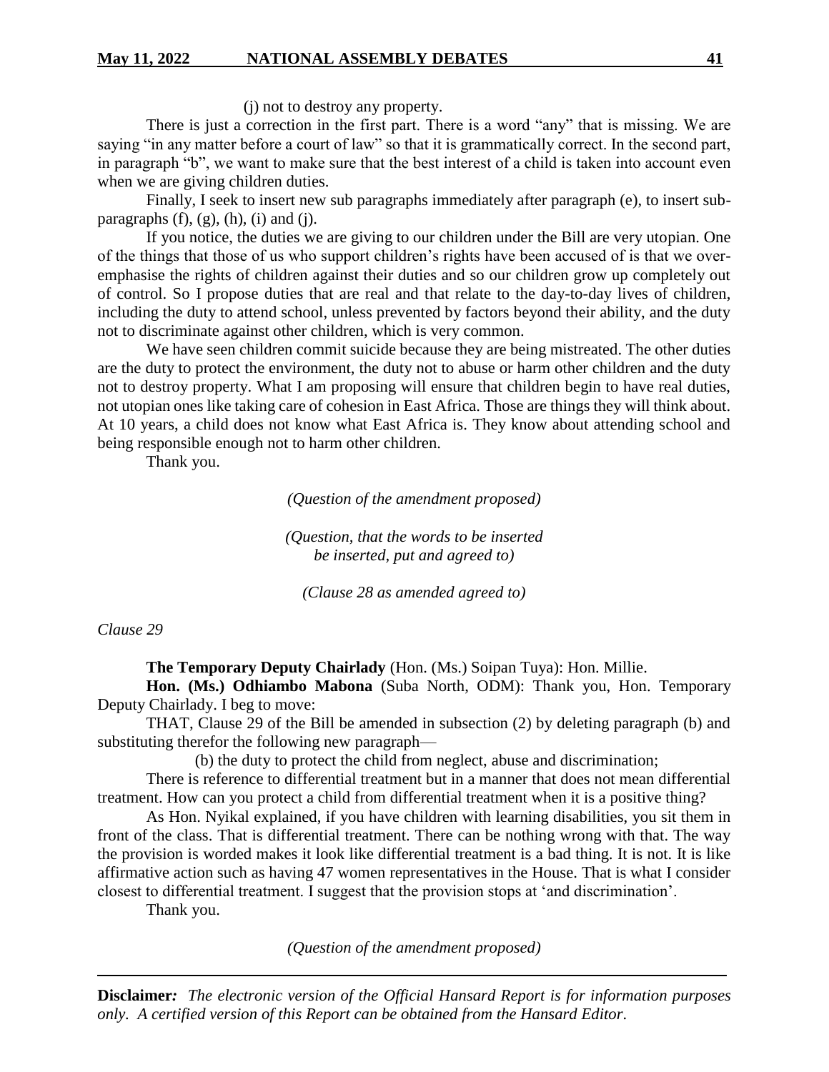(j) not to destroy any property.

There is just a correction in the first part. There is a word "any" that is missing. We are saying "in any matter before a court of law" so that it is grammatically correct. In the second part, in paragraph "b", we want to make sure that the best interest of a child is taken into account even when we are giving children duties.

Finally, I seek to insert new sub paragraphs immediately after paragraph (e), to insert sub-paragraphs (f), (g), (h), (i) and (j).

If you notice, the duties we are giving to our children under the Bill are very utopian. One of the things that those of us who support children's rights have been accused of is that we over-emphasise the rights of children against their duties and so our children grow up completely out of control. So I propose duties that are real and that relate to the day-to-day lives of children, including the duty to attend school, unless prevented by factors beyond their ability, and the duty not to discriminate against other children, which is very common.

We have seen children commit suicide because they are being mistreated. The other duties are the duty to protect the environment, the duty not to abuse or harm other children and the duty not to destroy property. What I am proposing will ensure that children begin to have real duties, not utopian ones like taking care of cohesion in East Africa. Those are things they will think about. At 10 years, a child does not know what East Africa is. They know about attending school and being responsible enough not to harm other children.

Thank you.

*(Question of the amendment proposed)*

*(Question, that the words to be inserted be inserted, put and agreed to)*

*(Clause 28 as amended agreed to)*

*Clause 29*

**The Temporary Deputy Chairlady** (Hon. (Ms.) Soipan Tuya): Hon. Millie.

**Hon. (Ms.) Odhiambo Mabona** (Suba North, ODM): Thank you, Hon. Temporary Deputy Chairlady. I beg to move:

THAT, Clause 29 of the Bill be amended in subsection (2) by deleting paragraph (b) and substituting therefor the following new paragraph—

(b) the duty to protect the child from neglect, abuse and discrimination;

There is reference to differential treatment but in a manner that does not mean differential treatment. How can you protect a child from differential treatment when it is a positive thing?

As Hon. Nyikal explained, if you have children with learning disabilities, you sit them in front of the class. That is differential treatment. There can be nothing wrong with that. The way the provision is worded makes it look like differential treatment is a bad thing. It is not. It is like affirmative action such as having 47 women representatives in the House. That is what I consider closest to differential treatment. I suggest that the provision stops at 'and discrimination'.

Thank you.

*(Question of the amendment proposed)*

**Disclaimer***: The electronic version of the Official Hansard Report is for information purposes only. A certified version of this Report can be obtained from the Hansard Editor.*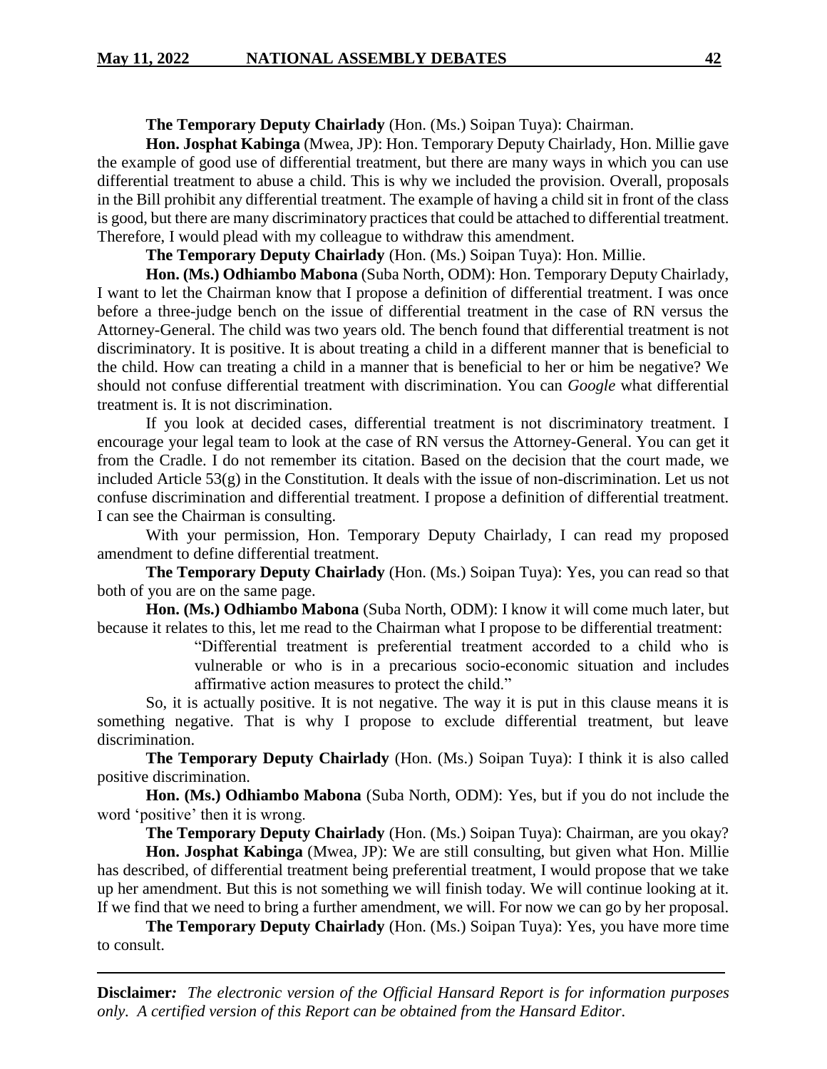**The Temporary Deputy Chairlady** (Hon. (Ms.) Soipan Tuya): Chairman.

**Hon. Josphat Kabinga** (Mwea, JP): Hon. Temporary Deputy Chairlady, Hon. Millie gave the example of good use of differential treatment, but there are many ways in which you can use differential treatment to abuse a child. This is why we included the provision. Overall, proposals in the Bill prohibit any differential treatment. The example of having a child sit in front of the class is good, but there are many discriminatory practices that could be attached to differential treatment. Therefore, I would plead with my colleague to withdraw this amendment.

**The Temporary Deputy Chairlady** (Hon. (Ms.) Soipan Tuya): Hon. Millie.

**Hon. (Ms.) Odhiambo Mabona** (Suba North, ODM): Hon. Temporary Deputy Chairlady, I want to let the Chairman know that I propose a definition of differential treatment. I was once before a three-judge bench on the issue of differential treatment in the case of RN versus the Attorney-General. The child was two years old. The bench found that differential treatment is not discriminatory. It is positive. It is about treating a child in a different manner that is beneficial to the child. How can treating a child in a manner that is beneficial to her or him be negative? We should not confuse differential treatment with discrimination. You can *Google* what differential treatment is. It is not discrimination.

If you look at decided cases, differential treatment is not discriminatory treatment. I encourage your legal team to look at the case of RN versus the Attorney-General. You can get it from the Cradle. I do not remember its citation. Based on the decision that the court made, we included Article 53(g) in the Constitution. It deals with the issue of non-discrimination. Let us not confuse discrimination and differential treatment. I propose a definition of differential treatment. I can see the Chairman is consulting.

With your permission, Hon. Temporary Deputy Chairlady, I can read my proposed amendment to define differential treatment.

**The Temporary Deputy Chairlady** (Hon. (Ms.) Soipan Tuya): Yes, you can read so that both of you are on the same page.

**Hon. (Ms.) Odhiambo Mabona** (Suba North, ODM): I know it will come much later, but because it relates to this, let me read to the Chairman what I propose to be differential treatment:

> "Differential treatment is preferential treatment accorded to a child who is vulnerable or who is in a precarious socio-economic situation and includes affirmative action measures to protect the child."

So, it is actually positive. It is not negative. The way it is put in this clause means it is something negative. That is why I propose to exclude differential treatment, but leave discrimination.

**The Temporary Deputy Chairlady** (Hon. (Ms.) Soipan Tuya): I think it is also called positive discrimination.

**Hon. (Ms.) Odhiambo Mabona** (Suba North, ODM): Yes, but if you do not include the word 'positive' then it is wrong.

**The Temporary Deputy Chairlady** (Hon. (Ms.) Soipan Tuya): Chairman, are you okay?

**Hon. Josphat Kabinga** (Mwea, JP): We are still consulting, but given what Hon. Millie has described, of differential treatment being preferential treatment, I would propose that we take up her amendment. But this is not something we will finish today. We will continue looking at it. If we find that we need to bring a further amendment, we will. For now we can go by her proposal.

**The Temporary Deputy Chairlady** (Hon. (Ms.) Soipan Tuya): Yes, you have more time to consult.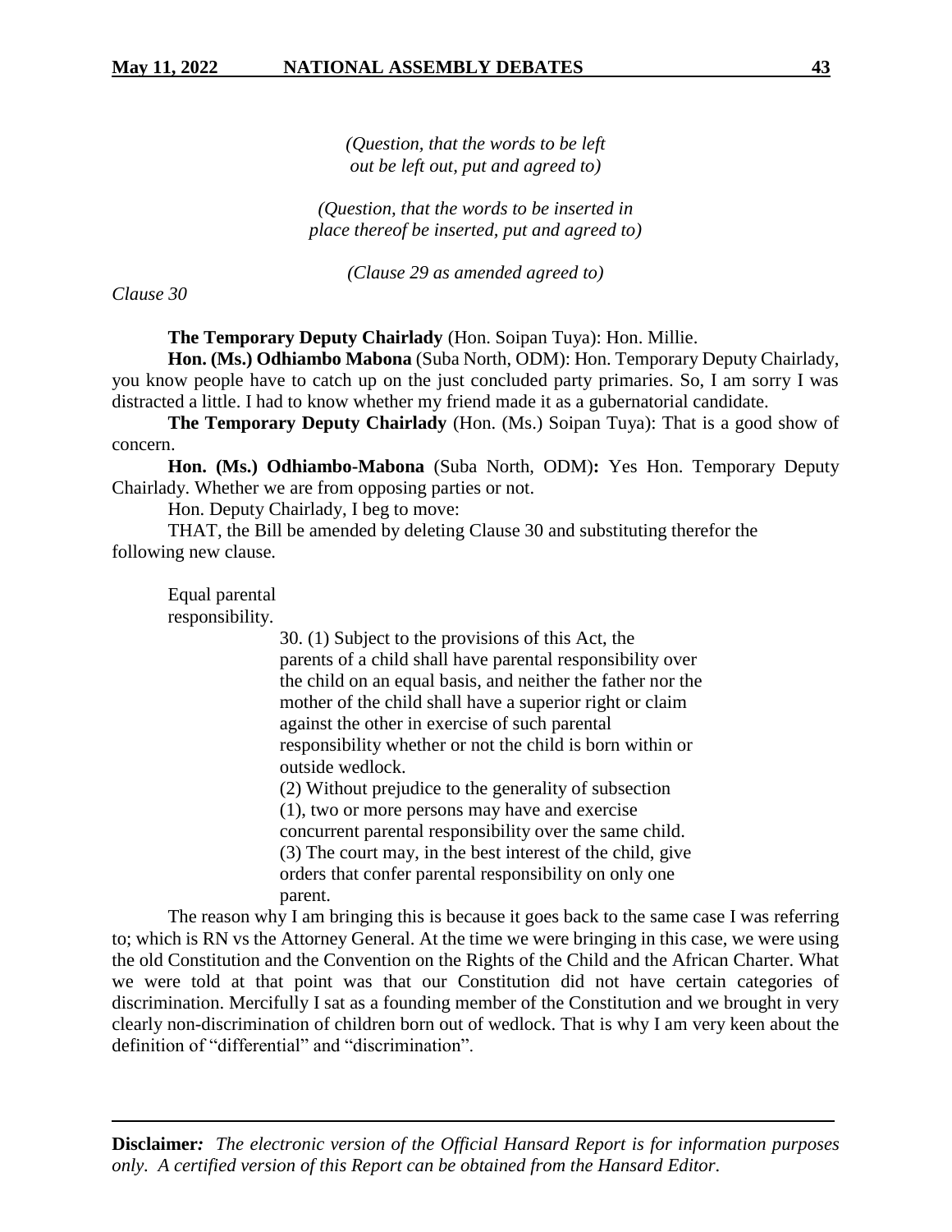*(Question, that the words to be left out be left out, put and agreed to)*

*(Question, that the words to be inserted in place thereof be inserted, put and agreed to)*

*(Clause 29 as amended agreed to)*

*Clause 30*

**The Temporary Deputy Chairlady** (Hon. Soipan Tuya): Hon. Millie.

**Hon. (Ms.) Odhiambo Mabona** (Suba North, ODM): Hon. Temporary Deputy Chairlady, you know people have to catch up on the just concluded party primaries. So, I am sorry I was distracted a little. I had to know whether my friend made it as a gubernatorial candidate.

**The Temporary Deputy Chairlady** (Hon. (Ms.) Soipan Tuya): That is a good show of concern.

**Hon. (Ms.) Odhiambo-Mabona** (Suba North, ODM)**:** Yes Hon. Temporary Deputy Chairlady. Whether we are from opposing parties or not.

Hon. Deputy Chairlady, I beg to move:

THAT, the Bill be amended by deleting Clause 30 and substituting therefor the following new clause.

Equal parental responsibility.

30. (1) Subject to the provisions of this Act, the parents of a child shall have parental responsibility over the child on an equal basis, and neither the father nor the mother of the child shall have a superior right or claim against the other in exercise of such parental responsibility whether or not the child is born within or outside wedlock.

(2) Without prejudice to the generality of subsection (1), two or more persons may have and exercise concurrent parental responsibility over the same child.

(3) The court may, in the best interest of the child, give orders that confer parental responsibility on only one parent.

The reason why I am bringing this is because it goes back to the same case I was referring to; which is RN vs the Attorney General. At the time we were bringing in this case, we were using the old Constitution and the Convention on the Rights of the Child and the African Charter. What we were told at that point was that our Constitution did not have certain categories of discrimination. Mercifully I sat as a founding member of the Constitution and we brought in very clearly non-discrimination of children born out of wedlock. That is why I am very keen about the definition of "differential" and "discrimination".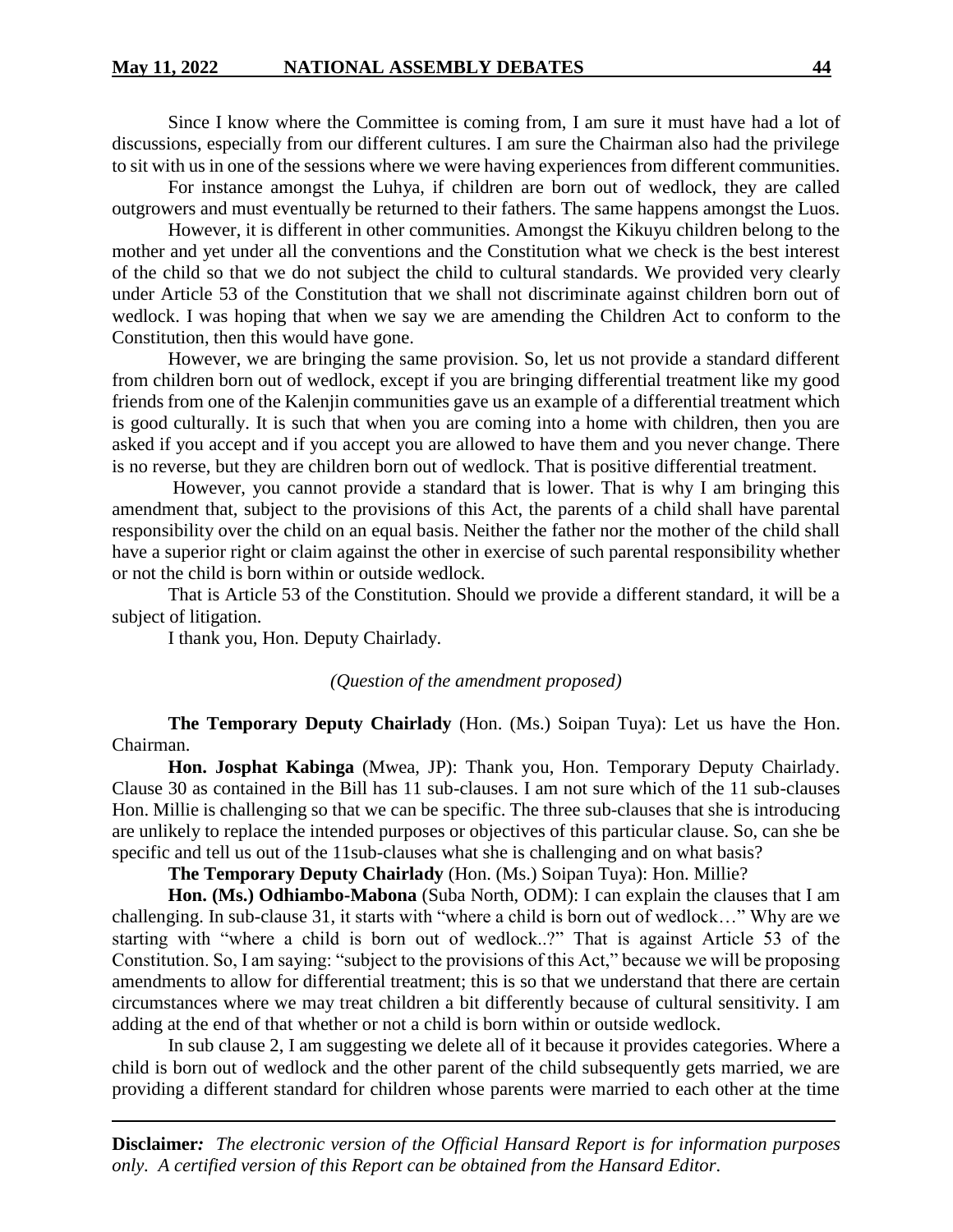Since I know where the Committee is coming from, I am sure it must have had a lot of discussions, especially from our different cultures. I am sure the Chairman also had the privilege to sit with us in one of the sessions where we were having experiences from different communities.

For instance amongst the Luhya, if children are born out of wedlock, they are called outgrowers and must eventually be returned to their fathers. The same happens amongst the Luos.

However, it is different in other communities. Amongst the Kikuyu children belong to the mother and yet under all the conventions and the Constitution what we check is the best interest of the child so that we do not subject the child to cultural standards. We provided very clearly under Article 53 of the Constitution that we shall not discriminate against children born out of wedlock. I was hoping that when we say we are amending the Children Act to conform to the Constitution, then this would have gone.

However, we are bringing the same provision. So, let us not provide a standard different from children born out of wedlock, except if you are bringing differential treatment like my good friends from one of the Kalenjin communities gave us an example of a differential treatment which is good culturally. It is such that when you are coming into a home with children, then you are asked if you accept and if you accept you are allowed to have them and you never change. There is no reverse, but they are children born out of wedlock. That is positive differential treatment.

However, you cannot provide a standard that is lower. That is why I am bringing this amendment that, subject to the provisions of this Act, the parents of a child shall have parental responsibility over the child on an equal basis. Neither the father nor the mother of the child shall have a superior right or claim against the other in exercise of such parental responsibility whether or not the child is born within or outside wedlock.

That is Article 53 of the Constitution. Should we provide a different standard, it will be a subject of litigation.

I thank you, Hon. Deputy Chairlady.

*(Question of the amendment proposed)*

**The Temporary Deputy Chairlady** (Hon. (Ms.) Soipan Tuya): Let us have the Hon. Chairman.

**Hon. Josphat Kabinga** (Mwea, JP): Thank you, Hon. Temporary Deputy Chairlady. Clause 30 as contained in the Bill has 11 sub-clauses. I am not sure which of the 11 sub-clauses Hon. Millie is challenging so that we can be specific. The three sub-clauses that she is introducing are unlikely to replace the intended purposes or objectives of this particular clause. So, can she be specific and tell us out of the 11sub-clauses what she is challenging and on what basis?

**The Temporary Deputy Chairlady** (Hon. (Ms.) Soipan Tuya): Hon. Millie?

**Hon. (Ms.) Odhiambo-Mabona** (Suba North, ODM): I can explain the clauses that I am challenging. In sub-clause 31, it starts with "where a child is born out of wedlock…" Why are we starting with "where a child is born out of wedlock..?" That is against Article 53 of the Constitution. So, I am saying: "subject to the provisions of this Act," because we will be proposing amendments to allow for differential treatment; this is so that we understand that there are certain circumstances where we may treat children a bit differently because of cultural sensitivity. I am adding at the end of that whether or not a child is born within or outside wedlock.

In sub clause 2, I am suggesting we delete all of it because it provides categories. Where a child is born out of wedlock and the other parent of the child subsequently gets married, we are providing a different standard for children whose parents were married to each other at the time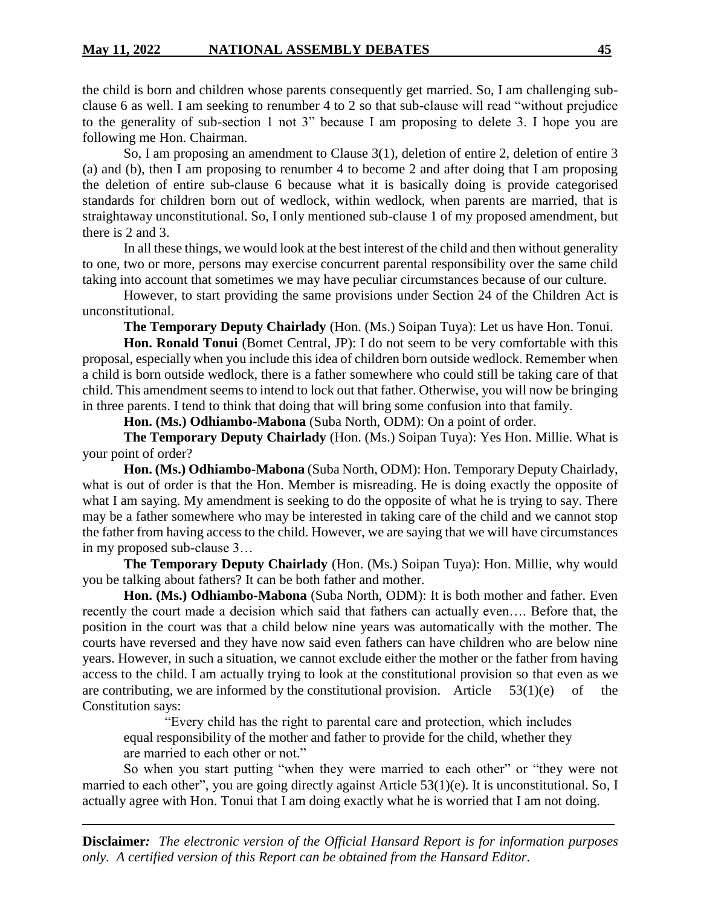the child is born and children whose parents consequently get married. So, I am challenging sub-clause 6 as well. I am seeking to renumber 4 to 2 so that sub-clause will read "without prejudice to the generality of sub-section 1 not 3" because I am proposing to delete 3. I hope you are following me Hon. Chairman.

So, I am proposing an amendment to Clause 3(1), deletion of entire 2, deletion of entire 3 (a) and (b), then I am proposing to renumber 4 to become 2 and after doing that I am proposing the deletion of entire sub-clause 6 because what it is basically doing is provide categorised standards for children born out of wedlock, within wedlock, when parents are married, that is straightaway unconstitutional. So, I only mentioned sub-clause 1 of my proposed amendment, but there is 2 and 3.

In all these things, we would look at the best interest of the child and then without generality to one, two or more, persons may exercise concurrent parental responsibility over the same child taking into account that sometimes we may have peculiar circumstances because of our culture.

However, to start providing the same provisions under Section 24 of the Children Act is unconstitutional.

**The Temporary Deputy Chairlady** (Hon. (Ms.) Soipan Tuya): Let us have Hon. Tonui.

**Hon. Ronald Tonui** (Bomet Central, JP): I do not seem to be very comfortable with this proposal, especially when you include this idea of children born outside wedlock. Remember when a child is born outside wedlock, there is a father somewhere who could still be taking care of that child. This amendment seems to intend to lock out that father. Otherwise, you will now be bringing in three parents. I tend to think that doing that will bring some confusion into that family.

**Hon. (Ms.) Odhiambo-Mabona** (Suba North, ODM): On a point of order.

**The Temporary Deputy Chairlady** (Hon. (Ms.) Soipan Tuya): Yes Hon. Millie. What is your point of order?

**Hon. (Ms.) Odhiambo-Mabona** (Suba North, ODM): Hon. Temporary Deputy Chairlady, what is out of order is that the Hon. Member is misreading. He is doing exactly the opposite of what I am saying. My amendment is seeking to do the opposite of what he is trying to say. There may be a father somewhere who may be interested in taking care of the child and we cannot stop the father from having access to the child. However, we are saying that we will have circumstances in my proposed sub-clause 3…

**The Temporary Deputy Chairlady** (Hon. (Ms.) Soipan Tuya): Hon. Millie, why would you be talking about fathers? It can be both father and mother.

**Hon. (Ms.) Odhiambo-Mabona** (Suba North, ODM): It is both mother and father. Even recently the court made a decision which said that fathers can actually even…. Before that, the position in the court was that a child below nine years was automatically with the mother. The courts have reversed and they have now said even fathers can have children who are below nine years. However, in such a situation, we cannot exclude either the mother or the father from having access to the child. I am actually trying to look at the constitutional provision so that even as we are contributing, we are informed by the constitutional provision. Article 53(1)(e) of the Constitution says:

> "Every child has the right to parental care and protection, which includes equal responsibility of the mother and father to provide for the child, whether they are married to each other or not."

So when you start putting "when they were married to each other" or "they were not married to each other", you are going directly against Article 53(1)(e). It is unconstitutional. So, I actually agree with Hon. Tonui that I am doing exactly what he is worried that I am not doing.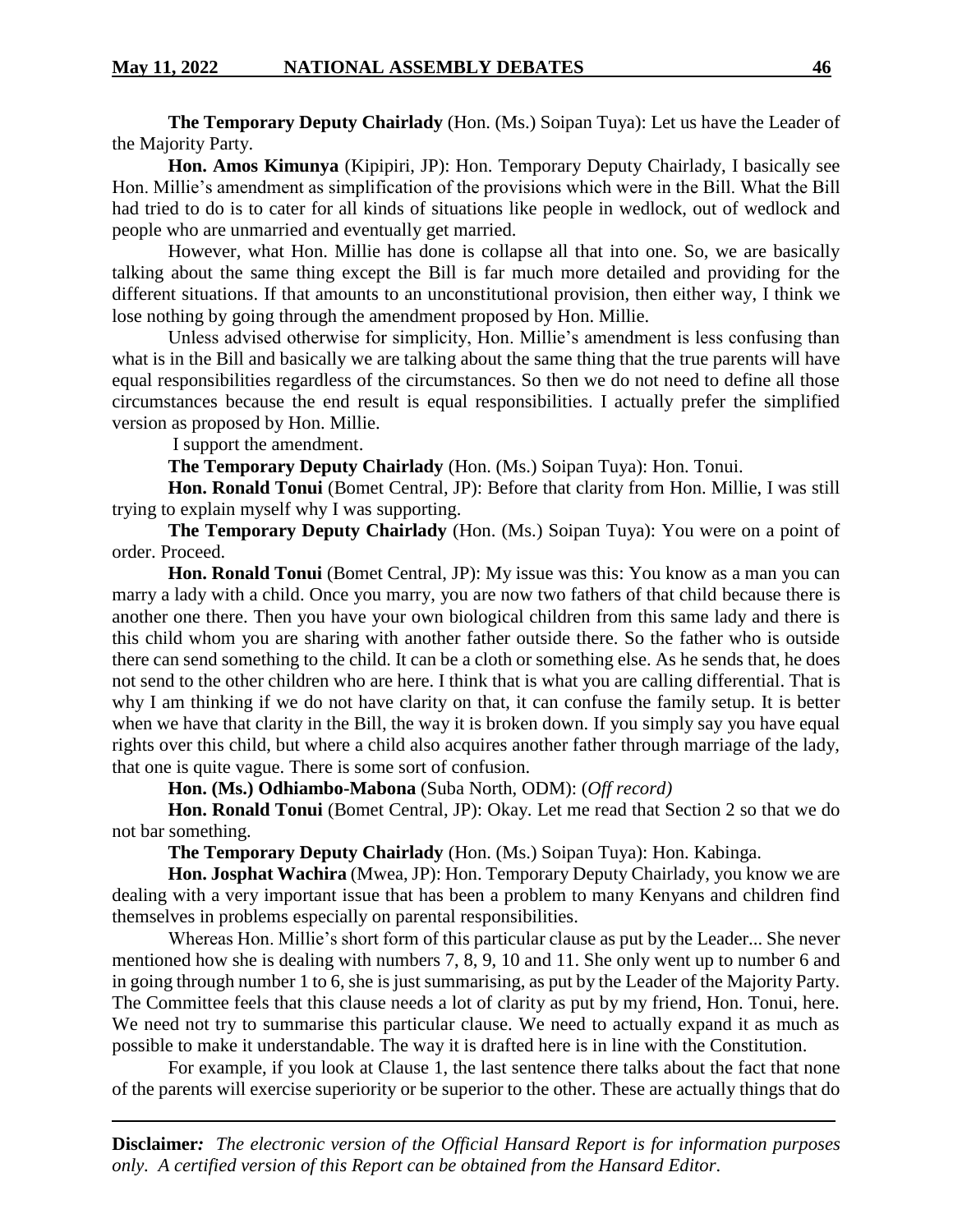**The Temporary Deputy Chairlady** (Hon. (Ms.) Soipan Tuya): Let us have the Leader of the Majority Party.

**Hon. Amos Kimunya** (Kipipiri, JP): Hon. Temporary Deputy Chairlady, I basically see Hon. Millie's amendment as simplification of the provisions which were in the Bill. What the Bill had tried to do is to cater for all kinds of situations like people in wedlock, out of wedlock and people who are unmarried and eventually get married.

However, what Hon. Millie has done is collapse all that into one. So, we are basically talking about the same thing except the Bill is far much more detailed and providing for the different situations. If that amounts to an unconstitutional provision, then either way, I think we lose nothing by going through the amendment proposed by Hon. Millie.

Unless advised otherwise for simplicity, Hon. Millie's amendment is less confusing than what is in the Bill and basically we are talking about the same thing that the true parents will have equal responsibilities regardless of the circumstances. So then we do not need to define all those circumstances because the end result is equal responsibilities. I actually prefer the simplified version as proposed by Hon. Millie.

I support the amendment.

**The Temporary Deputy Chairlady** (Hon. (Ms.) Soipan Tuya): Hon. Tonui.

**Hon. Ronald Tonui** (Bomet Central, JP): Before that clarity from Hon. Millie, I was still trying to explain myself why I was supporting.

**The Temporary Deputy Chairlady** (Hon. (Ms.) Soipan Tuya): You were on a point of order. Proceed.

**Hon. Ronald Tonui** (Bomet Central, JP): My issue was this: You know as a man you can marry a lady with a child. Once you marry, you are now two fathers of that child because there is another one there. Then you have your own biological children from this same lady and there is this child whom you are sharing with another father outside there. So the father who is outside there can send something to the child. It can be a cloth or something else. As he sends that, he does not send to the other children who are here. I think that is what you are calling differential. That is why I am thinking if we do not have clarity on that, it can confuse the family setup. It is better when we have that clarity in the Bill, the way it is broken down. If you simply say you have equal rights over this child, but where a child also acquires another father through marriage of the lady, that one is quite vague. There is some sort of confusion.

**Hon. (Ms.) Odhiambo-Mabona** (Suba North, ODM): (*Off record)*

**Hon. Ronald Tonui** (Bomet Central, JP): Okay. Let me read that Section 2 so that we do not bar something.

**The Temporary Deputy Chairlady** (Hon. (Ms.) Soipan Tuya): Hon. Kabinga.

**Hon. Josphat Wachira** (Mwea, JP): Hon. Temporary Deputy Chairlady, you know we are dealing with a very important issue that has been a problem to many Kenyans and children find themselves in problems especially on parental responsibilities.

Whereas Hon. Millie's short form of this particular clause as put by the Leader... She never mentioned how she is dealing with numbers 7, 8, 9, 10 and 11. She only went up to number 6 and in going through number 1 to 6, she is just summarising, as put by the Leader of the Majority Party. The Committee feels that this clause needs a lot of clarity as put by my friend, Hon. Tonui, here. We need not try to summarise this particular clause. We need to actually expand it as much as possible to make it understandable. The way it is drafted here is in line with the Constitution.

For example, if you look at Clause 1, the last sentence there talks about the fact that none of the parents will exercise superiority or be superior to the other. These are actually things that do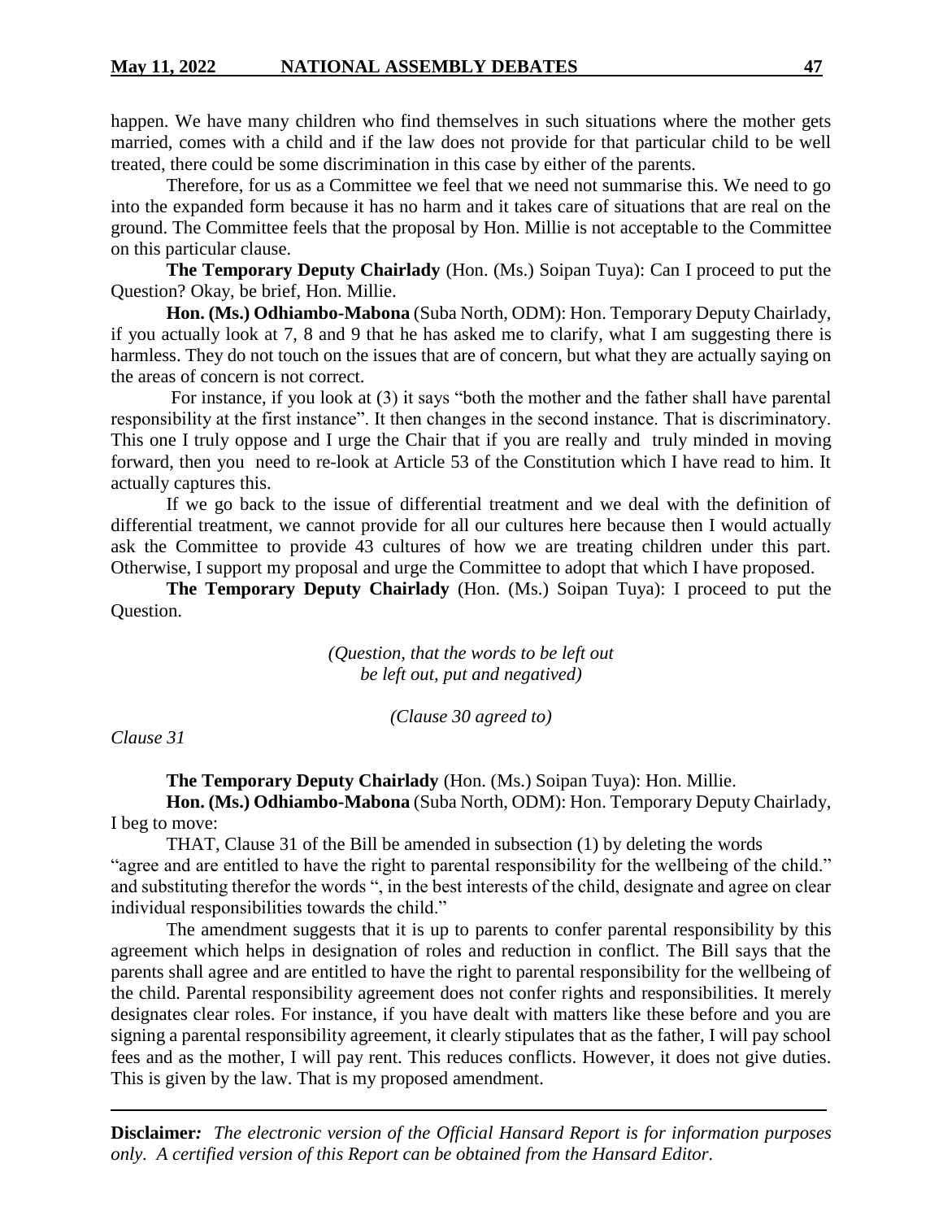happen. We have many children who find themselves in such situations where the mother gets married, comes with a child and if the law does not provide for that particular child to be well treated, there could be some discrimination in this case by either of the parents.

Therefore, for us as a Committee we feel that we need not summarise this. We need to go into the expanded form because it has no harm and it takes care of situations that are real on the ground. The Committee feels that the proposal by Hon. Millie is not acceptable to the Committee on this particular clause.

**The Temporary Deputy Chairlady** (Hon. (Ms.) Soipan Tuya): Can I proceed to put the Question? Okay, be brief, Hon. Millie.

**Hon. (Ms.) Odhiambo-Mabona** (Suba North, ODM): Hon. Temporary Deputy Chairlady, if you actually look at 7, 8 and 9 that he has asked me to clarify, what I am suggesting there is harmless. They do not touch on the issues that are of concern, but what they are actually saying on the areas of concern is not correct.

For instance, if you look at (3) it says "both the mother and the father shall have parental responsibility at the first instance". It then changes in the second instance. That is discriminatory. This one I truly oppose and I urge the Chair that if you are really and truly minded in moving forward, then you need to re-look at Article 53 of the Constitution which I have read to him. It actually captures this.

If we go back to the issue of differential treatment and we deal with the definition of differential treatment, we cannot provide for all our cultures here because then I would actually ask the Committee to provide 43 cultures of how we are treating children under this part. Otherwise, I support my proposal and urge the Committee to adopt that which I have proposed.

**The Temporary Deputy Chairlady** (Hon. (Ms.) Soipan Tuya): I proceed to put the Question.

*(Question, that the words to be left out be left out, put and negatived)*

*(Clause 30 agreed to)*

*Clause 31*

**The Temporary Deputy Chairlady** (Hon. (Ms.) Soipan Tuya): Hon. Millie.

**Hon. (Ms.) Odhiambo-Mabona** (Suba North, ODM): Hon. Temporary Deputy Chairlady, I beg to move:

THAT, Clause 31 of the Bill be amended in subsection (1) by deleting the words "agree and are entitled to have the right to parental responsibility for the wellbeing of the child." and substituting therefor the words ", in the best interests of the child, designate and agree on clear individual responsibilities towards the child."

The amendment suggests that it is up to parents to confer parental responsibility by this agreement which helps in designation of roles and reduction in conflict. The Bill says that the parents shall agree and are entitled to have the right to parental responsibility for the wellbeing of the child. Parental responsibility agreement does not confer rights and responsibilities. It merely designates clear roles. For instance, if you have dealt with matters like these before and you are signing a parental responsibility agreement, it clearly stipulates that as the father, I will pay school fees and as the mother, I will pay rent. This reduces conflicts. However, it does not give duties. This is given by the law. That is my proposed amendment.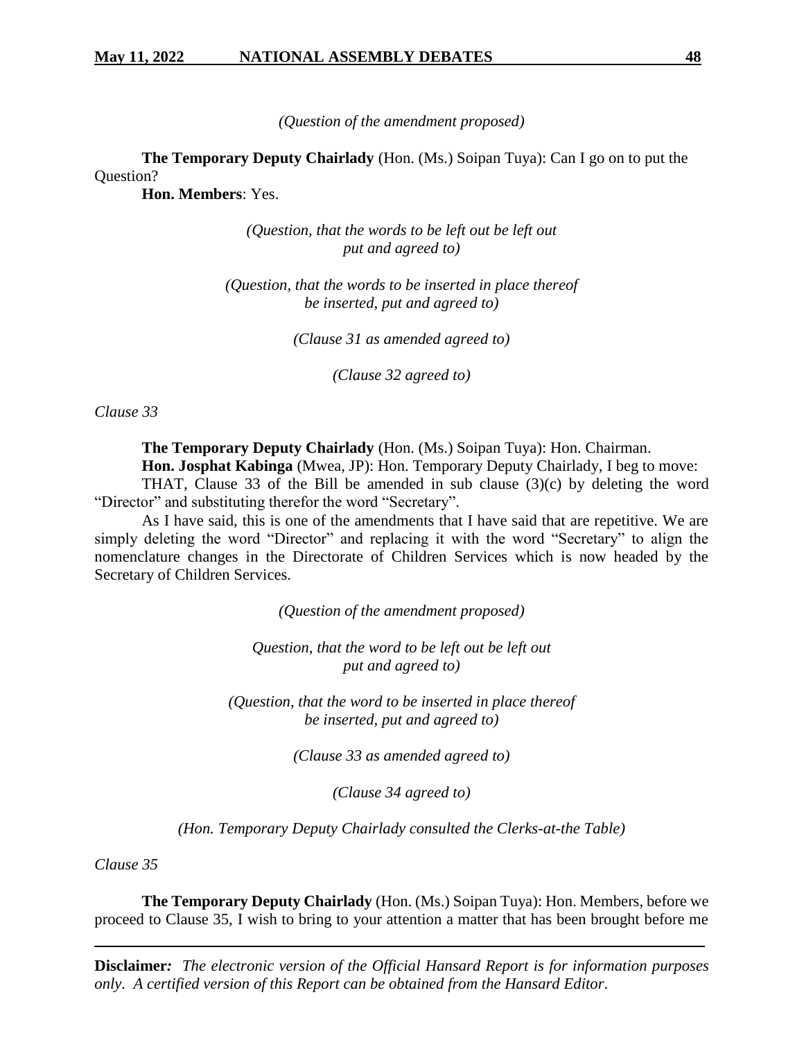*(Question of the amendment proposed)*

**The Temporary Deputy Chairlady** (Hon. (Ms.) Soipan Tuya): Can I go on to put the Question?

**Hon. Members**: Yes.

*(Question, that the words to be left out be left out put and agreed to)*

*(Question, that the words to be inserted in place thereof be inserted, put and agreed to)*

*(Clause 31 as amended agreed to)*

*(Clause 32 agreed to)*

*Clause 33*

**The Temporary Deputy Chairlady** (Hon. (Ms.) Soipan Tuya): Hon. Chairman.

**Hon. Josphat Kabinga** (Mwea, JP): Hon. Temporary Deputy Chairlady, I beg to move:

THAT, Clause 33 of the Bill be amended in sub clause (3)(c) by deleting the word "Director" and substituting therefor the word "Secretary".

As I have said, this is one of the amendments that I have said that are repetitive. We are simply deleting the word "Director" and replacing it with the word "Secretary" to align the nomenclature changes in the Directorate of Children Services which is now headed by the Secretary of Children Services.

*(Question of the amendment proposed)*

*Question, that the word to be left out be left out put and agreed to)*

*(Question, that the word to be inserted in place thereof be inserted, put and agreed to)*

*(Clause 33 as amended agreed to)*

*(Clause 34 agreed to)*

*(Hon. Temporary Deputy Chairlady consulted the Clerks-at-the Table)*

*Clause 35*

**The Temporary Deputy Chairlady** (Hon. (Ms.) Soipan Tuya): Hon. Members, before we proceed to Clause 35, I wish to bring to your attention a matter that has been brought before me

**Disclaimer**: *The electronic version of the Official Hansard Report is for information purposes only. A certified version of this Report can be obtained from the Hansard Editor.*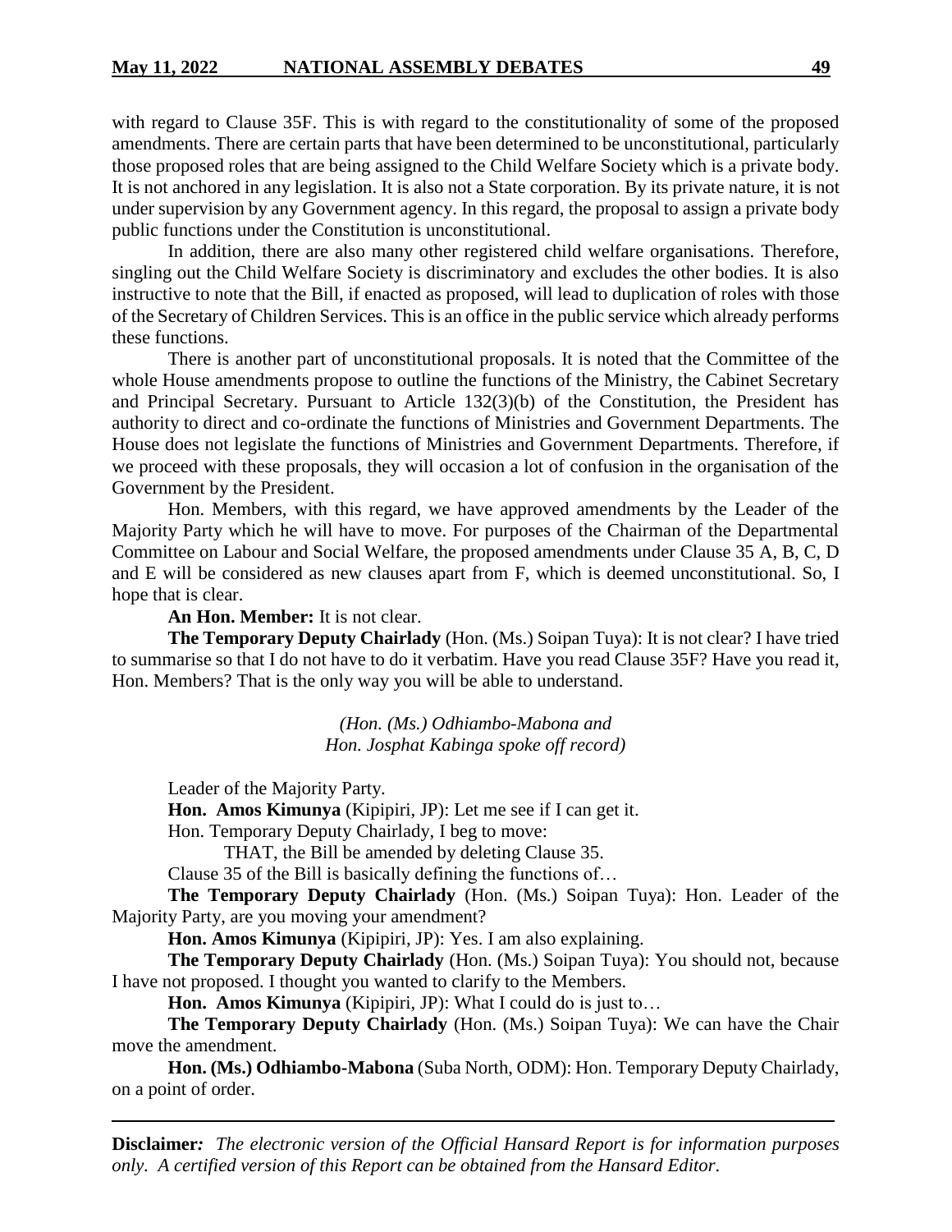with regard to Clause 35F. This is with regard to the constitutionality of some of the proposed amendments. There are certain parts that have been determined to be unconstitutional, particularly those proposed roles that are being assigned to the Child Welfare Society which is a private body. It is not anchored in any legislation. It is also not a State corporation. By its private nature, it is not under supervision by any Government agency. In this regard, the proposal to assign a private body public functions under the Constitution is unconstitutional.

In addition, there are also many other registered child welfare organisations. Therefore, singling out the Child Welfare Society is discriminatory and excludes the other bodies. It is also instructive to note that the Bill, if enacted as proposed, will lead to duplication of roles with those of the Secretary of Children Services. This is an office in the public service which already performs these functions.

There is another part of unconstitutional proposals. It is noted that the Committee of the whole House amendments propose to outline the functions of the Ministry, the Cabinet Secretary and Principal Secretary. Pursuant to Article 132(3)(b) of the Constitution, the President has authority to direct and co-ordinate the functions of Ministries and Government Departments. The House does not legislate the functions of Ministries and Government Departments. Therefore, if we proceed with these proposals, they will occasion a lot of confusion in the organisation of the Government by the President.

Hon. Members, with this regard, we have approved amendments by the Leader of the Majority Party which he will have to move. For purposes of the Chairman of the Departmental Committee on Labour and Social Welfare, the proposed amendments under Clause 35 A, B, C, D and E will be considered as new clauses apart from F, which is deemed unconstitutional. So, I hope that is clear.

**An Hon. Member:** It is not clear.

**The Temporary Deputy Chairlady** (Hon. (Ms.) Soipan Tuya): It is not clear? I have tried to summarise so that I do not have to do it verbatim. Have you read Clause 35F? Have you read it, Hon. Members? That is the only way you will be able to understand.

*(Hon. (Ms.) Odhiambo-Mabona and Hon. Josphat Kabinga spoke off record)*

Leader of the Majority Party.

**Hon. Amos Kimunya** (Kipipiri, JP): Let me see if I can get it.

Hon. Temporary Deputy Chairlady, I beg to move:

THAT, the Bill be amended by deleting Clause 35.

Clause 35 of the Bill is basically defining the functions of…

**The Temporary Deputy Chairlady** (Hon. (Ms.) Soipan Tuya): Hon. Leader of the Majority Party, are you moving your amendment?

**Hon. Amos Kimunya** (Kipipiri, JP): Yes. I am also explaining.

**The Temporary Deputy Chairlady** (Hon. (Ms.) Soipan Tuya): You should not, because I have not proposed. I thought you wanted to clarify to the Members.

**Hon. Amos Kimunya** (Kipipiri, JP): What I could do is just to…

**The Temporary Deputy Chairlady** (Hon. (Ms.) Soipan Tuya): We can have the Chair move the amendment.

**Hon. (Ms.) Odhiambo-Mabona** (Suba North, ODM): Hon. Temporary Deputy Chairlady, on a point of order.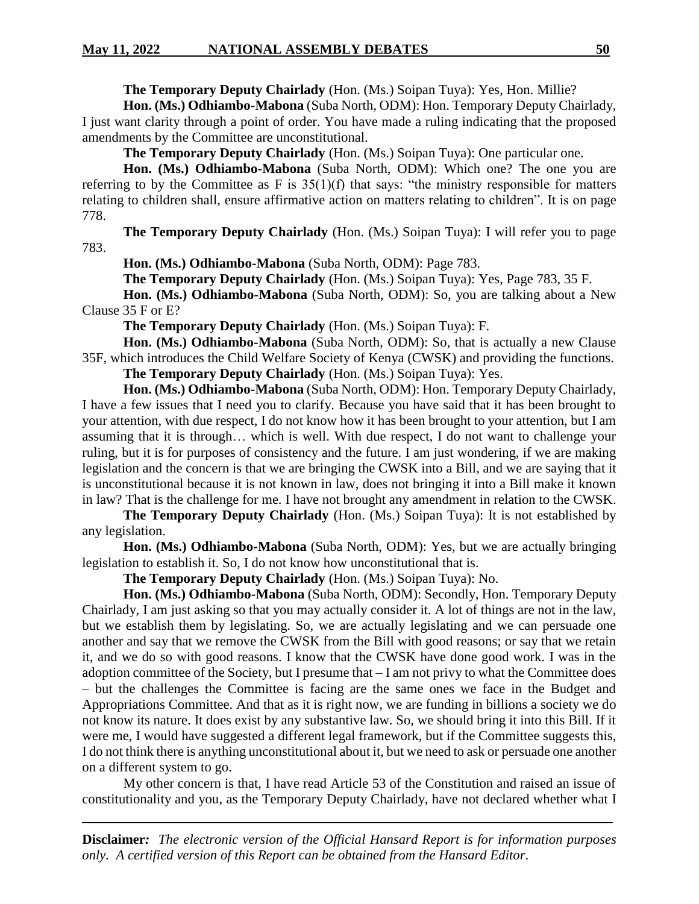**The Temporary Deputy Chairlady** (Hon. (Ms.) Soipan Tuya): Yes, Hon. Millie?

**Hon. (Ms.) Odhiambo-Mabona** (Suba North, ODM): Hon. Temporary Deputy Chairlady, I just want clarity through a point of order. You have made a ruling indicating that the proposed amendments by the Committee are unconstitutional.

**The Temporary Deputy Chairlady** (Hon. (Ms.) Soipan Tuya): One particular one.

**Hon. (Ms.) Odhiambo-Mabona** (Suba North, ODM): Which one? The one you are referring to by the Committee as F is 35(1)(f) that says: "the ministry responsible for matters relating to children shall, ensure affirmative action on matters relating to children". It is on page 778.

**The Temporary Deputy Chairlady** (Hon. (Ms.) Soipan Tuya): I will refer you to page 783.

**Hon. (Ms.) Odhiambo-Mabona** (Suba North, ODM): Page 783.

**The Temporary Deputy Chairlady** (Hon. (Ms.) Soipan Tuya): Yes, Page 783, 35 F.

**Hon. (Ms.) Odhiambo-Mabona** (Suba North, ODM): So, you are talking about a New Clause 35 F or E?

**The Temporary Deputy Chairlady** (Hon. (Ms.) Soipan Tuya): F.

**Hon. (Ms.) Odhiambo-Mabona** (Suba North, ODM): So, that is actually a new Clause 35F, which introduces the Child Welfare Society of Kenya (CWSK) and providing the functions.

**The Temporary Deputy Chairlady** (Hon. (Ms.) Soipan Tuya): Yes.

**Hon. (Ms.) Odhiambo-Mabona** (Suba North, ODM): Hon. Temporary Deputy Chairlady, I have a few issues that I need you to clarify. Because you have said that it has been brought to your attention, with due respect, I do not know how it has been brought to your attention, but I am assuming that it is through… which is well. With due respect, I do not want to challenge your ruling, but it is for purposes of consistency and the future. I am just wondering, if we are making legislation and the concern is that we are bringing the CWSK into a Bill, and we are saying that it is unconstitutional because it is not known in law, does not bringing it into a Bill make it known in law? That is the challenge for me. I have not brought any amendment in relation to the CWSK.

**The Temporary Deputy Chairlady** (Hon. (Ms.) Soipan Tuya): It is not established by any legislation.

**Hon. (Ms.) Odhiambo-Mabona** (Suba North, ODM): Yes, but we are actually bringing legislation to establish it. So, I do not know how unconstitutional that is.

**The Temporary Deputy Chairlady** (Hon. (Ms.) Soipan Tuya): No.

**Hon. (Ms.) Odhiambo-Mabona** (Suba North, ODM): Secondly, Hon. Temporary Deputy Chairlady, I am just asking so that you may actually consider it. A lot of things are not in the law, but we establish them by legislating. So, we are actually legislating and we can persuade one another and say that we remove the CWSK from the Bill with good reasons; or say that we retain it, and we do so with good reasons. I know that the CWSK have done good work. I was in the adoption committee of the Society, but I presume that – I am not privy to what the Committee does – but the challenges the Committee is facing are the same ones we face in the Budget and Appropriations Committee. And that as it is right now, we are funding in billions a society we do not know its nature. It does exist by any substantive law. So, we should bring it into this Bill. If it were me, I would have suggested a different legal framework, but if the Committee suggests this, I do not think there is anything unconstitutional about it, but we need to ask or persuade one another on a different system to go.

My other concern is that, I have read Article 53 of the Constitution and raised an issue of constitutionality and you, as the Temporary Deputy Chairlady, have not declared whether what I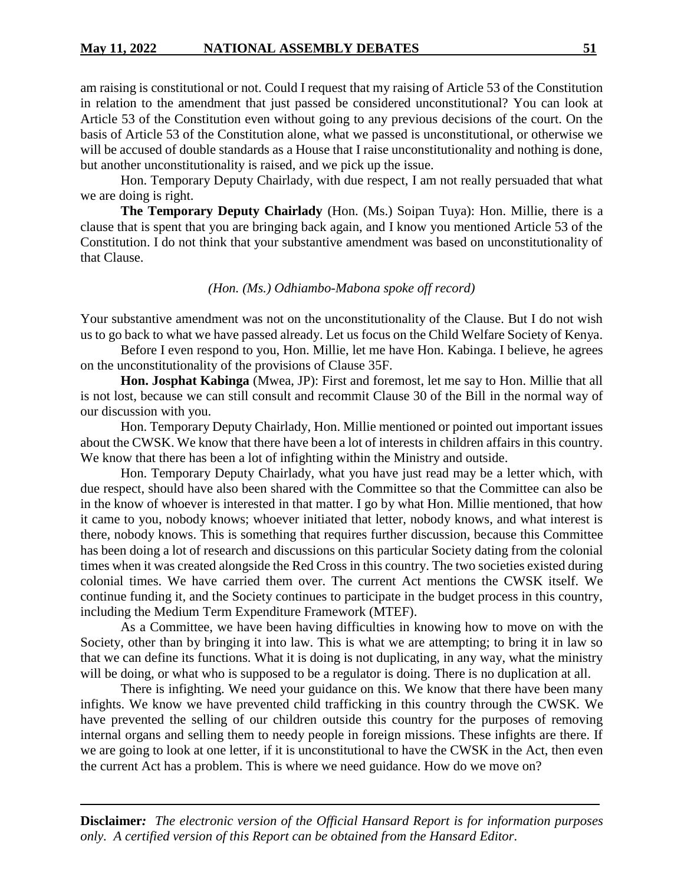am raising is constitutional or not. Could I request that my raising of Article 53 of the Constitution in relation to the amendment that just passed be considered unconstitutional? You can look at Article 53 of the Constitution even without going to any previous decisions of the court. On the basis of Article 53 of the Constitution alone, what we passed is unconstitutional, or otherwise we will be accused of double standards as a House that I raise unconstitutionality and nothing is done, but another unconstitutionality is raised, and we pick up the issue.

Hon. Temporary Deputy Chairlady, with due respect, I am not really persuaded that what we are doing is right.

**The Temporary Deputy Chairlady** (Hon. (Ms.) Soipan Tuya): Hon. Millie, there is a clause that is spent that you are bringing back again, and I know you mentioned Article 53 of the Constitution. I do not think that your substantive amendment was based on unconstitutionality of that Clause.

*(Hon. (Ms.) Odhiambo-Mabona spoke off record)*

Your substantive amendment was not on the unconstitutionality of the Clause. But I do not wish us to go back to what we have passed already. Let us focus on the Child Welfare Society of Kenya.

Before I even respond to you, Hon. Millie, let me have Hon. Kabinga. I believe, he agrees on the unconstitutionality of the provisions of Clause 35F.

**Hon. Josphat Kabinga** (Mwea, JP): First and foremost, let me say to Hon. Millie that all is not lost, because we can still consult and recommit Clause 30 of the Bill in the normal way of our discussion with you.

Hon. Temporary Deputy Chairlady, Hon. Millie mentioned or pointed out important issues about the CWSK. We know that there have been a lot of interests in children affairs in this country. We know that there has been a lot of infighting within the Ministry and outside.

Hon. Temporary Deputy Chairlady, what you have just read may be a letter which, with due respect, should have also been shared with the Committee so that the Committee can also be in the know of whoever is interested in that matter. I go by what Hon. Millie mentioned, that how it came to you, nobody knows; whoever initiated that letter, nobody knows, and what interest is there, nobody knows. This is something that requires further discussion, because this Committee has been doing a lot of research and discussions on this particular Society dating from the colonial times when it was created alongside the Red Cross in this country. The two societies existed during colonial times. We have carried them over. The current Act mentions the CWSK itself. We continue funding it, and the Society continues to participate in the budget process in this country, including the Medium Term Expenditure Framework (MTEF).

As a Committee, we have been having difficulties in knowing how to move on with the Society, other than by bringing it into law. This is what we are attempting; to bring it in law so that we can define its functions. What it is doing is not duplicating, in any way, what the ministry will be doing, or what who is supposed to be a regulator is doing. There is no duplication at all.

There is infighting. We need your guidance on this. We know that there have been many infights. We know we have prevented child trafficking in this country through the CWSK. We have prevented the selling of our children outside this country for the purposes of removing internal organs and selling them to needy people in foreign missions. These infights are there. If we are going to look at one letter, if it is unconstitutional to have the CWSK in the Act, then even the current Act has a problem. This is where we need guidance. How do we move on?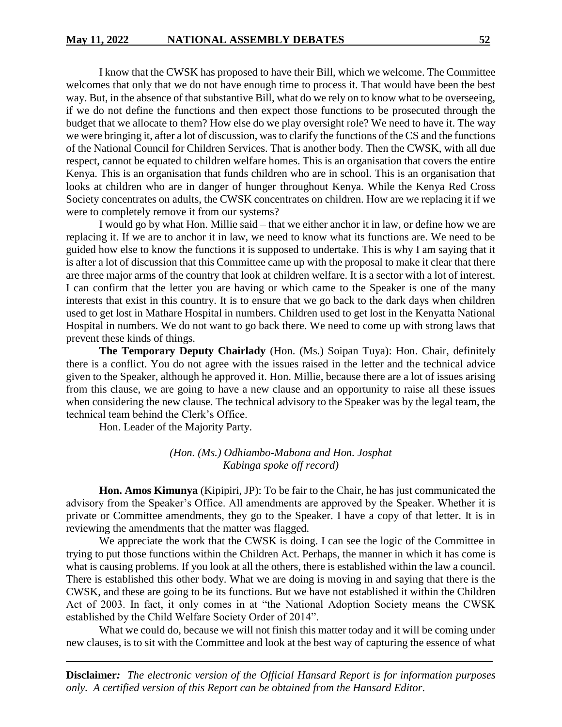I know that the CWSK has proposed to have their Bill, which we welcome. The Committee welcomes that only that we do not have enough time to process it. That would have been the best way. But, in the absence of that substantive Bill, what do we rely on to know what to be overseeing, if we do not define the functions and then expect those functions to be prosecuted through the budget that we allocate to them? How else do we play oversight role? We need to have it. The way we were bringing it, after a lot of discussion, was to clarify the functions of the CS and the functions of the National Council for Children Services. That is another body. Then the CWSK, with all due respect, cannot be equated to children welfare homes. This is an organisation that covers the entire Kenya. This is an organisation that funds children who are in school. This is an organisation that looks at children who are in danger of hunger throughout Kenya. While the Kenya Red Cross Society concentrates on adults, the CWSK concentrates on children. How are we replacing it if we were to completely remove it from our systems?

I would go by what Hon. Millie said – that we either anchor it in law, or define how we are replacing it. If we are to anchor it in law, we need to know what its functions are. We need to be guided how else to know the functions it is supposed to undertake. This is why I am saying that it is after a lot of discussion that this Committee came up with the proposal to make it clear that there are three major arms of the country that look at children welfare. It is a sector with a lot of interest. I can confirm that the letter you are having or which came to the Speaker is one of the many interests that exist in this country. It is to ensure that we go back to the dark days when children used to get lost in Mathare Hospital in numbers. Children used to get lost in the Kenyatta National Hospital in numbers. We do not want to go back there. We need to come up with strong laws that prevent these kinds of things.

**The Temporary Deputy Chairlady** (Hon. (Ms.) Soipan Tuya): Hon. Chair, definitely there is a conflict. You do not agree with the issues raised in the letter and the technical advice given to the Speaker, although he approved it. Hon. Millie, because there are a lot of issues arising from this clause, we are going to have a new clause and an opportunity to raise all these issues when considering the new clause. The technical advisory to the Speaker was by the legal team, the technical team behind the Clerk's Office.

Hon. Leader of the Majority Party.

*(Hon. (Ms.) Odhiambo-Mabona and Hon. Josphat Kabinga spoke off record)*

**Hon. Amos Kimunya** (Kipipiri, JP): To be fair to the Chair, he has just communicated the advisory from the Speaker's Office. All amendments are approved by the Speaker. Whether it is private or Committee amendments, they go to the Speaker. I have a copy of that letter. It is in reviewing the amendments that the matter was flagged.

We appreciate the work that the CWSK is doing. I can see the logic of the Committee in trying to put those functions within the Children Act. Perhaps, the manner in which it has come is what is causing problems. If you look at all the others, there is established within the law a council. There is established this other body. What we are doing is moving in and saying that there is the CWSK, and these are going to be its functions. But we have not established it within the Children Act of 2003. In fact, it only comes in at "the National Adoption Society means the CWSK established by the Child Welfare Society Order of 2014".

What we could do, because we will not finish this matter today and it will be coming under new clauses, is to sit with the Committee and look at the best way of capturing the essence of what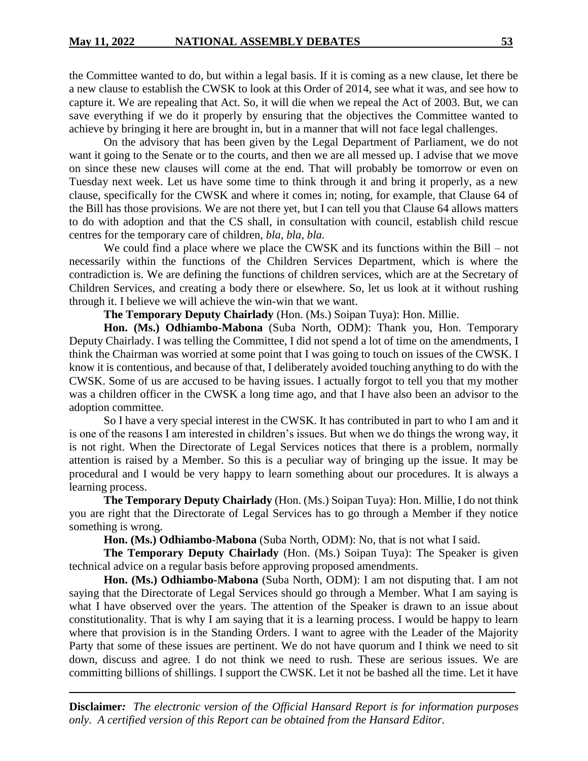the Committee wanted to do, but within a legal basis. If it is coming as a new clause, let there be a new clause to establish the CWSK to look at this Order of 2014, see what it was, and see how to capture it. We are repealing that Act. So, it will die when we repeal the Act of 2003. But, we can save everything if we do it properly by ensuring that the objectives the Committee wanted to achieve by bringing it here are brought in, but in a manner that will not face legal challenges.

On the advisory that has been given by the Legal Department of Parliament, we do not want it going to the Senate or to the courts, and then we are all messed up. I advise that we move on since these new clauses will come at the end. That will probably be tomorrow or even on Tuesday next week. Let us have some time to think through it and bring it properly, as a new clause, specifically for the CWSK and where it comes in; noting, for example, that Clause 64 of the Bill has those provisions. We are not there yet, but I can tell you that Clause 64 allows matters to do with adoption and that the CS shall, in consultation with council, establish child rescue centres for the temporary care of children, *bla, bla, bla.*

We could find a place where we place the CWSK and its functions within the Bill – not necessarily within the functions of the Children Services Department, which is where the contradiction is. We are defining the functions of children services, which are at the Secretary of Children Services, and creating a body there or elsewhere. So, let us look at it without rushing through it. I believe we will achieve the win-win that we want.

**The Temporary Deputy Chairlady** (Hon. (Ms.) Soipan Tuya): Hon. Millie.

**Hon. (Ms.) Odhiambo-Mabona** (Suba North, ODM): Thank you, Hon. Temporary Deputy Chairlady. I was telling the Committee, I did not spend a lot of time on the amendments, I think the Chairman was worried at some point that I was going to touch on issues of the CWSK. I know it is contentious, and because of that, I deliberately avoided touching anything to do with the CWSK. Some of us are accused to be having issues. I actually forgot to tell you that my mother was a children officer in the CWSK a long time ago, and that I have also been an advisor to the adoption committee.

So I have a very special interest in the CWSK. It has contributed in part to who I am and it is one of the reasons I am interested in children's issues. But when we do things the wrong way, it is not right. When the Directorate of Legal Services notices that there is a problem, normally attention is raised by a Member. So this is a peculiar way of bringing up the issue. It may be procedural and I would be very happy to learn something about our procedures. It is always a learning process.

**The Temporary Deputy Chairlady** (Hon. (Ms.) Soipan Tuya): Hon. Millie, I do not think you are right that the Directorate of Legal Services has to go through a Member if they notice something is wrong.

**Hon. (Ms.) Odhiambo-Mabona** (Suba North, ODM): No, that is not what I said.

**The Temporary Deputy Chairlady** (Hon. (Ms.) Soipan Tuya): The Speaker is given technical advice on a regular basis before approving proposed amendments.

**Hon. (Ms.) Odhiambo-Mabona** (Suba North, ODM): I am not disputing that. I am not saying that the Directorate of Legal Services should go through a Member. What I am saying is what I have observed over the years. The attention of the Speaker is drawn to an issue about constitutionality. That is why I am saying that it is a learning process. I would be happy to learn where that provision is in the Standing Orders. I want to agree with the Leader of the Majority Party that some of these issues are pertinent. We do not have quorum and I think we need to sit down, discuss and agree. I do not think we need to rush. These are serious issues. We are committing billions of shillings. I support the CWSK. Let it not be bashed all the time. Let it have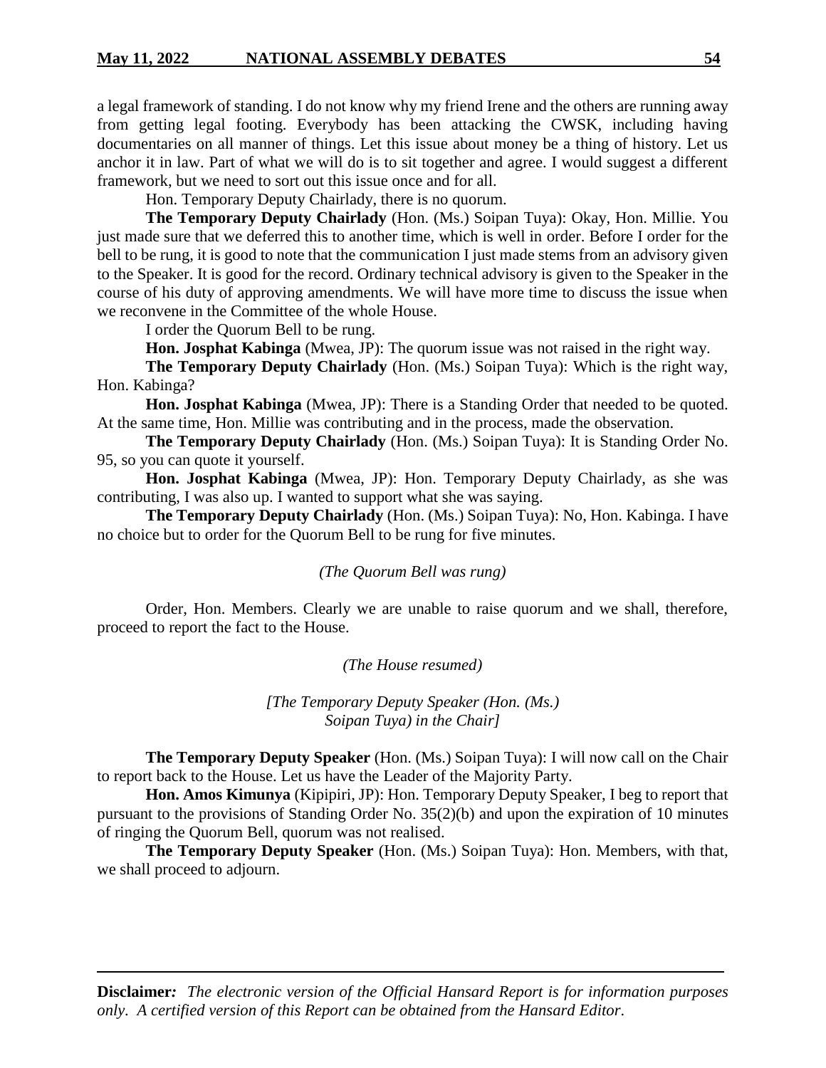a legal framework of standing. I do not know why my friend Irene and the others are running away from getting legal footing. Everybody has been attacking the CWSK, including having documentaries on all manner of things. Let this issue about money be a thing of history. Let us anchor it in law. Part of what we will do is to sit together and agree. I would suggest a different framework, but we need to sort out this issue once and for all.

Hon. Temporary Deputy Chairlady, there is no quorum.

**The Temporary Deputy Chairlady** (Hon. (Ms.) Soipan Tuya): Okay, Hon. Millie. You just made sure that we deferred this to another time, which is well in order. Before I order for the bell to be rung, it is good to note that the communication I just made stems from an advisory given to the Speaker. It is good for the record. Ordinary technical advisory is given to the Speaker in the course of his duty of approving amendments. We will have more time to discuss the issue when we reconvene in the Committee of the whole House.

I order the Quorum Bell to be rung.

**Hon. Josphat Kabinga** (Mwea, JP): The quorum issue was not raised in the right way.

**The Temporary Deputy Chairlady** (Hon. (Ms.) Soipan Tuya): Which is the right way, Hon. Kabinga?

**Hon. Josphat Kabinga** (Mwea, JP): There is a Standing Order that needed to be quoted. At the same time, Hon. Millie was contributing and in the process, made the observation.

**The Temporary Deputy Chairlady** (Hon. (Ms.) Soipan Tuya): It is Standing Order No. 95, so you can quote it yourself.

**Hon. Josphat Kabinga** (Mwea, JP): Hon. Temporary Deputy Chairlady, as she was contributing, I was also up. I wanted to support what she was saying.

**The Temporary Deputy Chairlady** (Hon. (Ms.) Soipan Tuya): No, Hon. Kabinga. I have no choice but to order for the Quorum Bell to be rung for five minutes.

*(The Quorum Bell was rung)*

Order, Hon. Members. Clearly we are unable to raise quorum and we shall, therefore, proceed to report the fact to the House.

*(The House resumed)*

*[The Temporary Deputy Speaker (Hon. (Ms.) Soipan Tuya) in the Chair]*

**The Temporary Deputy Speaker** (Hon. (Ms.) Soipan Tuya): I will now call on the Chair to report back to the House. Let us have the Leader of the Majority Party.

**Hon. Amos Kimunya** (Kipipiri, JP): Hon. Temporary Deputy Speaker, I beg to report that pursuant to the provisions of Standing Order No. 35(2)(b) and upon the expiration of 10 minutes of ringing the Quorum Bell, quorum was not realised.

**The Temporary Deputy Speaker** (Hon. (Ms.) Soipan Tuya): Hon. Members, with that, we shall proceed to adjourn.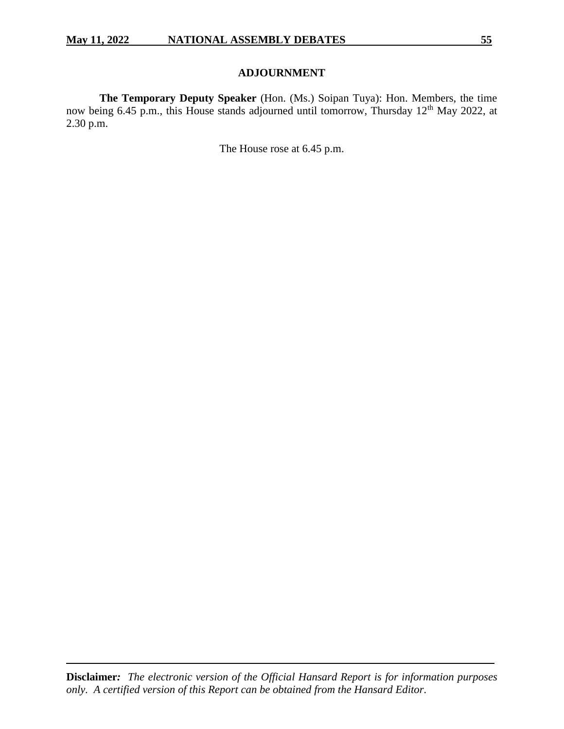## ADJOURNMENT

**The Temporary Deputy Speaker** (Hon. (Ms.) Soipan Tuya): Hon. Members, the time now being 6.45 p.m., this House stands adjourned until tomorrow, Thursday 12th May 2022, at 2.30 p.m.

The House rose at 6.45 p.m.

**Disclaimer***:* *The electronic version of the Official Hansard Report is for information purposes only. A certified version of this Report can be obtained from the Hansard Editor.*